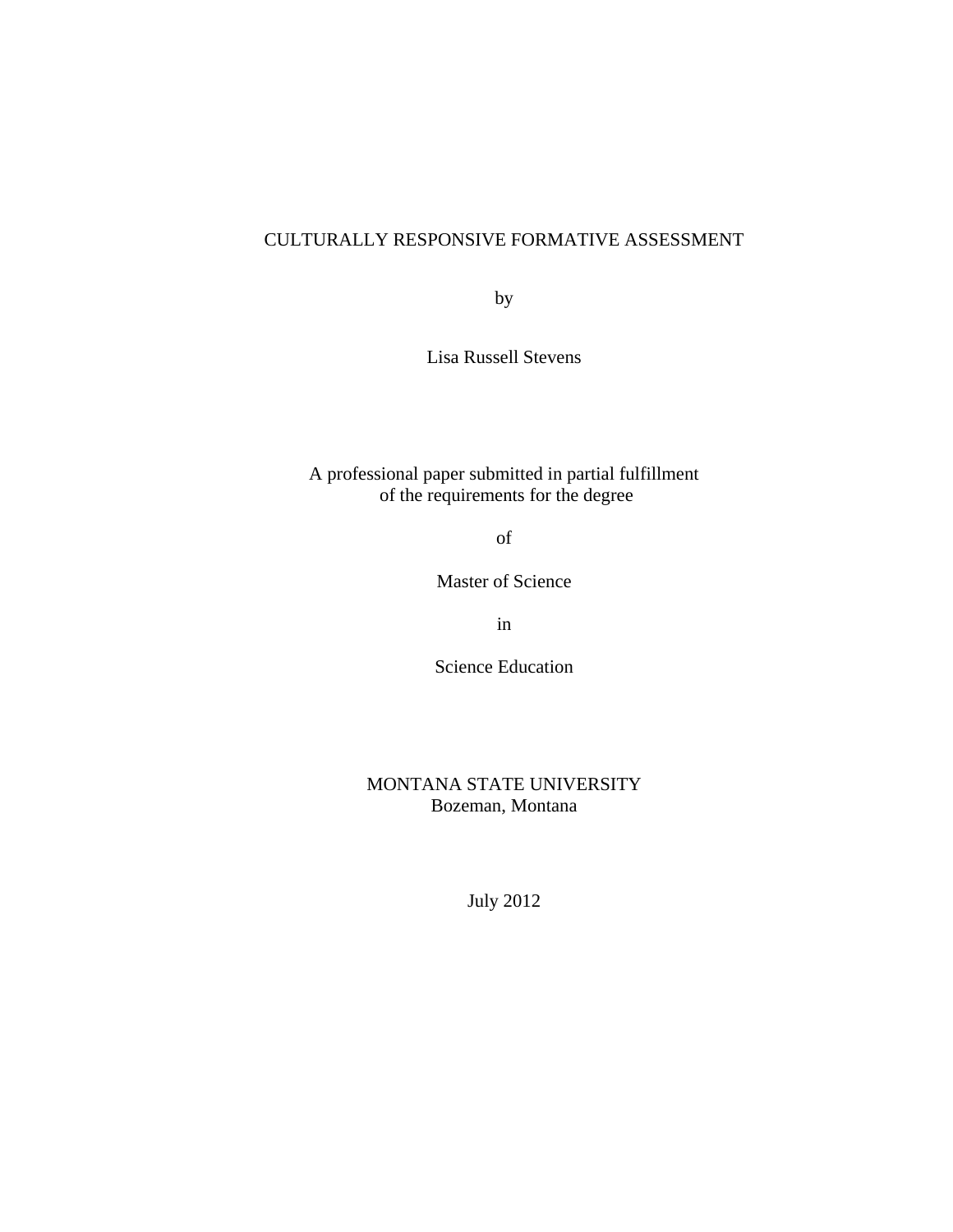# CULTURALLY RESPONSIVE FORMATIVE ASSESSMENT

by

Lisa Russell Stevens

A professional paper submitted in partial fulfillment
of the requirements for the degree

of

Master of Science

in

Science Education

MONTANA STATE UNIVERSITY
Bozeman, Montana

July 2012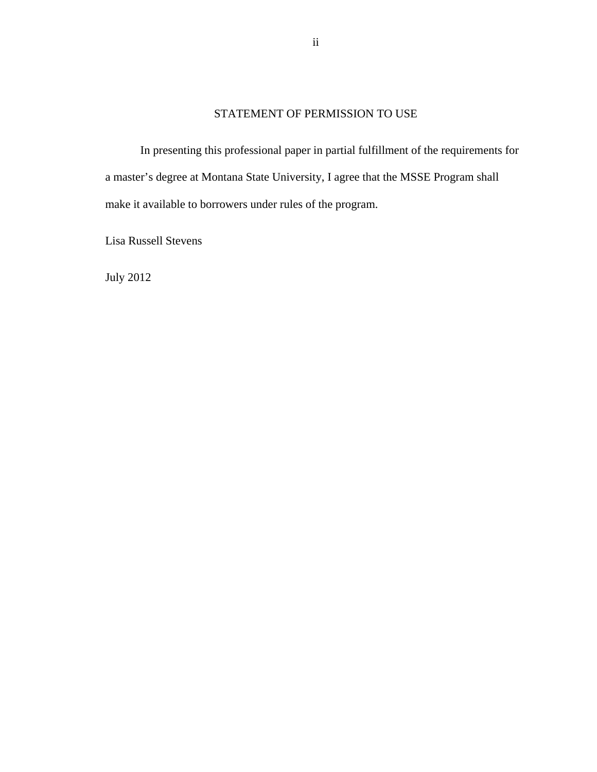## STATEMENT OF PERMISSION TO USE

In presenting this professional paper in partial fulfillment of the requirements for a master's degree at Montana State University, I agree that the MSSE Program shall make it available to borrowers under rules of the program.

Lisa Russell Stevens

July 2012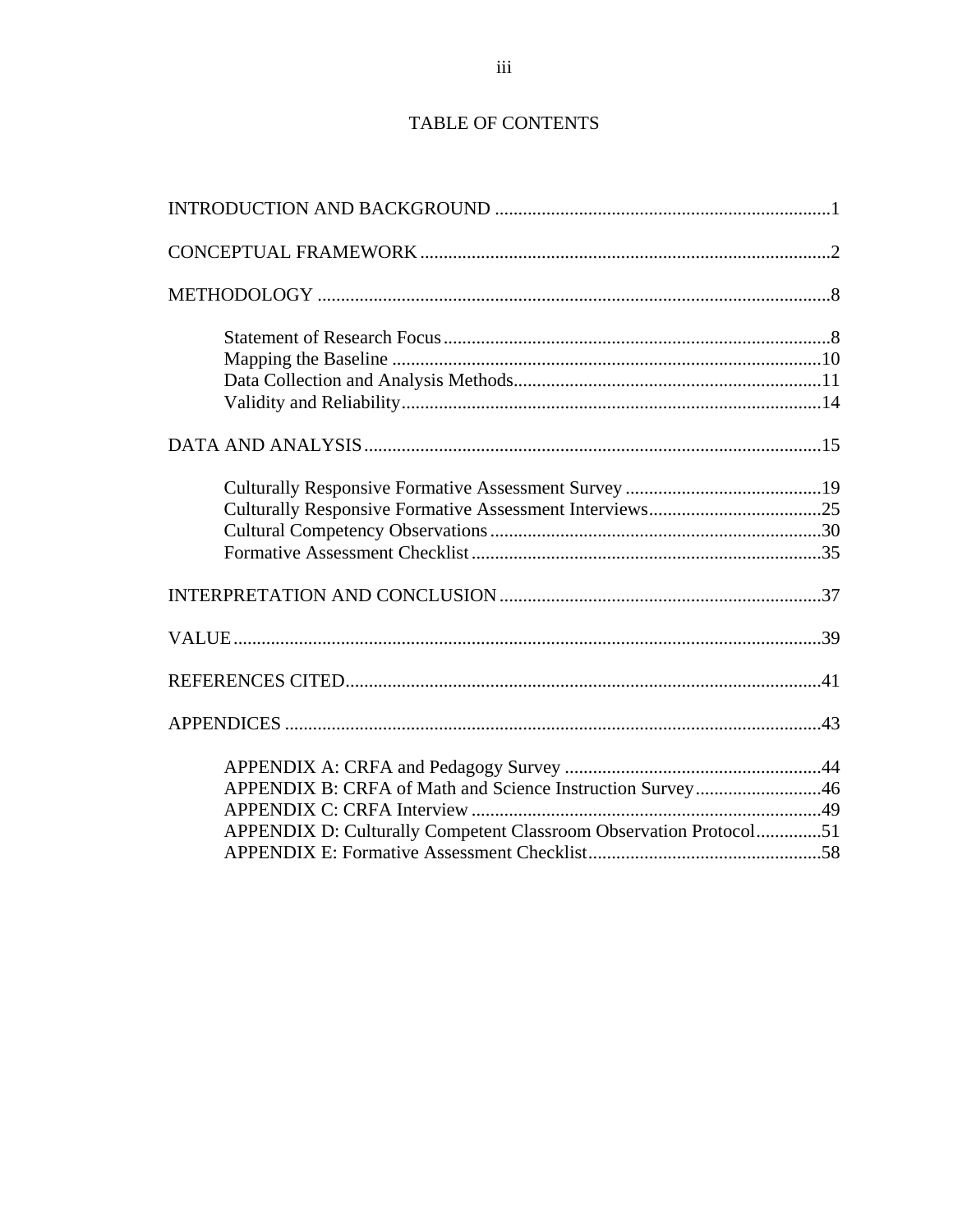# TABLE OF CONTENTS

INTRODUCTION AND BACKGROUND ....................................................................1

CONCEPTUAL FRAMEWORK ............................................................................2

METHODOLOGY ...............................................................................................8

- Statement of Research Focus ......................................................................8
- Mapping the Baseline ................................................................................10
- Data Collection and Analysis Methods.....................................................11
- Validity and Reliability..............................................................................14

DATA AND ANALYSIS.....................................................................................15

- Culturally Responsive Formative Assessment Survey ...............................19
- Culturally Responsive Formative Assessment Interviews..........................25
- Cultural Competency Observations............................................................30
- Formative Assessment Checklist ...............................................................35

INTERPRETATION AND CONCLUSION .........................................................37

VALUE...............................................................................................................39

REFERENCES CITED.......................................................................................41

APPENDICES ....................................................................................................43

- APPENDIX A: CRFA and Pedagogy Survey .............................................44
- APPENDIX B: CRFA of Math and Science Instruction Survey..................46
- APPENDIX C: CRFA Interview ................................................................49
- APPENDIX D: Culturally Competent Classroom Observation Protocol.............51
- APPENDIX E: Formative Assessment Checklist........................................58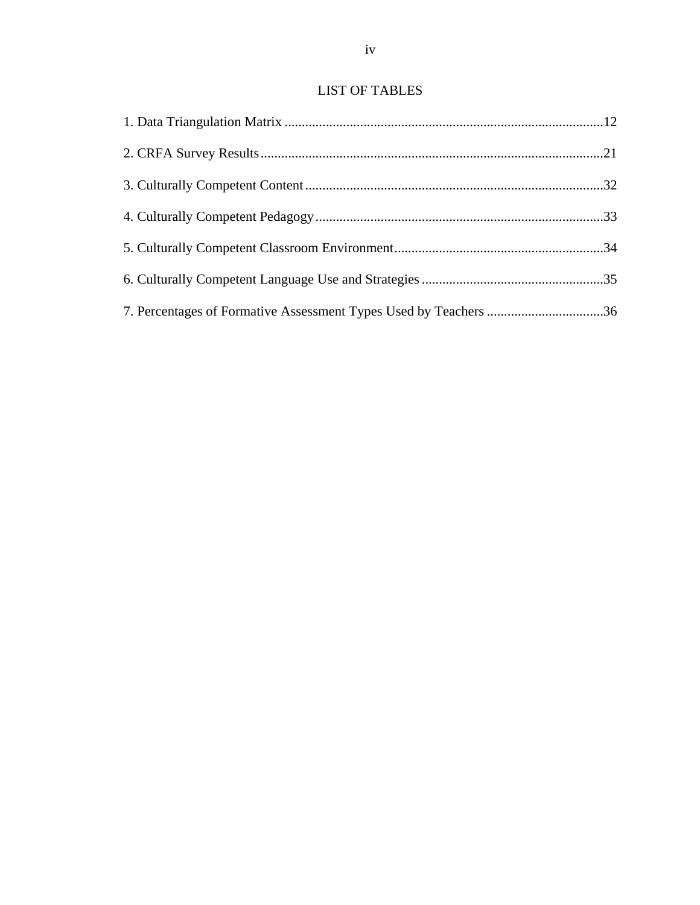# LIST OF TABLES

1. Data Triangulation Matrix ............................................................................................12

2. CRFA Survey Results...................................................................................................21

3. Culturally Competent Content.......................................................................................32

4. Culturally Competent Pedagogy....................................................................................33

5. Culturally Competent Classroom Environment.............................................................34

6. Culturally Competent Language Use and Strategies.....................................................35

7. Percentages of Formative Assessment Types Used by Teachers ..................................36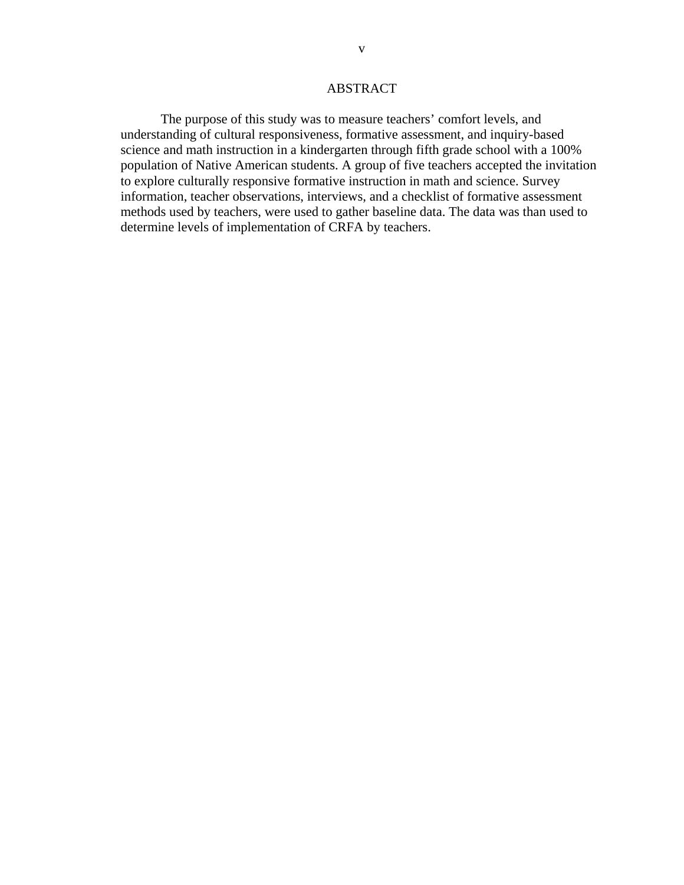# ABSTRACT

The purpose of this study was to measure teachers' comfort levels, and understanding of cultural responsiveness, formative assessment, and inquiry-based science and math instruction in a kindergarten through fifth grade school with a 100% population of Native American students. A group of five teachers accepted the invitation to explore culturally responsive formative instruction in math and science. Survey information, teacher observations, interviews, and a checklist of formative assessment methods used by teachers, were used to gather baseline data. The data was than used to determine levels of implementation of CRFA by teachers.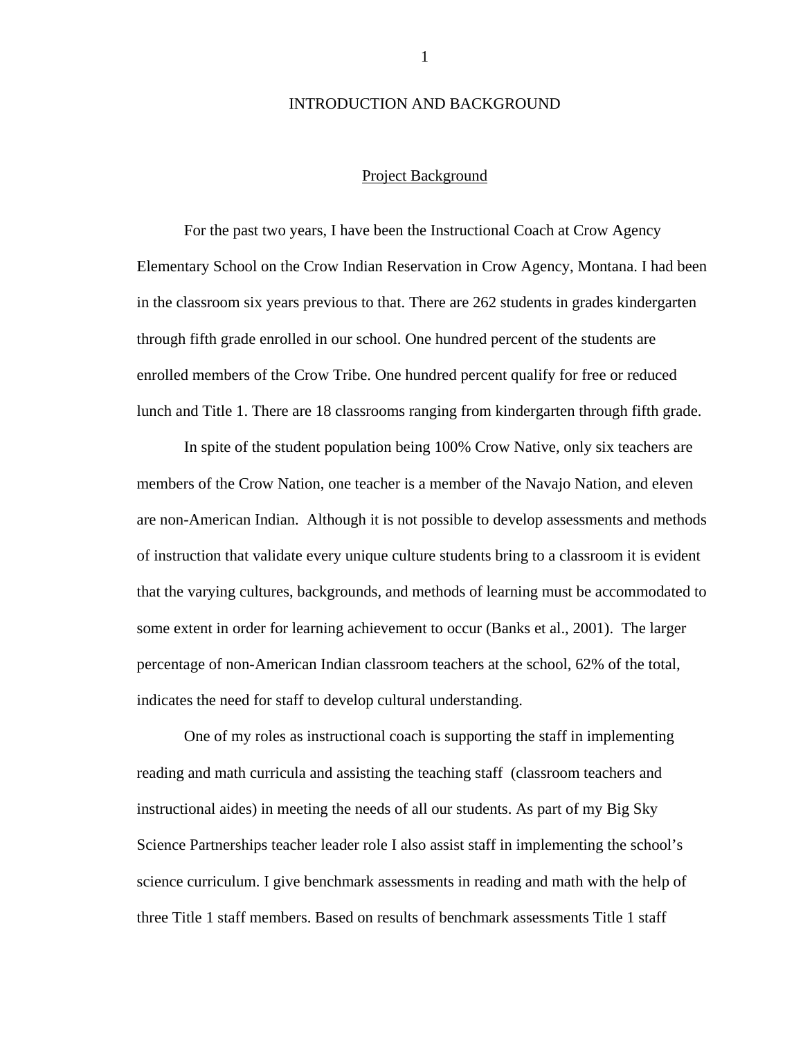# INTRODUCTION AND BACKGROUND

## Project Background

For the past two years, I have been the Instructional Coach at Crow Agency Elementary School on the Crow Indian Reservation in Crow Agency, Montana. I had been in the classroom six years previous to that. There are 262 students in grades kindergarten through fifth grade enrolled in our school. One hundred percent of the students are enrolled members of the Crow Tribe. One hundred percent qualify for free or reduced lunch and Title 1. There are 18 classrooms ranging from kindergarten through fifth grade.

In spite of the student population being 100% Crow Native, only six teachers are members of the Crow Nation, one teacher is a member of the Navajo Nation, and eleven are non-American Indian. Although it is not possible to develop assessments and methods of instruction that validate every unique culture students bring to a classroom it is evident that the varying cultures, backgrounds, and methods of learning must be accommodated to some extent in order for learning achievement to occur (Banks et al., 2001). The larger percentage of non-American Indian classroom teachers at the school, 62% of the total, indicates the need for staff to develop cultural understanding.

One of my roles as instructional coach is supporting the staff in implementing reading and math curricula and assisting the teaching staff (classroom teachers and instructional aides) in meeting the needs of all our students. As part of my Big Sky Science Partnerships teacher leader role I also assist staff in implementing the school's science curriculum. I give benchmark assessments in reading and math with the help of three Title 1 staff members. Based on results of benchmark assessments Title 1 staff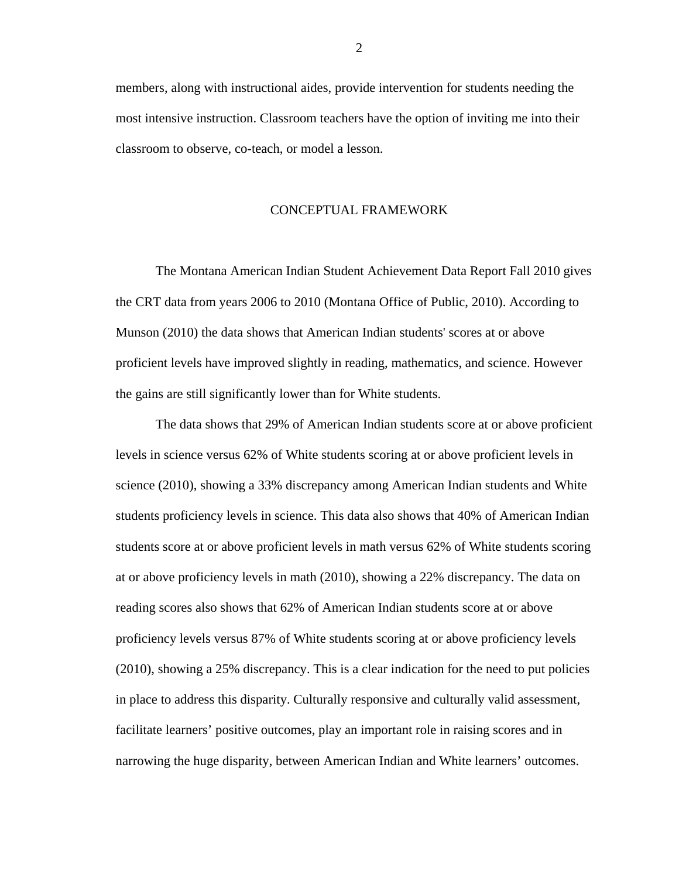members, along with instructional aides, provide intervention for students needing the most intensive instruction. Classroom teachers have the option of inviting me into their classroom to observe, co-teach, or model a lesson.

## CONCEPTUAL FRAMEWORK

The Montana American Indian Student Achievement Data Report Fall 2010 gives the CRT data from years 2006 to 2010 (Montana Office of Public, 2010). According to Munson (2010) the data shows that American Indian students' scores at or above proficient levels have improved slightly in reading, mathematics, and science. However the gains are still significantly lower than for White students.

The data shows that 29% of American Indian students score at or above proficient levels in science versus 62% of White students scoring at or above proficient levels in science (2010), showing a 33% discrepancy among American Indian students and White students proficiency levels in science. This data also shows that 40% of American Indian students score at or above proficient levels in math versus 62% of White students scoring at or above proficiency levels in math (2010), showing a 22% discrepancy. The data on reading scores also shows that 62% of American Indian students score at or above proficiency levels versus 87% of White students scoring at or above proficiency levels (2010), showing a 25% discrepancy. This is a clear indication for the need to put policies in place to address this disparity. Culturally responsive and culturally valid assessment, facilitate learners' positive outcomes, play an important role in raising scores and in narrowing the huge disparity, between American Indian and White learners' outcomes.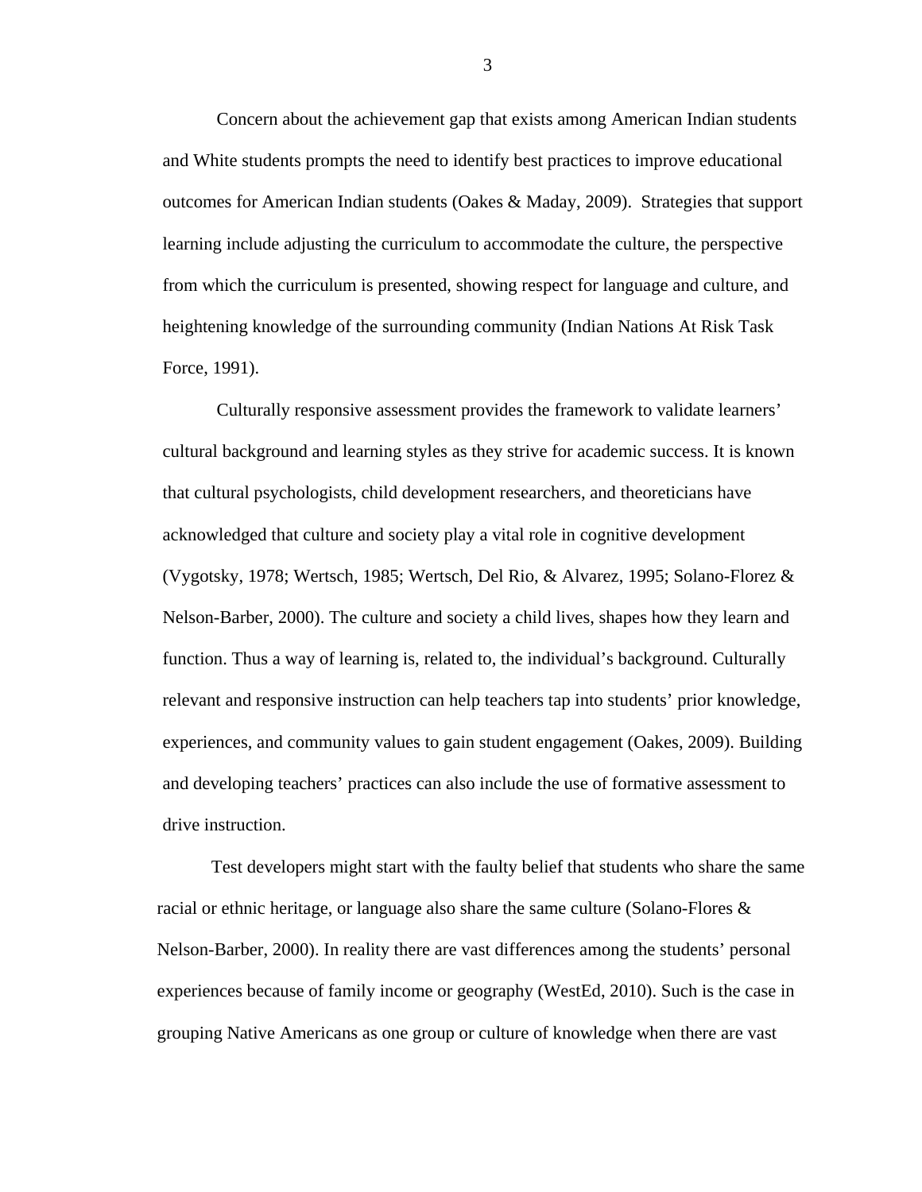Concern about the achievement gap that exists among American Indian students and White students prompts the need to identify best practices to improve educational outcomes for American Indian students (Oakes & Maday, 2009). Strategies that support learning include adjusting the curriculum to accommodate the culture, the perspective from which the curriculum is presented, showing respect for language and culture, and heightening knowledge of the surrounding community (Indian Nations At Risk Task Force, 1991).

Culturally responsive assessment provides the framework to validate learners' cultural background and learning styles as they strive for academic success. It is known that cultural psychologists, child development researchers, and theoreticians have acknowledged that culture and society play a vital role in cognitive development (Vygotsky, 1978; Wertsch, 1985; Wertsch, Del Rio, & Alvarez, 1995; Solano-Florez & Nelson-Barber, 2000). The culture and society a child lives, shapes how they learn and function. Thus a way of learning is, related to, the individual's background. Culturally relevant and responsive instruction can help teachers tap into students' prior knowledge, experiences, and community values to gain student engagement (Oakes, 2009). Building and developing teachers' practices can also include the use of formative assessment to drive instruction.

Test developers might start with the faulty belief that students who share the same racial or ethnic heritage, or language also share the same culture (Solano-Flores & Nelson-Barber, 2000). In reality there are vast differences among the students' personal experiences because of family income or geography (WestEd, 2010). Such is the case in grouping Native Americans as one group or culture of knowledge when there are vast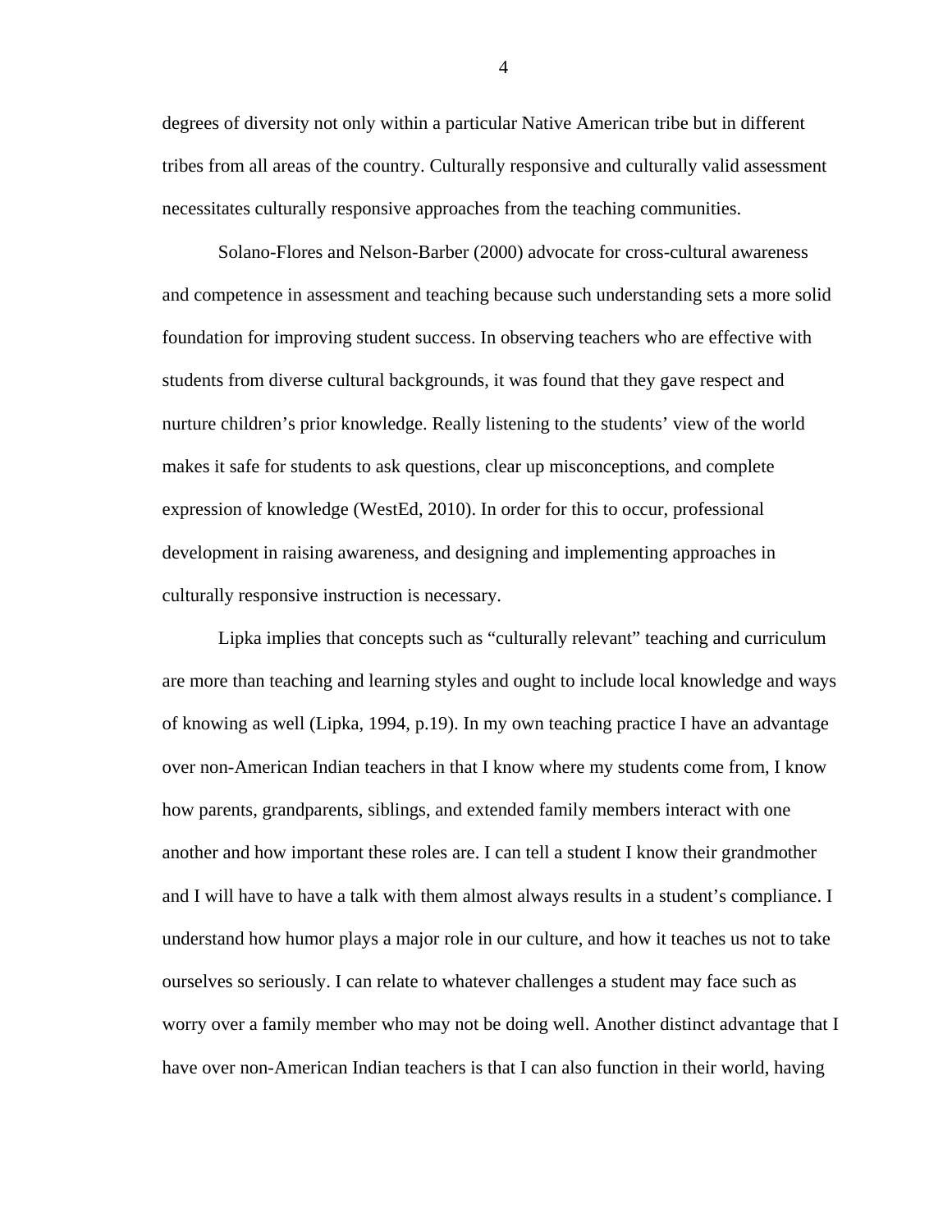degrees of diversity not only within a particular Native American tribe but in different tribes from all areas of the country. Culturally responsive and culturally valid assessment necessitates culturally responsive approaches from the teaching communities.

Solano-Flores and Nelson-Barber (2000) advocate for cross-cultural awareness and competence in assessment and teaching because such understanding sets a more solid foundation for improving student success. In observing teachers who are effective with students from diverse cultural backgrounds, it was found that they gave respect and nurture children's prior knowledge. Really listening to the students' view of the world makes it safe for students to ask questions, clear up misconceptions, and complete expression of knowledge (WestEd, 2010). In order for this to occur, professional development in raising awareness, and designing and implementing approaches in culturally responsive instruction is necessary.

Lipka implies that concepts such as "culturally relevant" teaching and curriculum are more than teaching and learning styles and ought to include local knowledge and ways of knowing as well (Lipka, 1994, p.19). In my own teaching practice I have an advantage over non-American Indian teachers in that I know where my students come from, I know how parents, grandparents, siblings, and extended family members interact with one another and how important these roles are. I can tell a student I know their grandmother and I will have to have a talk with them almost always results in a student's compliance. I understand how humor plays a major role in our culture, and how it teaches us not to take ourselves so seriously. I can relate to whatever challenges a student may face such as worry over a family member who may not be doing well. Another distinct advantage that I have over non-American Indian teachers is that I can also function in their world, having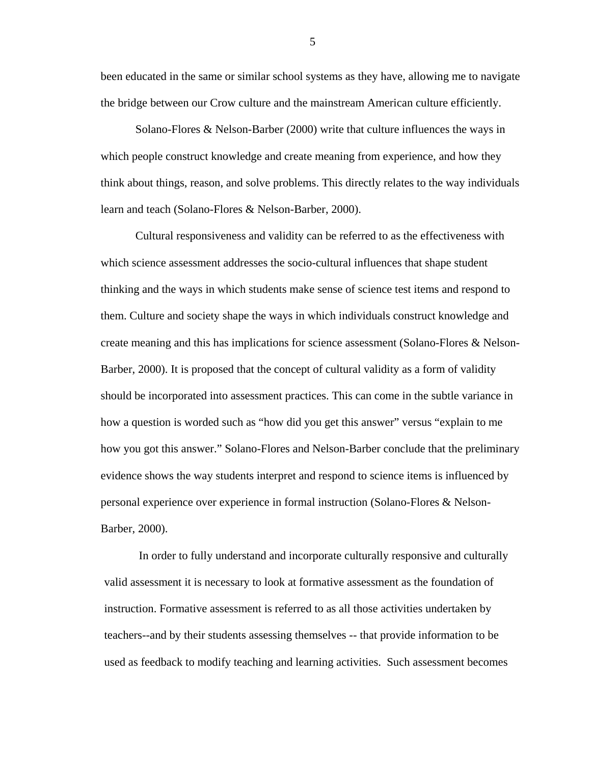been educated in the same or similar school systems as they have, allowing me to navigate the bridge between our Crow culture and the mainstream American culture efficiently.

Solano-Flores & Nelson-Barber (2000) write that culture influences the ways in which people construct knowledge and create meaning from experience, and how they think about things, reason, and solve problems. This directly relates to the way individuals learn and teach (Solano-Flores & Nelson-Barber, 2000).

Cultural responsiveness and validity can be referred to as the effectiveness with which science assessment addresses the socio-cultural influences that shape student thinking and the ways in which students make sense of science test items and respond to them. Culture and society shape the ways in which individuals construct knowledge and create meaning and this has implications for science assessment (Solano-Flores & Nelson-Barber, 2000). It is proposed that the concept of cultural validity as a form of validity should be incorporated into assessment practices. This can come in the subtle variance in how a question is worded such as "how did you get this answer" versus "explain to me how you got this answer." Solano-Flores and Nelson-Barber conclude that the preliminary evidence shows the way students interpret and respond to science items is influenced by personal experience over experience in formal instruction (Solano-Flores & Nelson-Barber, 2000).

In order to fully understand and incorporate culturally responsive and culturally valid assessment it is necessary to look at formative assessment as the foundation of instruction. Formative assessment is referred to as all those activities undertaken by teachers--and by their students assessing themselves -- that provide information to be used as feedback to modify teaching and learning activities. Such assessment becomes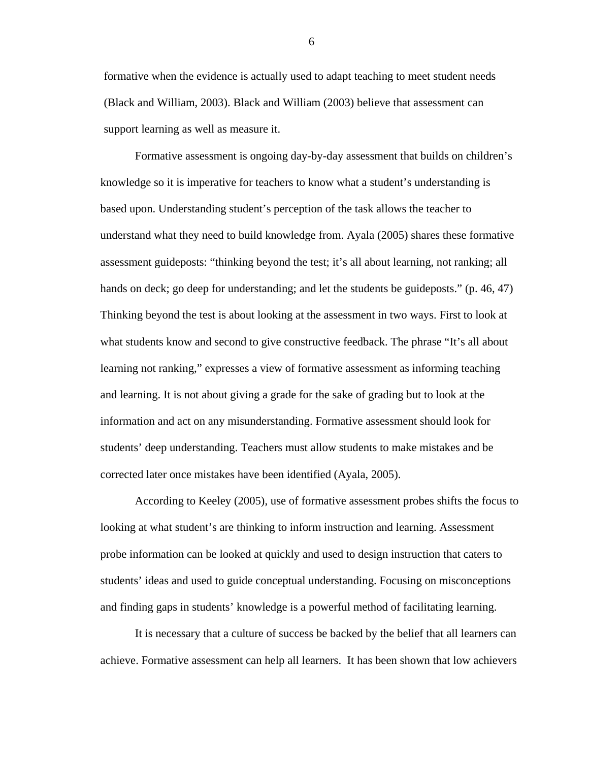formative when the evidence is actually used to adapt teaching to meet student needs (Black and William, 2003). Black and William (2003) believe that assessment can support learning as well as measure it.

Formative assessment is ongoing day-by-day assessment that builds on children's knowledge so it is imperative for teachers to know what a student's understanding is based upon. Understanding student's perception of the task allows the teacher to understand what they need to build knowledge from. Ayala (2005) shares these formative assessment guideposts: "thinking beyond the test; it's all about learning, not ranking; all hands on deck; go deep for understanding; and let the students be guideposts." (p. 46, 47) Thinking beyond the test is about looking at the assessment in two ways. First to look at what students know and second to give constructive feedback. The phrase "It's all about learning not ranking," expresses a view of formative assessment as informing teaching and learning. It is not about giving a grade for the sake of grading but to look at the information and act on any misunderstanding. Formative assessment should look for students' deep understanding. Teachers must allow students to make mistakes and be corrected later once mistakes have been identified (Ayala, 2005).

According to Keeley (2005), use of formative assessment probes shifts the focus to looking at what student's are thinking to inform instruction and learning. Assessment probe information can be looked at quickly and used to design instruction that caters to students' ideas and used to guide conceptual understanding. Focusing on misconceptions and finding gaps in students' knowledge is a powerful method of facilitating learning.

It is necessary that a culture of success be backed by the belief that all learners can achieve. Formative assessment can help all learners. It has been shown that low achievers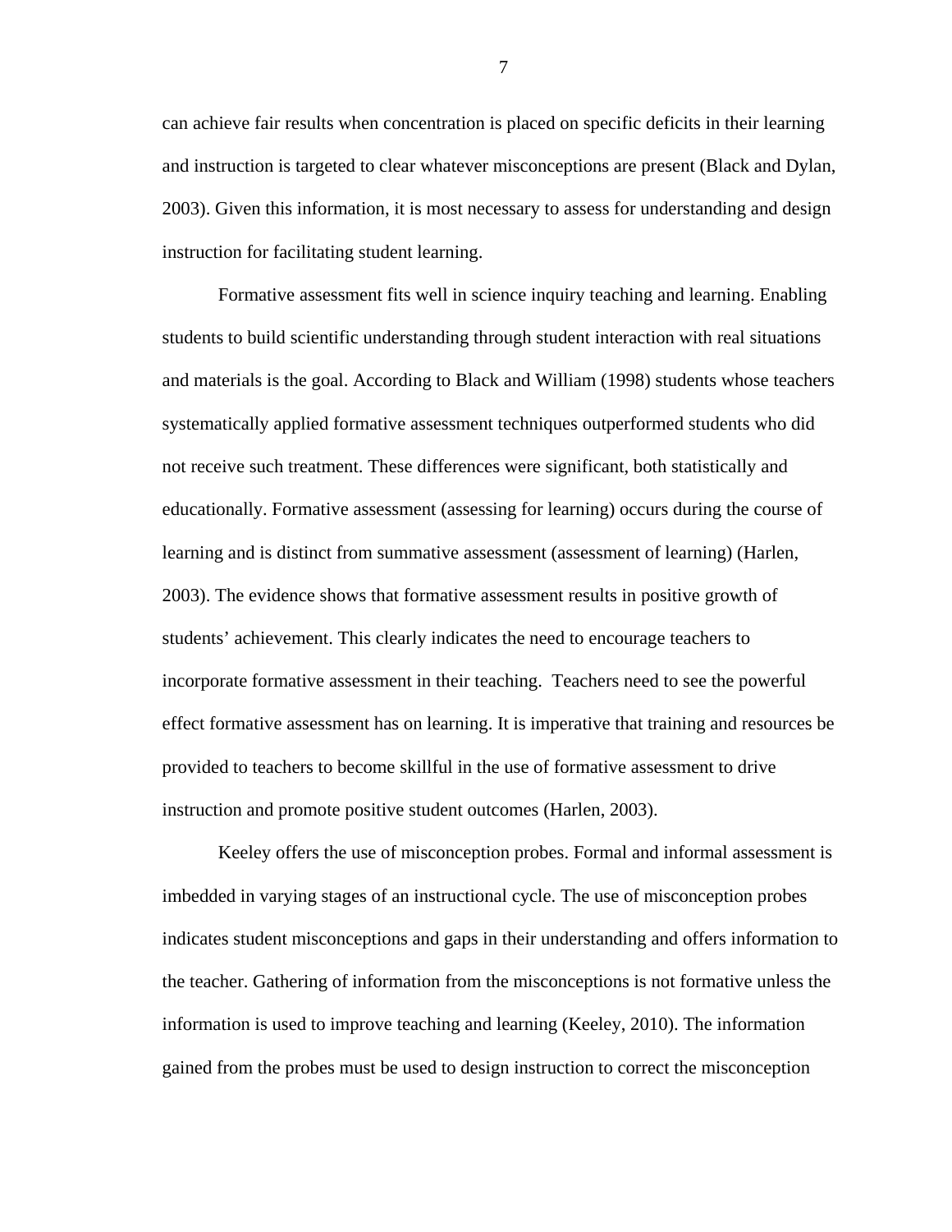can achieve fair results when concentration is placed on specific deficits in their learning and instruction is targeted to clear whatever misconceptions are present (Black and Dylan, 2003). Given this information, it is most necessary to assess for understanding and design instruction for facilitating student learning.

Formative assessment fits well in science inquiry teaching and learning. Enabling students to build scientific understanding through student interaction with real situations and materials is the goal. According to Black and William (1998) students whose teachers systematically applied formative assessment techniques outperformed students who did not receive such treatment. These differences were significant, both statistically and educationally. Formative assessment (assessing for learning) occurs during the course of learning and is distinct from summative assessment (assessment of learning) (Harlen, 2003). The evidence shows that formative assessment results in positive growth of students' achievement. This clearly indicates the need to encourage teachers to incorporate formative assessment in their teaching. Teachers need to see the powerful effect formative assessment has on learning. It is imperative that training and resources be provided to teachers to become skillful in the use of formative assessment to drive instruction and promote positive student outcomes (Harlen, 2003).

Keeley offers the use of misconception probes. Formal and informal assessment is imbedded in varying stages of an instructional cycle. The use of misconception probes indicates student misconceptions and gaps in their understanding and offers information to the teacher. Gathering of information from the misconceptions is not formative unless the information is used to improve teaching and learning (Keeley, 2010). The information gained from the probes must be used to design instruction to correct the misconception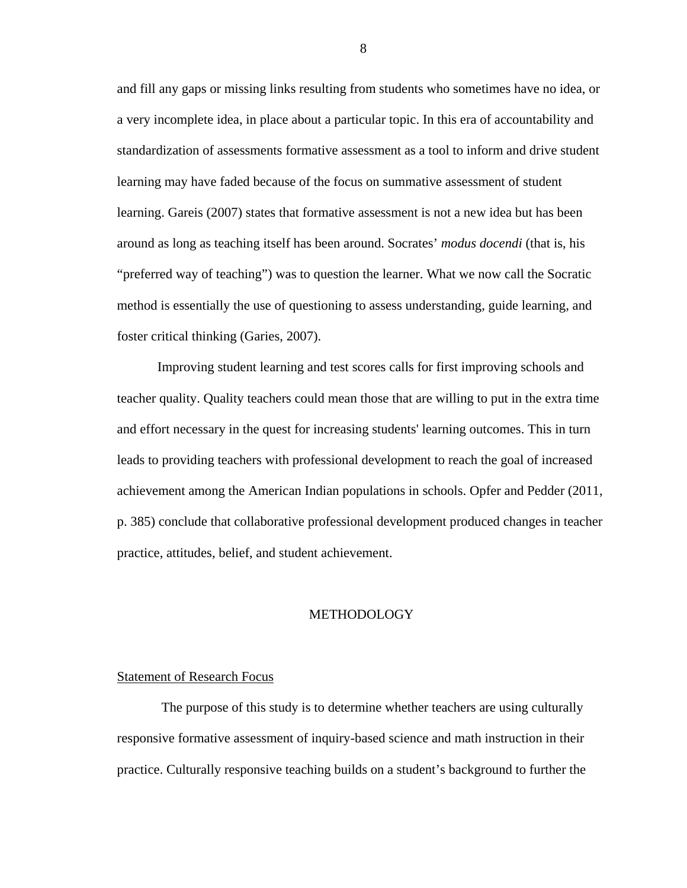and fill any gaps or missing links resulting from students who sometimes have no idea, or a very incomplete idea, in place about a particular topic. In this era of accountability and standardization of assessments formative assessment as a tool to inform and drive student learning may have faded because of the focus on summative assessment of student learning. Gareis (2007) states that formative assessment is not a new idea but has been around as long as teaching itself has been around. Socrates' *modus docendi* (that is, his "preferred way of teaching") was to question the learner. What we now call the Socratic method is essentially the use of questioning to assess understanding, guide learning, and foster critical thinking (Garies, 2007).

Improving student learning and test scores calls for first improving schools and teacher quality. Quality teachers could mean those that are willing to put in the extra time and effort necessary in the quest for increasing students' learning outcomes. This in turn leads to providing teachers with professional development to reach the goal of increased achievement among the American Indian populations in schools. Opfer and Pedder (2011, p. 385) conclude that collaborative professional development produced changes in teacher practice, attitudes, belief, and student achievement.

## METHODOLOGY

### Statement of Research Focus

The purpose of this study is to determine whether teachers are using culturally responsive formative assessment of inquiry-based science and math instruction in their practice. Culturally responsive teaching builds on a student's background to further the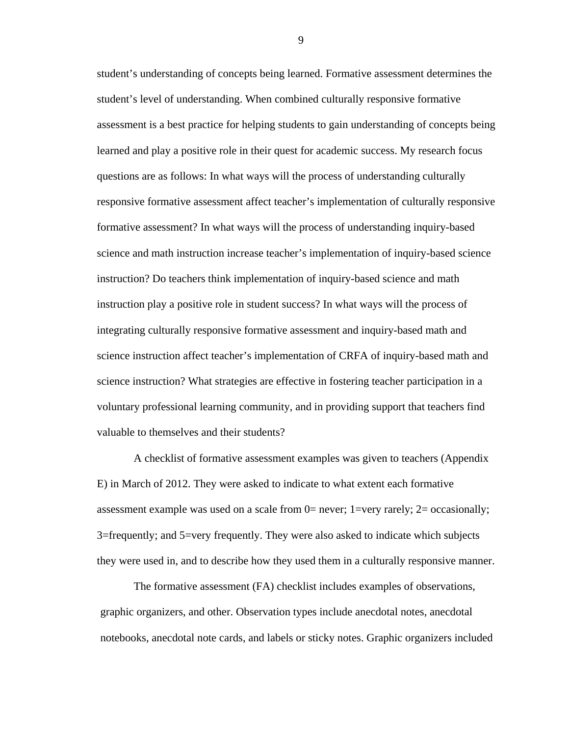student's understanding of concepts being learned. Formative assessment determines the student's level of understanding. When combined culturally responsive formative assessment is a best practice for helping students to gain understanding of concepts being learned and play a positive role in their quest for academic success. My research focus questions are as follows: In what ways will the process of understanding culturally responsive formative assessment affect teacher's implementation of culturally responsive formative assessment? In what ways will the process of understanding inquiry-based science and math instruction increase teacher's implementation of inquiry-based science instruction? Do teachers think implementation of inquiry-based science and math instruction play a positive role in student success? In what ways will the process of integrating culturally responsive formative assessment and inquiry-based math and science instruction affect teacher's implementation of CRFA of inquiry-based math and science instruction? What strategies are effective in fostering teacher participation in a voluntary professional learning community, and in providing support that teachers find valuable to themselves and their students?

A checklist of formative assessment examples was given to teachers (Appendix E) in March of 2012. They were asked to indicate to what extent each formative assessment example was used on a scale from 0= never; 1=very rarely; 2= occasionally; 3=frequently; and 5=very frequently. They were also asked to indicate which subjects they were used in, and to describe how they used them in a culturally responsive manner.

The formative assessment (FA) checklist includes examples of observations, graphic organizers, and other. Observation types include anecdotal notes, anecdotal notebooks, anecdotal note cards, and labels or sticky notes. Graphic organizers included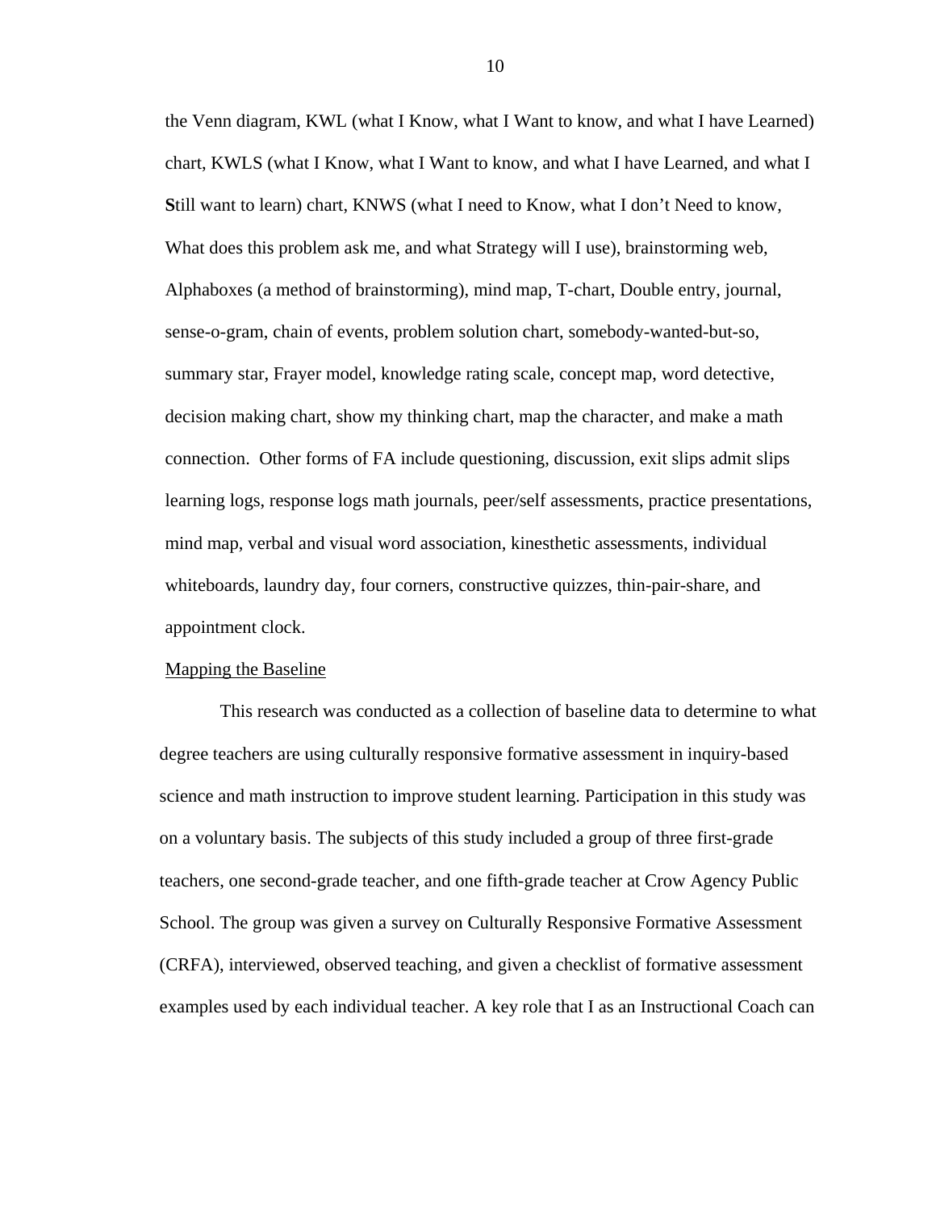the Venn diagram, KWL (what I Know, what I Want to know, and what I have Learned) chart, KWLS (what I Know, what I Want to know, and what I have Learned, and what I **S**till want to learn) chart, KNWS (what I need to Know, what I don't Need to know, What does this problem ask me, and what Strategy will I use), brainstorming web, Alphaboxes (a method of brainstorming), mind map, T-chart, Double entry, journal, sense-o-gram, chain of events, problem solution chart, somebody-wanted-but-so, summary star, Frayer model, knowledge rating scale, concept map, word detective, decision making chart, show my thinking chart, map the character, and make a math connection. Other forms of FA include questioning, discussion, exit slips admit slips learning logs, response logs math journals, peer/self assessments, practice presentations, mind map, verbal and visual word association, kinesthetic assessments, individual whiteboards, laundry day, four corners, constructive quizzes, thin-pair-share, and appointment clock.

<u>Mapping the Baseline</u>

This research was conducted as a collection of baseline data to determine to what degree teachers are using culturally responsive formative assessment in inquiry-based science and math instruction to improve student learning. Participation in this study was on a voluntary basis. The subjects of this study included a group of three first-grade teachers, one second-grade teacher, and one fifth-grade teacher at Crow Agency Public School. The group was given a survey on Culturally Responsive Formative Assessment (CRFA), interviewed, observed teaching, and given a checklist of formative assessment examples used by each individual teacher. A key role that I as an Instructional Coach can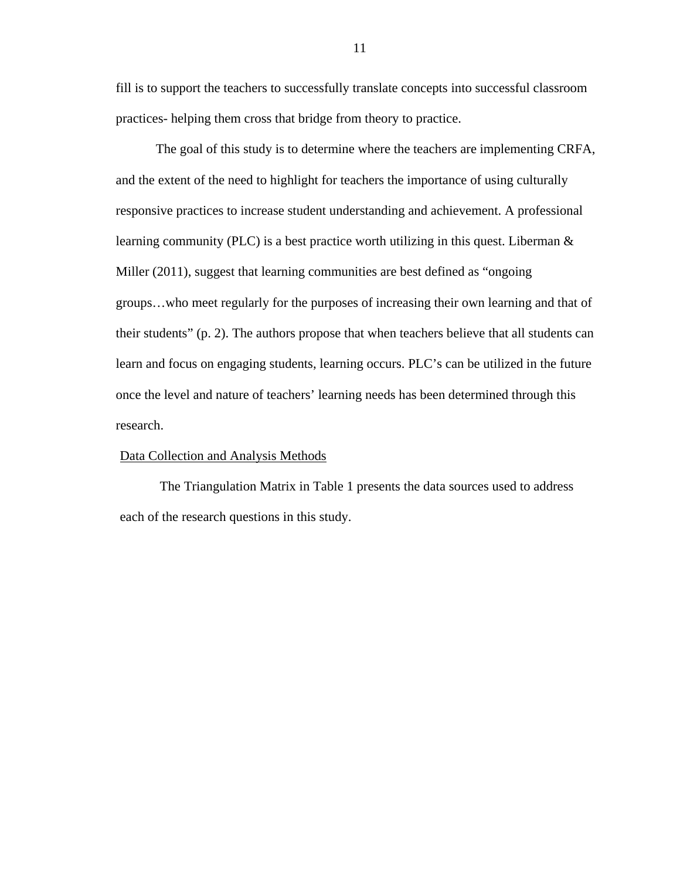fill is to support the teachers to successfully translate concepts into successful classroom practices- helping them cross that bridge from theory to practice.

The goal of this study is to determine where the teachers are implementing CRFA, and the extent of the need to highlight for teachers the importance of using culturally responsive practices to increase student understanding and achievement. A professional learning community (PLC) is a best practice worth utilizing in this quest. Liberman & Miller (2011), suggest that learning communities are best defined as "ongoing groups…who meet regularly for the purposes of increasing their own learning and that of their students" (p. 2). The authors propose that when teachers believe that all students can learn and focus on engaging students, learning occurs. PLC's can be utilized in the future once the level and nature of teachers' learning needs has been determined through this research.

<u>Data Collection and Analysis Methods</u>

The Triangulation Matrix in Table 1 presents the data sources used to address each of the research questions in this study.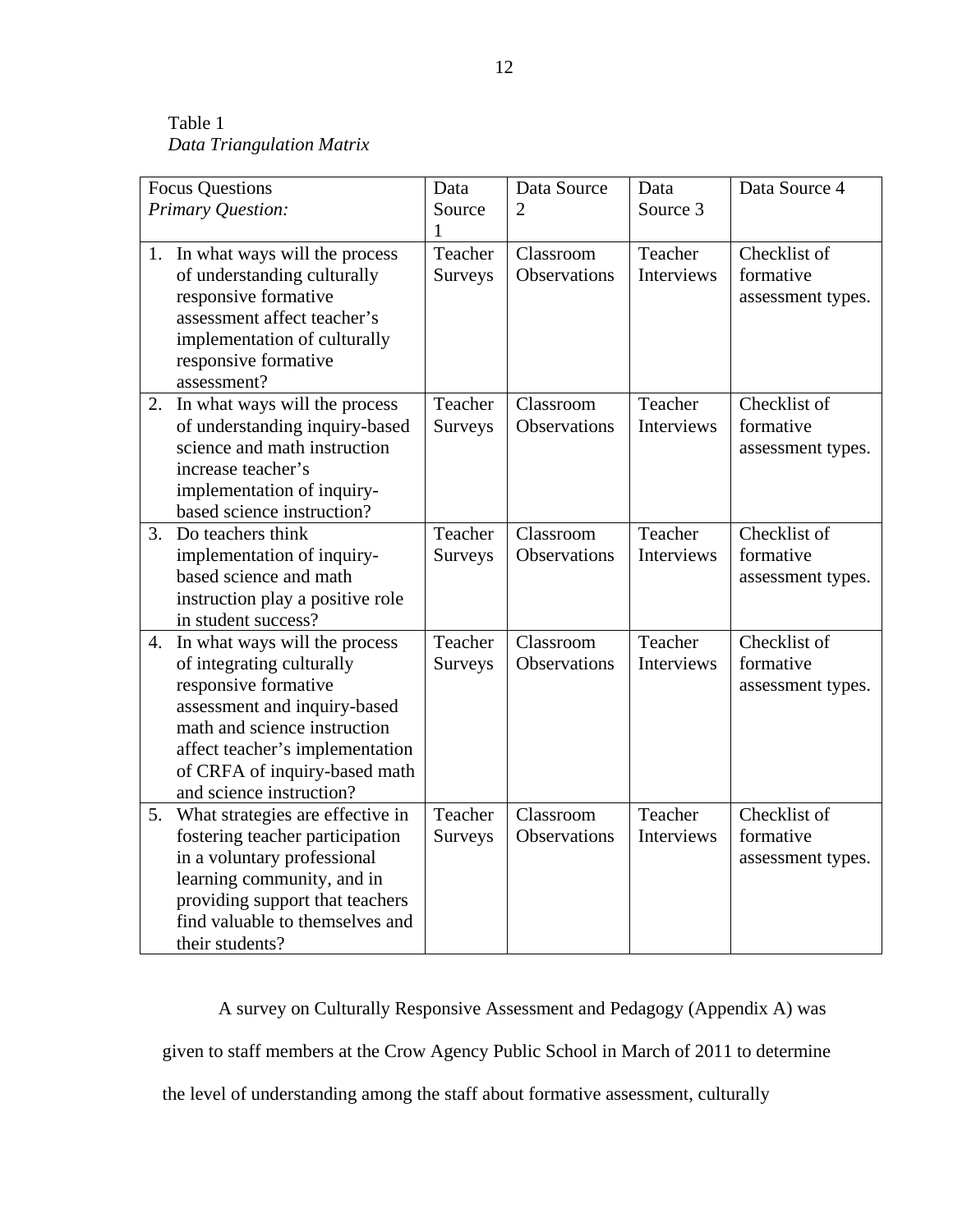Table 1
*Data Triangulation Matrix*

| Focus Questions<br>*Primary Question:* | Data Source 1 | Data Source 2 | Data Source 3 | Data Source 4 |
|---|---|---|---|---|
| 1. In what ways will the process of understanding culturally responsive formative assessment affect teacher's implementation of culturally responsive formative assessment? | Teacher Surveys | Classroom Observations | Teacher Interviews | Checklist of formative assessment types. |
| 2. In what ways will the process of understanding inquiry-based science and math instruction increase teacher's implementation of inquiry-based science instruction? | Teacher Surveys | Classroom Observations | Teacher Interviews | Checklist of formative assessment types. |
| 3. Do teachers think implementation of inquiry-based science and math instruction play a positive role in student success? | Teacher Surveys | Classroom Observations | Teacher Interviews | Checklist of formative assessment types. |
| 4. In what ways will the process of integrating culturally responsive formative assessment and inquiry-based math and science instruction affect teacher's implementation of CRFA of inquiry-based math and science instruction? | Teacher Surveys | Classroom Observations | Teacher Interviews | Checklist of formative assessment types. |
| 5. What strategies are effective in fostering teacher participation in a voluntary professional learning community, and in providing support that teachers find valuable to themselves and their students? | Teacher Surveys | Classroom Observations | Teacher Interviews | Checklist of formative assessment types. |

A survey on Culturally Responsive Assessment and Pedagogy (Appendix A) was given to staff members at the Crow Agency Public School in March of 2011 to determine the level of understanding among the staff about formative assessment, culturally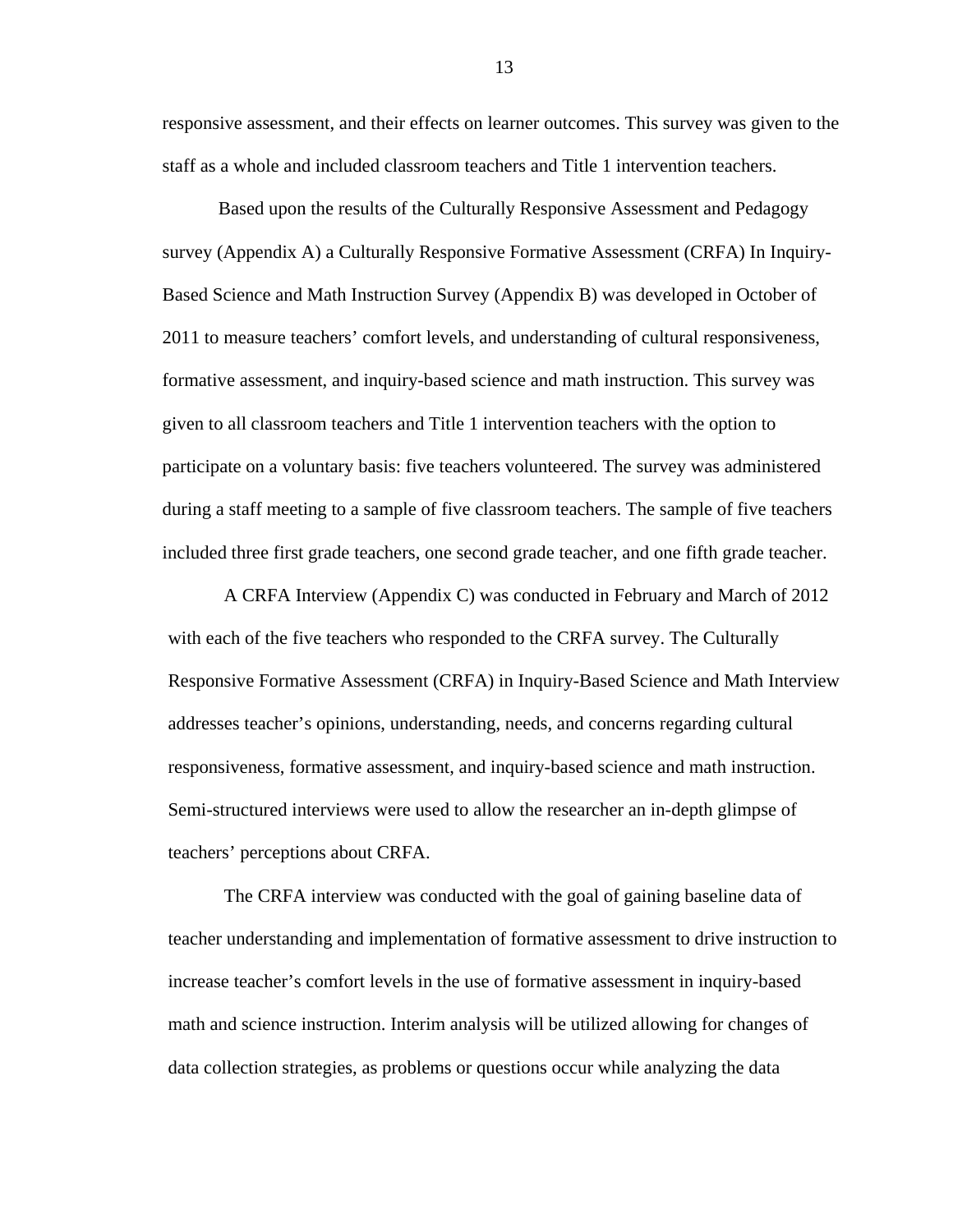responsive assessment, and their effects on learner outcomes. This survey was given to the staff as a whole and included classroom teachers and Title 1 intervention teachers.

Based upon the results of the Culturally Responsive Assessment and Pedagogy survey (Appendix A) a Culturally Responsive Formative Assessment (CRFA) In Inquiry-Based Science and Math Instruction Survey (Appendix B) was developed in October of 2011 to measure teachers' comfort levels, and understanding of cultural responsiveness, formative assessment, and inquiry-based science and math instruction. This survey was given to all classroom teachers and Title 1 intervention teachers with the option to participate on a voluntary basis: five teachers volunteered. The survey was administered during a staff meeting to a sample of five classroom teachers. The sample of five teachers included three first grade teachers, one second grade teacher, and one fifth grade teacher.

A CRFA Interview (Appendix C) was conducted in February and March of 2012 with each of the five teachers who responded to the CRFA survey. The Culturally Responsive Formative Assessment (CRFA) in Inquiry-Based Science and Math Interview addresses teacher's opinions, understanding, needs, and concerns regarding cultural responsiveness, formative assessment, and inquiry-based science and math instruction. Semi-structured interviews were used to allow the researcher an in-depth glimpse of teachers' perceptions about CRFA.

The CRFA interview was conducted with the goal of gaining baseline data of teacher understanding and implementation of formative assessment to drive instruction to increase teacher's comfort levels in the use of formative assessment in inquiry-based math and science instruction. Interim analysis will be utilized allowing for changes of data collection strategies, as problems or questions occur while analyzing the data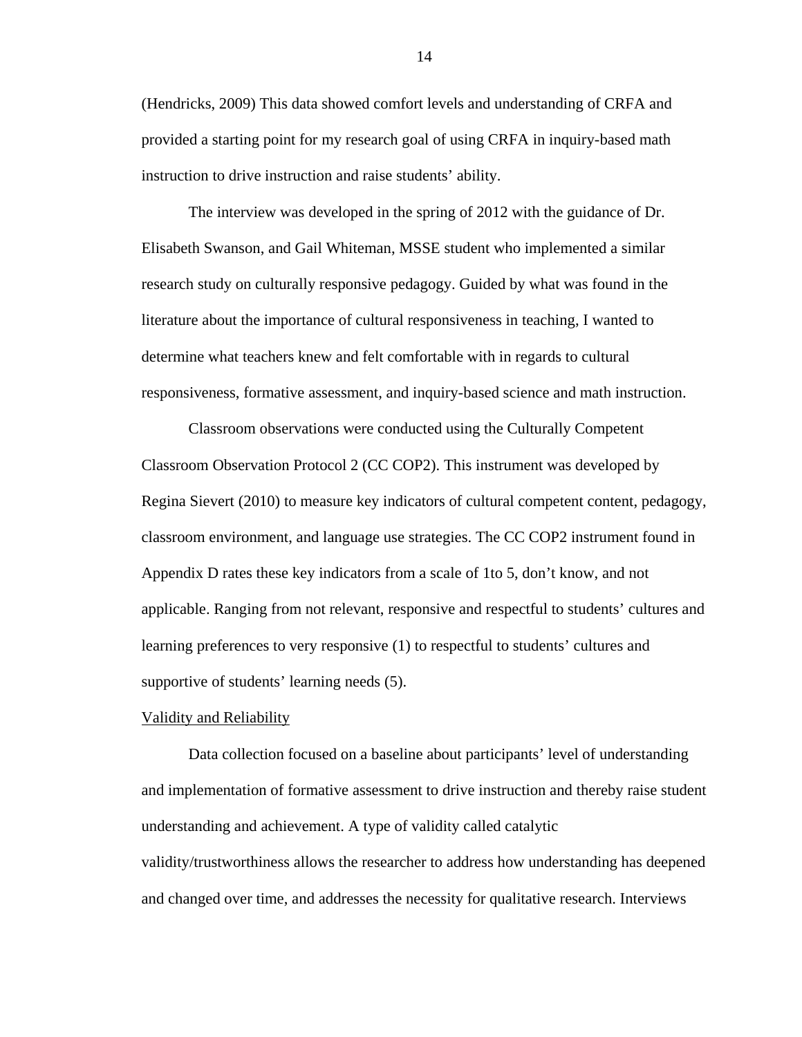(Hendricks, 2009) This data showed comfort levels and understanding of CRFA and provided a starting point for my research goal of using CRFA in inquiry-based math instruction to drive instruction and raise students' ability.

The interview was developed in the spring of 2012 with the guidance of Dr. Elisabeth Swanson, and Gail Whiteman, MSSE student who implemented a similar research study on culturally responsive pedagogy. Guided by what was found in the literature about the importance of cultural responsiveness in teaching, I wanted to determine what teachers knew and felt comfortable with in regards to cultural responsiveness, formative assessment, and inquiry-based science and math instruction.

Classroom observations were conducted using the Culturally Competent Classroom Observation Protocol 2 (CC COP2). This instrument was developed by Regina Sievert (2010) to measure key indicators of cultural competent content, pedagogy, classroom environment, and language use strategies. The CC COP2 instrument found in Appendix D rates these key indicators from a scale of 1to 5, don't know, and not applicable. Ranging from not relevant, responsive and respectful to students' cultures and learning preferences to very responsive (1) to respectful to students' cultures and supportive of students' learning needs (5).

<u>Validity and Reliability</u>

Data collection focused on a baseline about participants' level of understanding and implementation of formative assessment to drive instruction and thereby raise student understanding and achievement. A type of validity called catalytic validity/trustworthiness allows the researcher to address how understanding has deepened and changed over time, and addresses the necessity for qualitative research. Interviews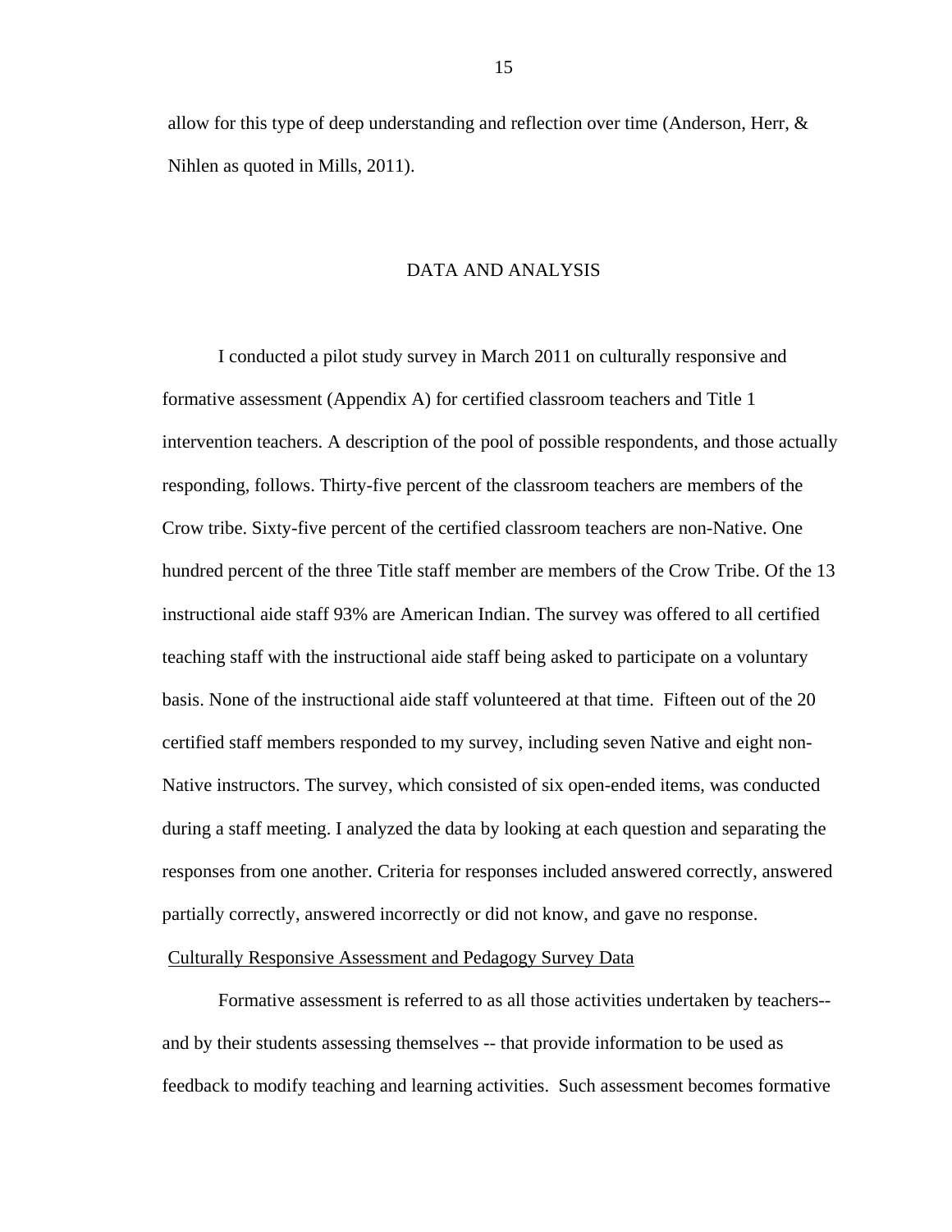allow for this type of deep understanding and reflection over time (Anderson, Herr, & Nihlen as quoted in Mills, 2011).

## DATA AND ANALYSIS

I conducted a pilot study survey in March 2011 on culturally responsive and formative assessment (Appendix A) for certified classroom teachers and Title 1 intervention teachers. A description of the pool of possible respondents, and those actually responding, follows. Thirty-five percent of the classroom teachers are members of the Crow tribe. Sixty-five percent of the certified classroom teachers are non-Native. One hundred percent of the three Title staff member are members of the Crow Tribe. Of the 13 instructional aide staff 93% are American Indian. The survey was offered to all certified teaching staff with the instructional aide staff being asked to participate on a voluntary basis. None of the instructional aide staff volunteered at that time. Fifteen out of the 20 certified staff members responded to my survey, including seven Native and eight non-Native instructors. The survey, which consisted of six open-ended items, was conducted during a staff meeting. I analyzed the data by looking at each question and separating the responses from one another. Criteria for responses included answered correctly, answered partially correctly, answered incorrectly or did not know, and gave no response.

### Culturally Responsive Assessment and Pedagogy Survey Data

Formative assessment is referred to as all those activities undertaken by teachers-- and by their students assessing themselves -- that provide information to be used as feedback to modify teaching and learning activities. Such assessment becomes formative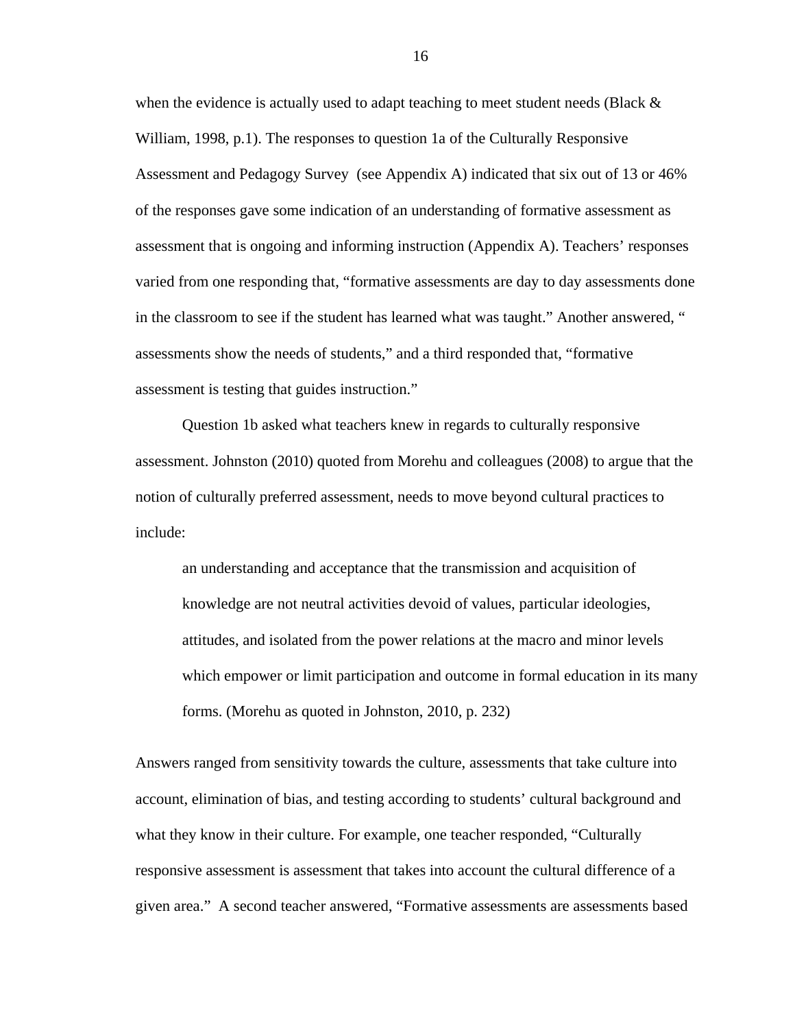when the evidence is actually used to adapt teaching to meet student needs (Black & William, 1998, p.1). The responses to question 1a of the Culturally Responsive Assessment and Pedagogy Survey (see Appendix A) indicated that six out of 13 or 46% of the responses gave some indication of an understanding of formative assessment as assessment that is ongoing and informing instruction (Appendix A). Teachers' responses varied from one responding that, "formative assessments are day to day assessments done in the classroom to see if the student has learned what was taught." Another answered, " assessments show the needs of students," and a third responded that, "formative assessment is testing that guides instruction."

Question 1b asked what teachers knew in regards to culturally responsive assessment. Johnston (2010) quoted from Morehu and colleagues (2008) to argue that the notion of culturally preferred assessment, needs to move beyond cultural practices to include:

> an understanding and acceptance that the transmission and acquisition of knowledge are not neutral activities devoid of values, particular ideologies, attitudes, and isolated from the power relations at the macro and minor levels which empower or limit participation and outcome in formal education in its many forms. (Morehu as quoted in Johnston, 2010, p. 232)

Answers ranged from sensitivity towards the culture, assessments that take culture into account, elimination of bias, and testing according to students' cultural background and what they know in their culture. For example, one teacher responded, "Culturally responsive assessment is assessment that takes into account the cultural difference of a given area." A second teacher answered, "Formative assessments are assessments based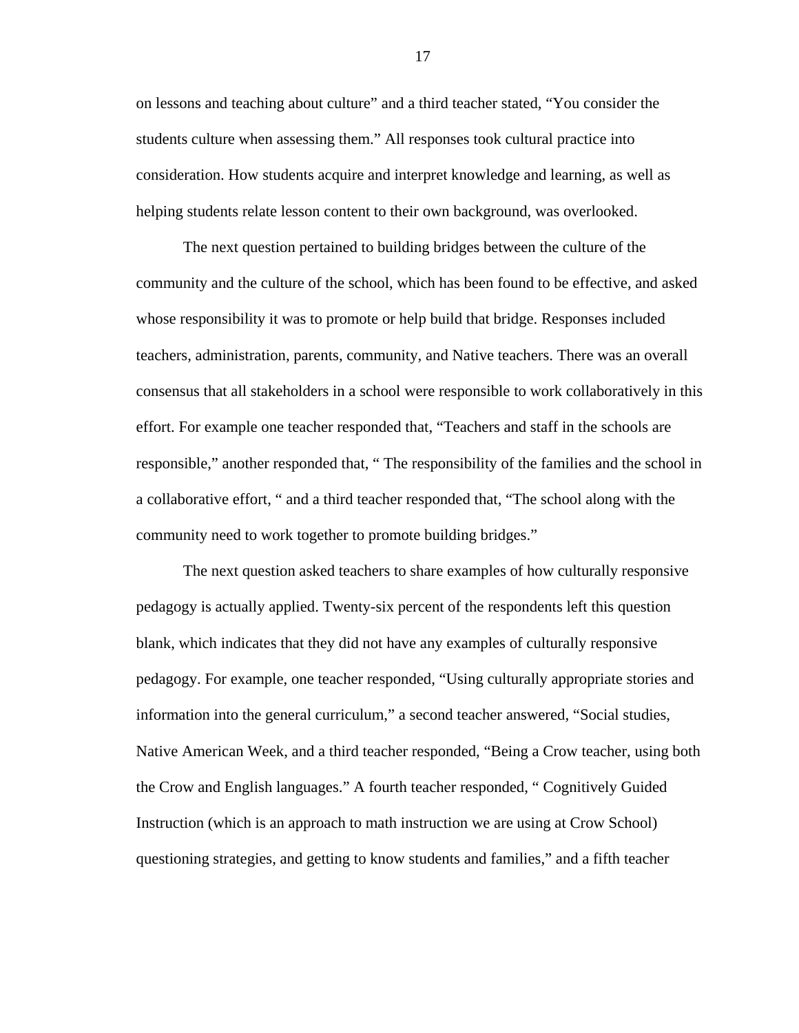on lessons and teaching about culture" and a third teacher stated, "You consider the students culture when assessing them." All responses took cultural practice into consideration. How students acquire and interpret knowledge and learning, as well as helping students relate lesson content to their own background, was overlooked.

The next question pertained to building bridges between the culture of the community and the culture of the school, which has been found to be effective, and asked whose responsibility it was to promote or help build that bridge. Responses included teachers, administration, parents, community, and Native teachers. There was an overall consensus that all stakeholders in a school were responsible to work collaboratively in this effort. For example one teacher responded that, "Teachers and staff in the schools are responsible," another responded that, " The responsibility of the families and the school in a collaborative effort, " and a third teacher responded that, "The school along with the community need to work together to promote building bridges."

The next question asked teachers to share examples of how culturally responsive pedagogy is actually applied. Twenty-six percent of the respondents left this question blank, which indicates that they did not have any examples of culturally responsive pedagogy. For example, one teacher responded, "Using culturally appropriate stories and information into the general curriculum," a second teacher answered, "Social studies, Native American Week, and a third teacher responded, "Being a Crow teacher, using both the Crow and English languages." A fourth teacher responded, " Cognitively Guided Instruction (which is an approach to math instruction we are using at Crow School) questioning strategies, and getting to know students and families," and a fifth teacher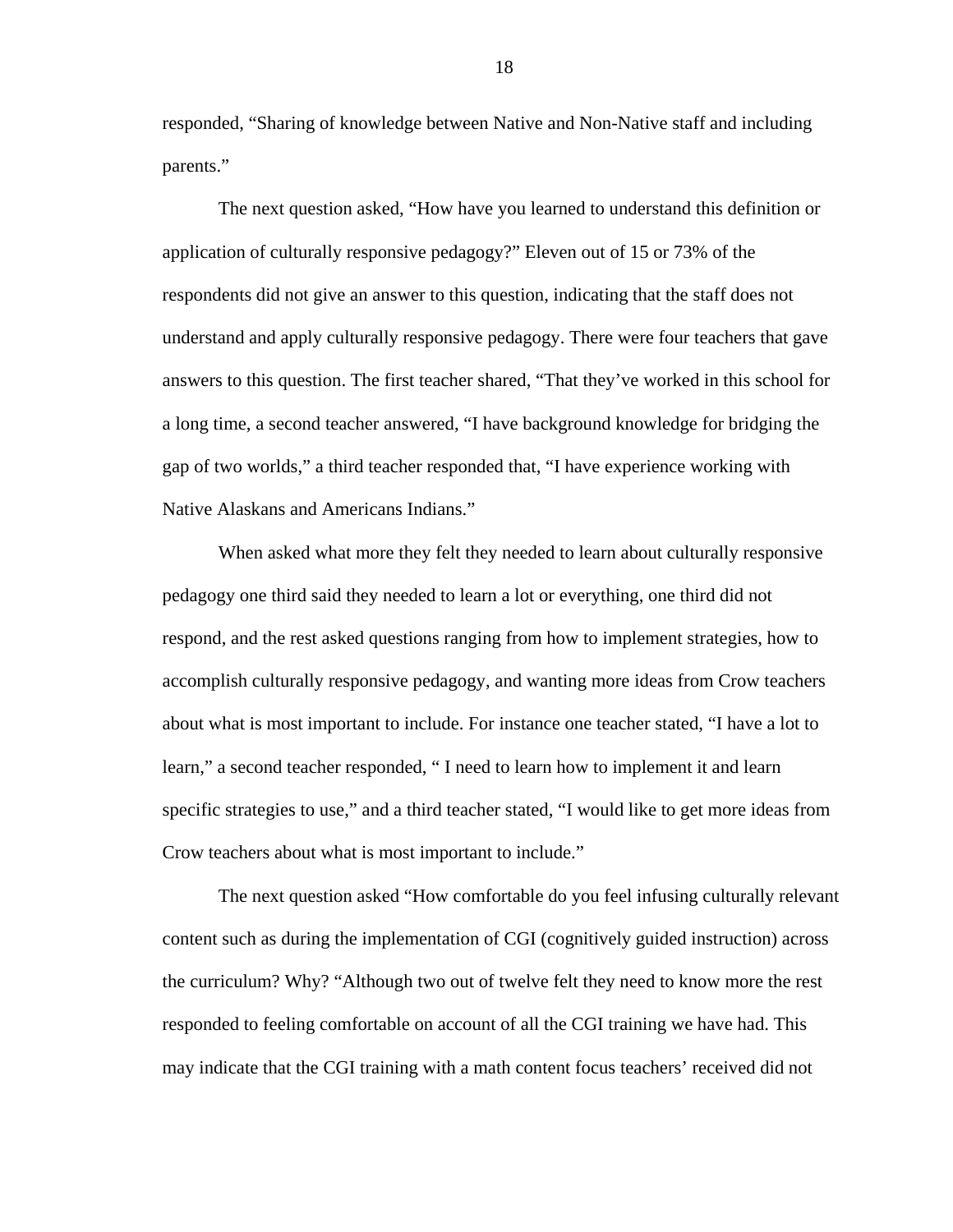responded, “Sharing of knowledge between Native and Non-Native staff and including parents.”

The next question asked, “How have you learned to understand this definition or application of culturally responsive pedagogy?” Eleven out of 15 or 73% of the respondents did not give an answer to this question, indicating that the staff does not understand and apply culturally responsive pedagogy. There were four teachers that gave answers to this question. The first teacher shared, “That they’ve worked in this school for a long time, a second teacher answered, “I have background knowledge for bridging the gap of two worlds,” a third teacher responded that, “I have experience working with Native Alaskans and Americans Indians.”

When asked what more they felt they needed to learn about culturally responsive pedagogy one third said they needed to learn a lot or everything, one third did not respond, and the rest asked questions ranging from how to implement strategies, how to accomplish culturally responsive pedagogy, and wanting more ideas from Crow teachers about what is most important to include. For instance one teacher stated, “I have a lot to learn,” a second teacher responded, “ I need to learn how to implement it and learn specific strategies to use,” and a third teacher stated, “I would like to get more ideas from Crow teachers about what is most important to include.”

The next question asked “How comfortable do you feel infusing culturally relevant content such as during the implementation of CGI (cognitively guided instruction) across the curriculum? Why? “Although two out of twelve felt they need to know more the rest responded to feeling comfortable on account of all the CGI training we have had. This may indicate that the CGI training with a math content focus teachers’ received did not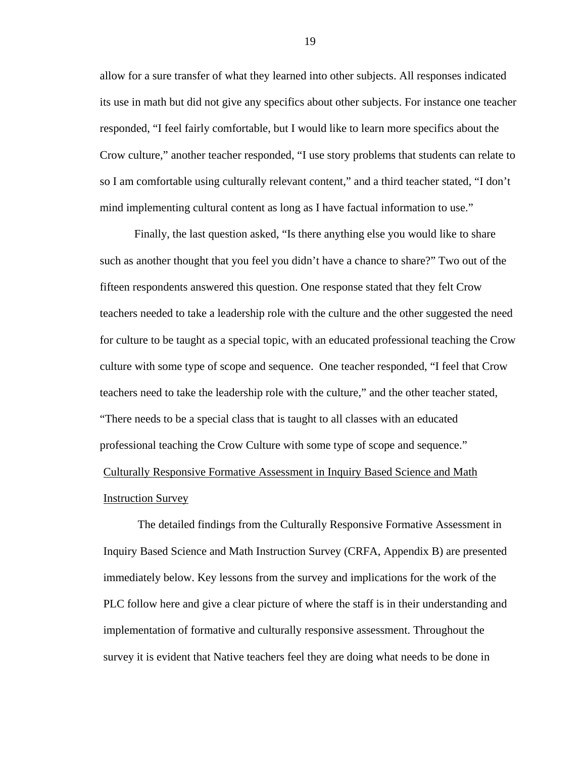allow for a sure transfer of what they learned into other subjects. All responses indicated its use in math but did not give any specifics about other subjects. For instance one teacher responded, "I feel fairly comfortable, but I would like to learn more specifics about the Crow culture," another teacher responded, "I use story problems that students can relate to so I am comfortable using culturally relevant content," and a third teacher stated, "I don't mind implementing cultural content as long as I have factual information to use."

Finally, the last question asked, "Is there anything else you would like to share such as another thought that you feel you didn't have a chance to share?" Two out of the fifteen respondents answered this question. One response stated that they felt Crow teachers needed to take a leadership role with the culture and the other suggested the need for culture to be taught as a special topic, with an educated professional teaching the Crow culture with some type of scope and sequence. One teacher responded, "I feel that Crow teachers need to take the leadership role with the culture," and the other teacher stated, "There needs to be a special class that is taught to all classes with an educated professional teaching the Crow Culture with some type of scope and sequence."

Culturally Responsive Formative Assessment in Inquiry Based Science and Math Instruction Survey

The detailed findings from the Culturally Responsive Formative Assessment in Inquiry Based Science and Math Instruction Survey (CRFA, Appendix B) are presented immediately below. Key lessons from the survey and implications for the work of the PLC follow here and give a clear picture of where the staff is in their understanding and implementation of formative and culturally responsive assessment. Throughout the survey it is evident that Native teachers feel they are doing what needs to be done in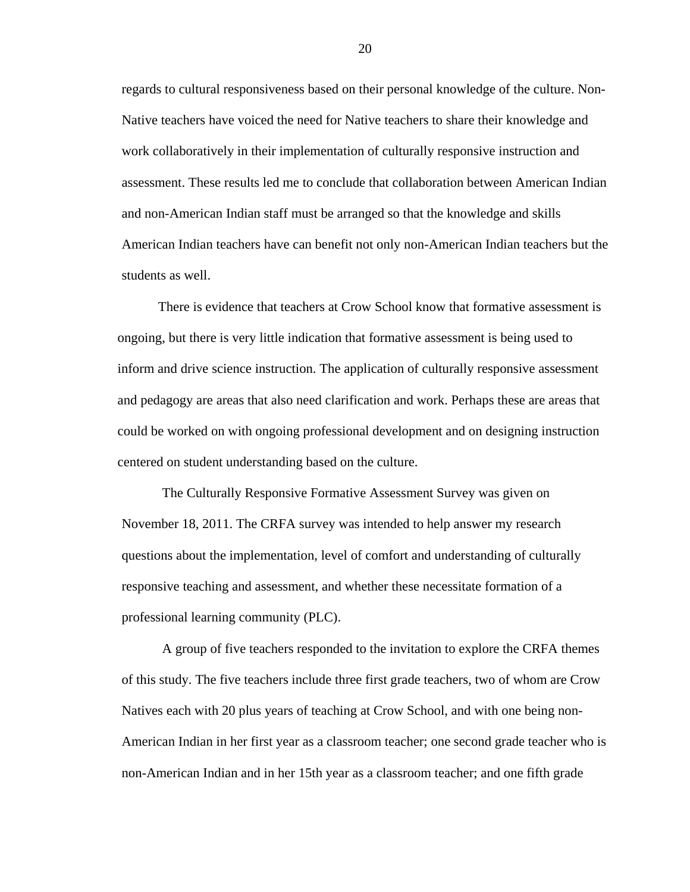regards to cultural responsiveness based on their personal knowledge of the culture. Non-Native teachers have voiced the need for Native teachers to share their knowledge and work collaboratively in their implementation of culturally responsive instruction and assessment. These results led me to conclude that collaboration between American Indian and non-American Indian staff must be arranged so that the knowledge and skills American Indian teachers have can benefit not only non-American Indian teachers but the students as well.

There is evidence that teachers at Crow School know that formative assessment is ongoing, but there is very little indication that formative assessment is being used to inform and drive science instruction. The application of culturally responsive assessment and pedagogy are areas that also need clarification and work. Perhaps these are areas that could be worked on with ongoing professional development and on designing instruction centered on student understanding based on the culture.

The Culturally Responsive Formative Assessment Survey was given on November 18, 2011. The CRFA survey was intended to help answer my research questions about the implementation, level of comfort and understanding of culturally responsive teaching and assessment, and whether these necessitate formation of a professional learning community (PLC).

A group of five teachers responded to the invitation to explore the CRFA themes of this study. The five teachers include three first grade teachers, two of whom are Crow Natives each with 20 plus years of teaching at Crow School, and with one being non-American Indian in her first year as a classroom teacher; one second grade teacher who is non-American Indian and in her 15th year as a classroom teacher; and one fifth grade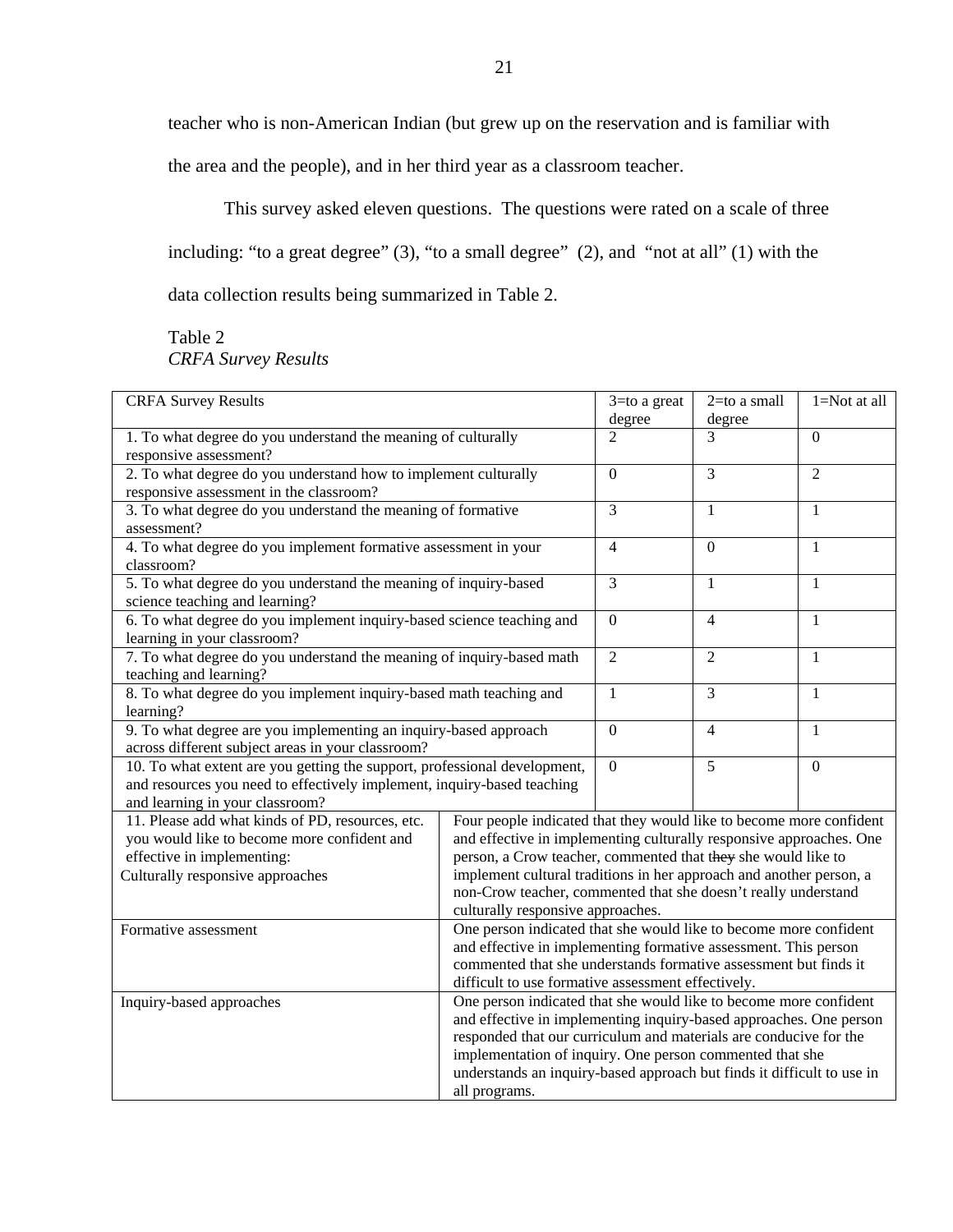teacher who is non-American Indian (but grew up on the reservation and is familiar with the area and the people), and in her third year as a classroom teacher.

This survey asked eleven questions. The questions were rated on a scale of three including: "to a great degree" (3), "to a small degree" (2), and "not at all" (1) with the data collection results being summarized in Table 2.

Table 2
*CRFA Survey Results*

| CRFA Survey Results | 3=to a great degree | 2=to a small degree | 1=Not at all |
|---|---|---|---|
| 1. To what degree do you understand the meaning of culturally responsive assessment? | 2 | 3 | 0 |
| 2. To what degree do you understand how to implement culturally responsive assessment in the classroom? | 0 | 3 | 2 |
| 3. To what degree do you understand the meaning of formative assessment? | 3 | 1 | 1 |
| 4. To what degree do you implement formative assessment in your classroom? | 4 | 0 | 1 |
| 5. To what degree do you understand the meaning of inquiry-based science teaching and learning? | 3 | 1 | 1 |
| 6. To what degree do you implement inquiry-based science teaching and learning in your classroom? | 0 | 4 | 1 |
| 7. To what degree do you understand the meaning of inquiry-based math teaching and learning? | 2 | 2 | 1 |
| 8. To what degree do you implement inquiry-based math teaching and learning? | 1 | 3 | 1 |
| 9. To what degree are you implementing an inquiry-based approach across different subject areas in your classroom? | 0 | 4 | 1 |
| 10. To what extent are you getting the support, professional development, and resources you need to effectively implement, inquiry-based teaching and learning in your classroom? | 0 | 5 | 0 |

| 11. Please add what kinds of PD, resources, etc. you would like to become more confident and effective in implementing: | |
|---|---|
| Culturally responsive approaches | Four people indicated that they would like to become more confident and effective in implementing culturally responsive approaches. One person, a Crow teacher, commented that ~~they~~ she would like to implement cultural traditions in her approach and another person, a non-Crow teacher, commented that she doesn't really understand culturally responsive approaches. |
| Formative assessment | One person indicated that she would like to become more confident and effective in implementing formative assessment. This person commented that she understands formative assessment but finds it difficult to use formative assessment effectively. |
| Inquiry-based approaches | One person indicated that she would like to become more confident and effective in implementing inquiry-based approaches. One person responded that our curriculum and materials are conducive for the implementation of inquiry. One person commented that she understands an inquiry-based approach but finds it difficult to use in all programs. |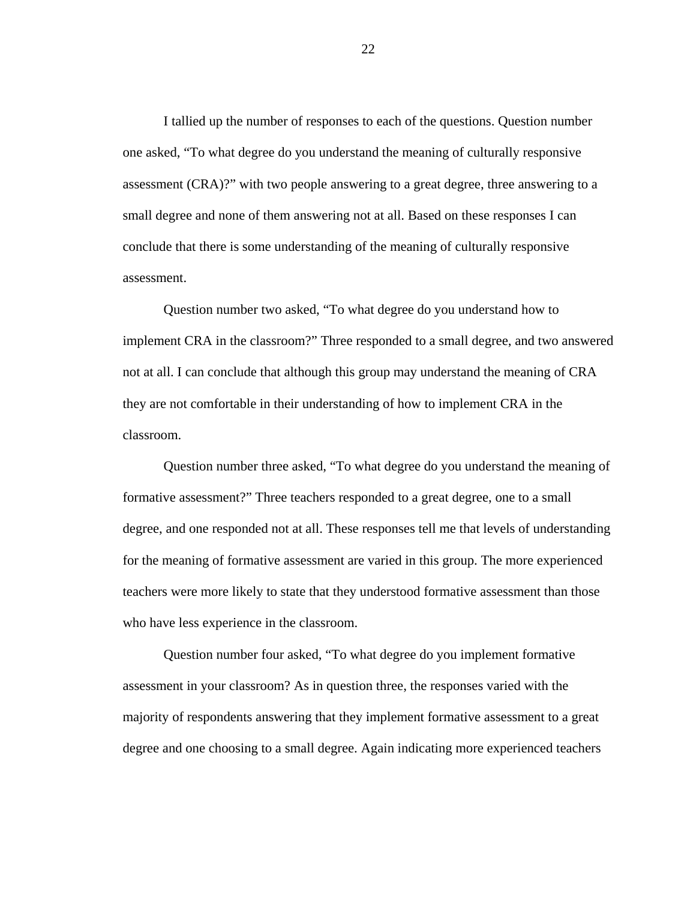I tallied up the number of responses to each of the questions. Question number one asked, “To what degree do you understand the meaning of culturally responsive assessment (CRA)?” with two people answering to a great degree, three answering to a small degree and none of them answering not at all. Based on these responses I can conclude that there is some understanding of the meaning of culturally responsive assessment.

Question number two asked, “To what degree do you understand how to implement CRA in the classroom?” Three responded to a small degree, and two answered not at all. I can conclude that although this group may understand the meaning of CRA they are not comfortable in their understanding of how to implement CRA in the classroom.

Question number three asked, “To what degree do you understand the meaning of formative assessment?” Three teachers responded to a great degree, one to a small degree, and one responded not at all. These responses tell me that levels of understanding for the meaning of formative assessment are varied in this group. The more experienced teachers were more likely to state that they understood formative assessment than those who have less experience in the classroom.

Question number four asked, “To what degree do you implement formative assessment in your classroom? As in question three, the responses varied with the majority of respondents answering that they implement formative assessment to a great degree and one choosing to a small degree. Again indicating more experienced teachers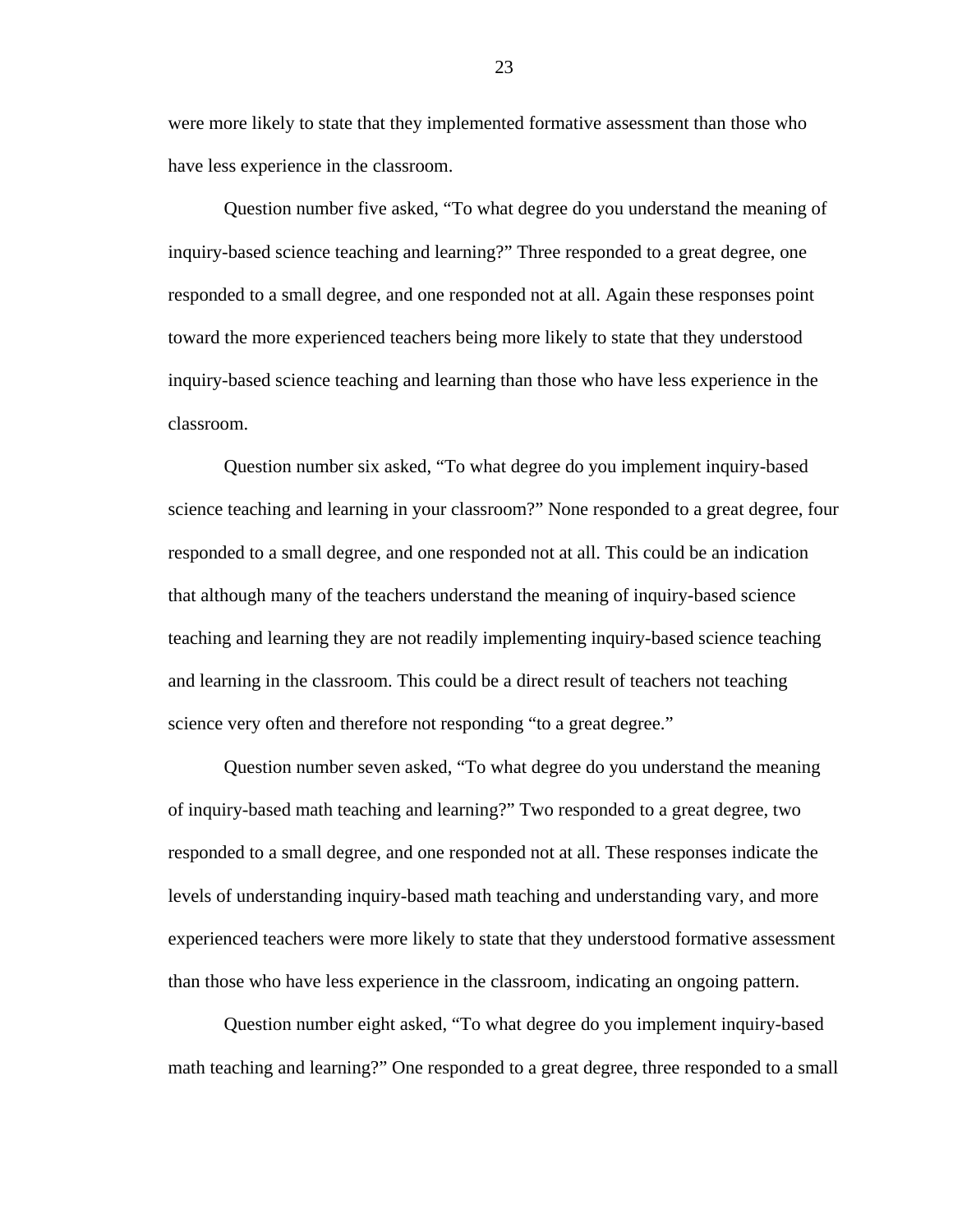were more likely to state that they implemented formative assessment than those who have less experience in the classroom.

Question number five asked, “To what degree do you understand the meaning of inquiry-based science teaching and learning?” Three responded to a great degree, one responded to a small degree, and one responded not at all. Again these responses point toward the more experienced teachers being more likely to state that they understood inquiry-based science teaching and learning than those who have less experience in the classroom.

Question number six asked, “To what degree do you implement inquiry-based science teaching and learning in your classroom?” None responded to a great degree, four responded to a small degree, and one responded not at all. This could be an indication that although many of the teachers understand the meaning of inquiry-based science teaching and learning they are not readily implementing inquiry-based science teaching and learning in the classroom. This could be a direct result of teachers not teaching science very often and therefore not responding “to a great degree.”

Question number seven asked, “To what degree do you understand the meaning of inquiry-based math teaching and learning?” Two responded to a great degree, two responded to a small degree, and one responded not at all. These responses indicate the levels of understanding inquiry-based math teaching and understanding vary, and more experienced teachers were more likely to state that they understood formative assessment than those who have less experience in the classroom, indicating an ongoing pattern.

Question number eight asked, “To what degree do you implement inquiry-based math teaching and learning?” One responded to a great degree, three responded to a small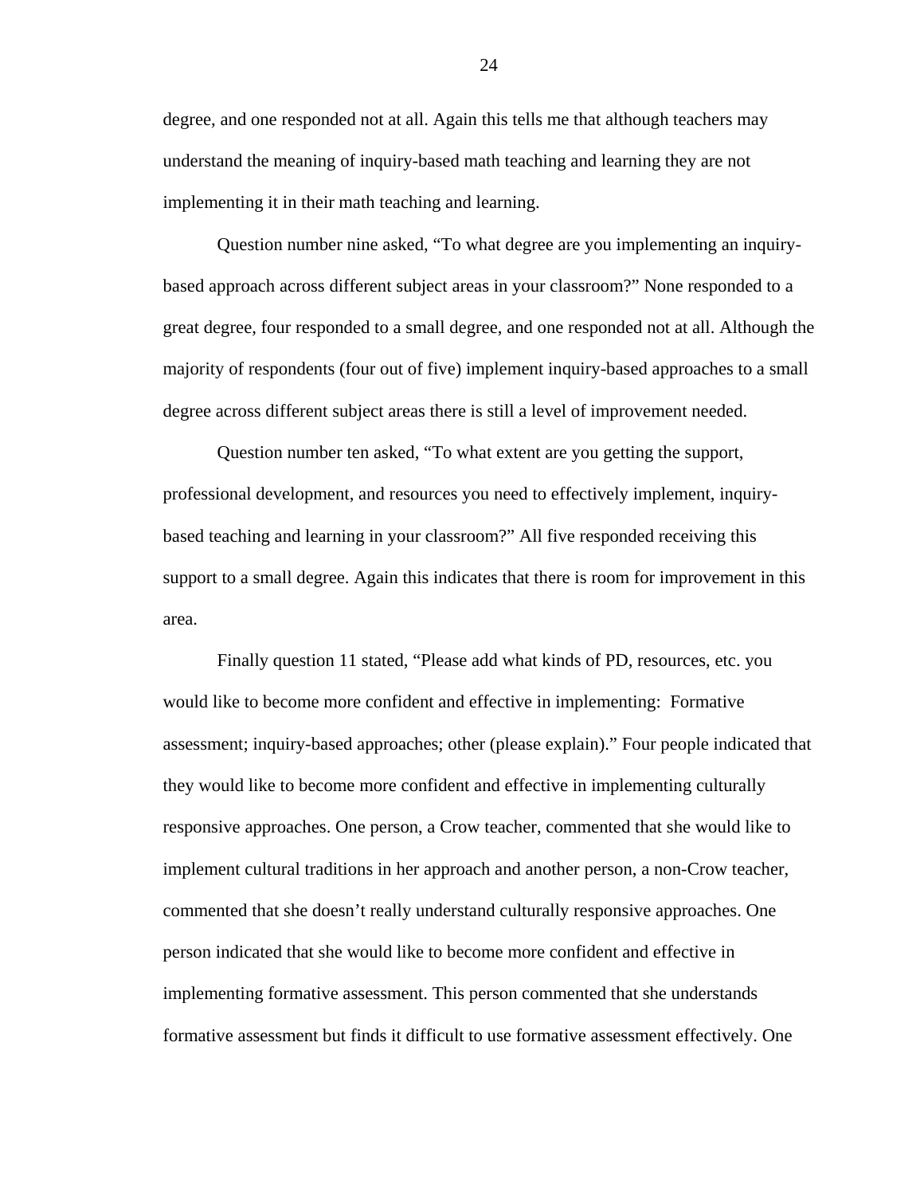degree, and one responded not at all. Again this tells me that although teachers may understand the meaning of inquiry-based math teaching and learning they are not implementing it in their math teaching and learning.

Question number nine asked, "To what degree are you implementing an inquiry-based approach across different subject areas in your classroom?" None responded to a great degree, four responded to a small degree, and one responded not at all. Although the majority of respondents (four out of five) implement inquiry-based approaches to a small degree across different subject areas there is still a level of improvement needed.

Question number ten asked, "To what extent are you getting the support, professional development, and resources you need to effectively implement, inquiry-based teaching and learning in your classroom?" All five responded receiving this support to a small degree. Again this indicates that there is room for improvement in this area.

Finally question 11 stated, "Please add what kinds of PD, resources, etc. you would like to become more confident and effective in implementing: Formative assessment; inquiry-based approaches; other (please explain)." Four people indicated that they would like to become more confident and effective in implementing culturally responsive approaches. One person, a Crow teacher, commented that she would like to implement cultural traditions in her approach and another person, a non-Crow teacher, commented that she doesn't really understand culturally responsive approaches. One person indicated that she would like to become more confident and effective in implementing formative assessment. This person commented that she understands formative assessment but finds it difficult to use formative assessment effectively. One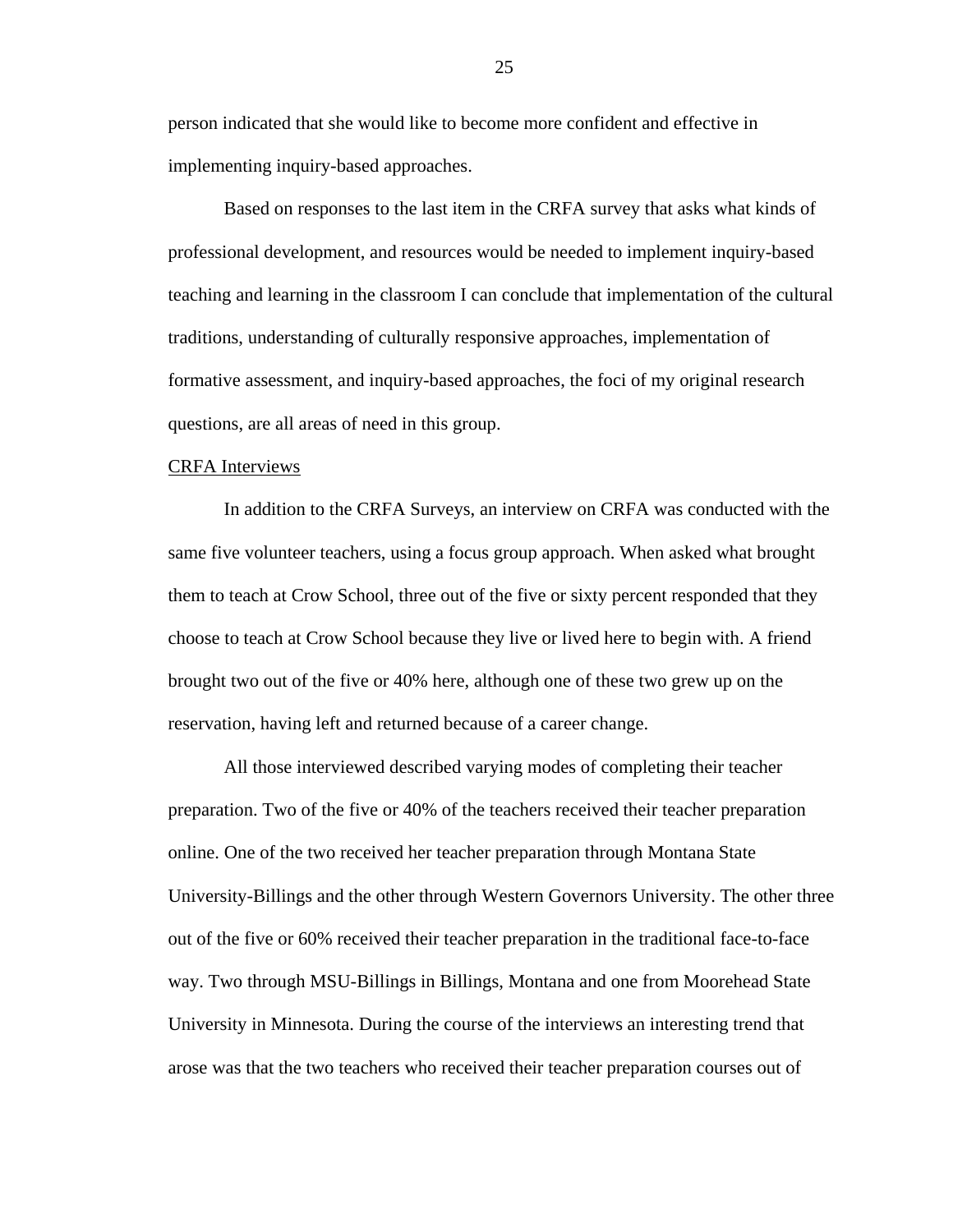person indicated that she would like to become more confident and effective in implementing inquiry-based approaches.

Based on responses to the last item in the CRFA survey that asks what kinds of professional development, and resources would be needed to implement inquiry-based teaching and learning in the classroom I can conclude that implementation of the cultural traditions, understanding of culturally responsive approaches, implementation of formative assessment, and inquiry-based approaches, the foci of my original research questions, are all areas of need in this group.

CRFA Interviews

In addition to the CRFA Surveys, an interview on CRFA was conducted with the same five volunteer teachers, using a focus group approach. When asked what brought them to teach at Crow School, three out of the five or sixty percent responded that they choose to teach at Crow School because they live or lived here to begin with. A friend brought two out of the five or 40% here, although one of these two grew up on the reservation, having left and returned because of a career change.

All those interviewed described varying modes of completing their teacher preparation. Two of the five or 40% of the teachers received their teacher preparation online. One of the two received her teacher preparation through Montana State University-Billings and the other through Western Governors University. The other three out of the five or 60% received their teacher preparation in the traditional face-to-face way. Two through MSU-Billings in Billings, Montana and one from Moorehead State University in Minnesota. During the course of the interviews an interesting trend that arose was that the two teachers who received their teacher preparation courses out of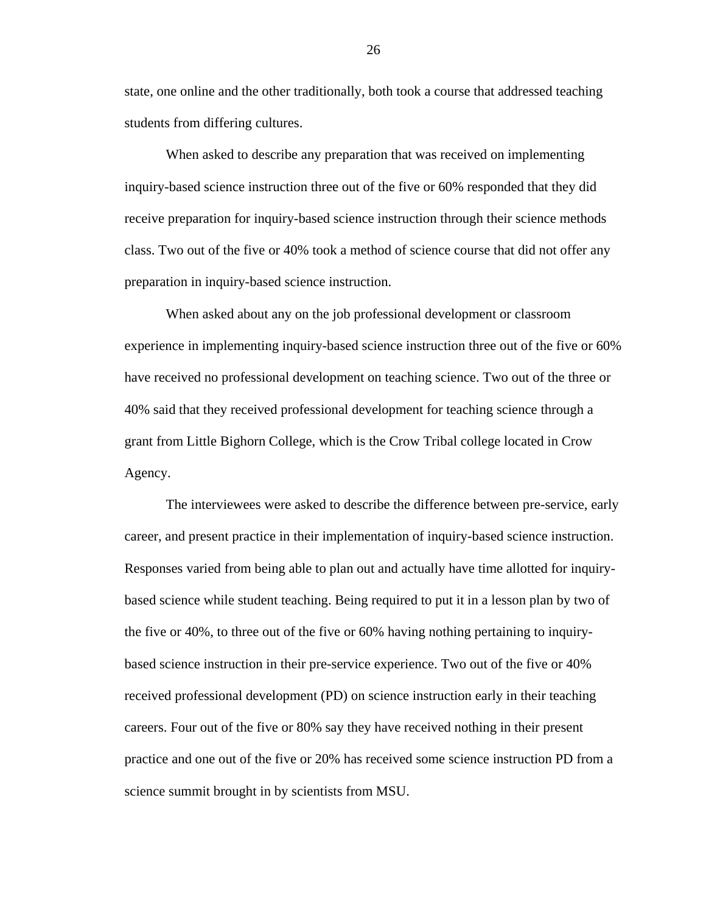state, one online and the other traditionally, both took a course that addressed teaching students from differing cultures.

When asked to describe any preparation that was received on implementing inquiry-based science instruction three out of the five or 60% responded that they did receive preparation for inquiry-based science instruction through their science methods class. Two out of the five or 40% took a method of science course that did not offer any preparation in inquiry-based science instruction.

When asked about any on the job professional development or classroom experience in implementing inquiry-based science instruction three out of the five or 60% have received no professional development on teaching science. Two out of the three or 40% said that they received professional development for teaching science through a grant from Little Bighorn College, which is the Crow Tribal college located in Crow Agency.

The interviewees were asked to describe the difference between pre-service, early career, and present practice in their implementation of inquiry-based science instruction. Responses varied from being able to plan out and actually have time allotted for inquiry-based science while student teaching. Being required to put it in a lesson plan by two of the five or 40%, to three out of the five or 60% having nothing pertaining to inquiry-based science instruction in their pre-service experience. Two out of the five or 40% received professional development (PD) on science instruction early in their teaching careers. Four out of the five or 80% say they have received nothing in their present practice and one out of the five or 20% has received some science instruction PD from a science summit brought in by scientists from MSU.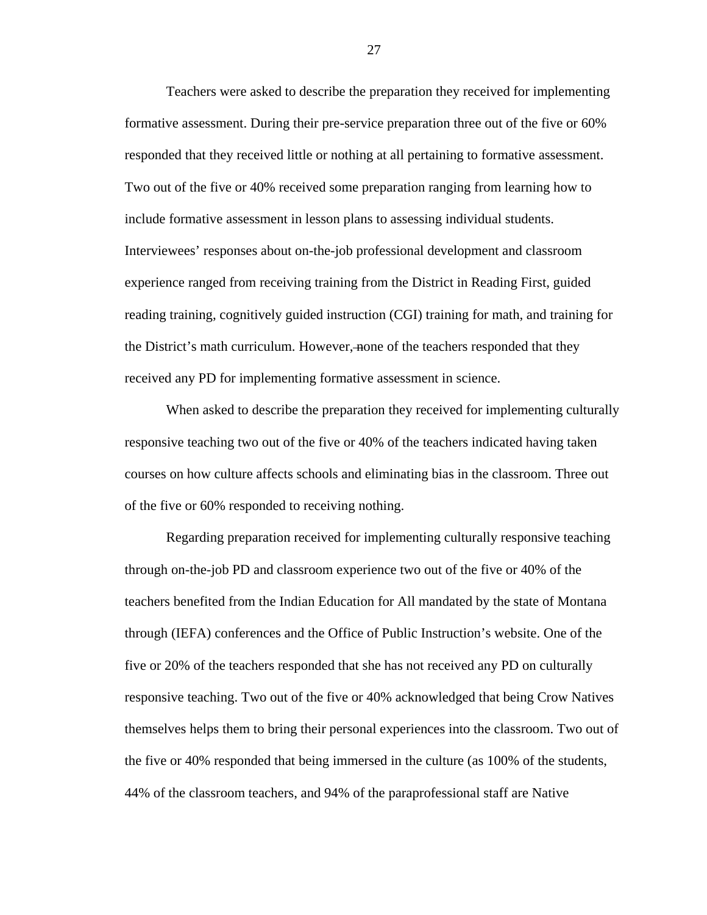Teachers were asked to describe the preparation they received for implementing formative assessment. During their pre-service preparation three out of the five or 60% responded that they received little or nothing at all pertaining to formative assessment. Two out of the five or 40% received some preparation ranging from learning how to include formative assessment in lesson plans to assessing individual students. Interviewees' responses about on-the-job professional development and classroom experience ranged from receiving training from the District in Reading First, guided reading training, cognitively guided instruction (CGI) training for math, and training for the District's math curriculum. However, none of the teachers responded that they received any PD for implementing formative assessment in science.

When asked to describe the preparation they received for implementing culturally responsive teaching two out of the five or 40% of the teachers indicated having taken courses on how culture affects schools and eliminating bias in the classroom. Three out of the five or 60% responded to receiving nothing.

Regarding preparation received for implementing culturally responsive teaching through on-the-job PD and classroom experience two out of the five or 40% of the teachers benefited from the Indian Education for All mandated by the state of Montana through (IEFA) conferences and the Office of Public Instruction's website. One of the five or 20% of the teachers responded that she has not received any PD on culturally responsive teaching. Two out of the five or 40% acknowledged that being Crow Natives themselves helps them to bring their personal experiences into the classroom. Two out of the five or 40% responded that being immersed in the culture (as 100% of the students, 44% of the classroom teachers, and 94% of the paraprofessional staff are Native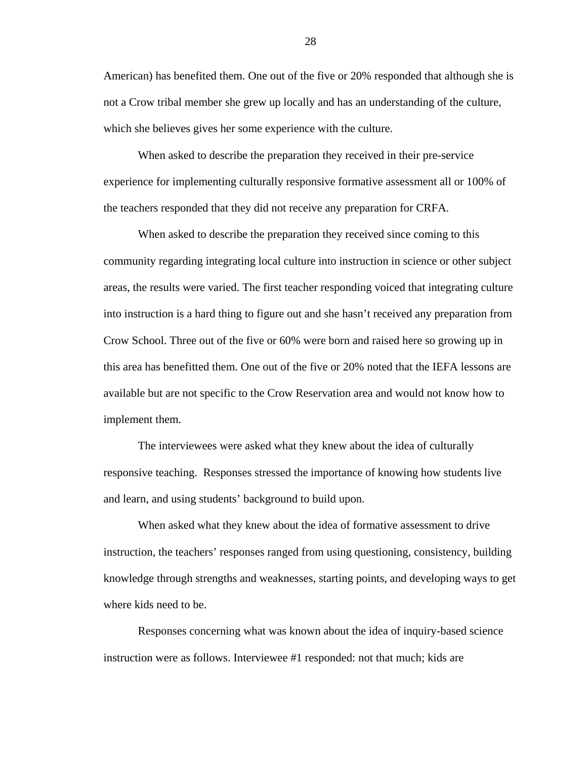American) has benefited them. One out of the five or 20% responded that although she is not a Crow tribal member she grew up locally and has an understanding of the culture, which she believes gives her some experience with the culture.

When asked to describe the preparation they received in their pre-service experience for implementing culturally responsive formative assessment all or 100% of the teachers responded that they did not receive any preparation for CRFA.

When asked to describe the preparation they received since coming to this community regarding integrating local culture into instruction in science or other subject areas, the results were varied. The first teacher responding voiced that integrating culture into instruction is a hard thing to figure out and she hasn't received any preparation from Crow School. Three out of the five or 60% were born and raised here so growing up in this area has benefitted them. One out of the five or 20% noted that the IEFA lessons are available but are not specific to the Crow Reservation area and would not know how to implement them.

The interviewees were asked what they knew about the idea of culturally responsive teaching. Responses stressed the importance of knowing how students live and learn, and using students' background to build upon.

When asked what they knew about the idea of formative assessment to drive instruction, the teachers' responses ranged from using questioning, consistency, building knowledge through strengths and weaknesses, starting points, and developing ways to get where kids need to be.

Responses concerning what was known about the idea of inquiry-based science instruction were as follows. Interviewee #1 responded: not that much; kids are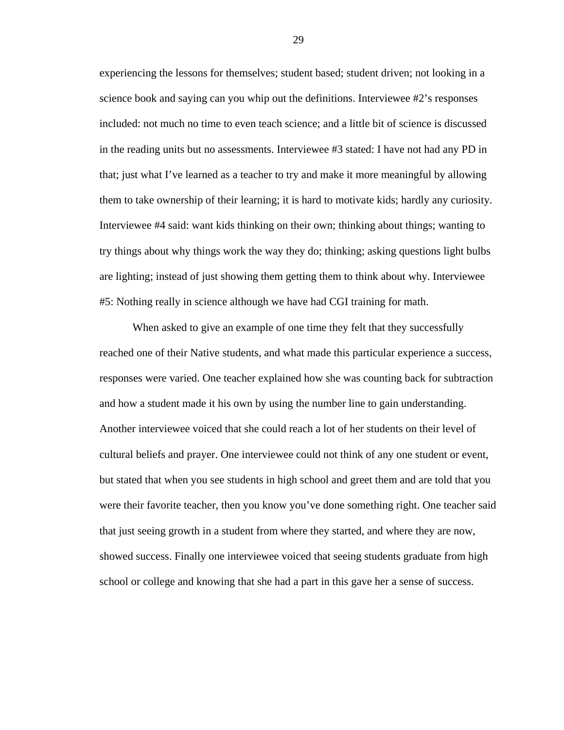experiencing the lessons for themselves; student based; student driven; not looking in a science book and saying can you whip out the definitions. Interviewee #2's responses included: not much no time to even teach science; and a little bit of science is discussed in the reading units but no assessments. Interviewee #3 stated: I have not had any PD in that; just what I've learned as a teacher to try and make it more meaningful by allowing them to take ownership of their learning; it is hard to motivate kids; hardly any curiosity. Interviewee #4 said: want kids thinking on their own; thinking about things; wanting to try things about why things work the way they do; thinking; asking questions light bulbs are lighting; instead of just showing them getting them to think about why. Interviewee #5: Nothing really in science although we have had CGI training for math.

When asked to give an example of one time they felt that they successfully reached one of their Native students, and what made this particular experience a success, responses were varied. One teacher explained how she was counting back for subtraction and how a student made it his own by using the number line to gain understanding. Another interviewee voiced that she could reach a lot of her students on their level of cultural beliefs and prayer. One interviewee could not think of any one student or event, but stated that when you see students in high school and greet them and are told that you were their favorite teacher, then you know you've done something right. One teacher said that just seeing growth in a student from where they started, and where they are now, showed success. Finally one interviewee voiced that seeing students graduate from high school or college and knowing that she had a part in this gave her a sense of success.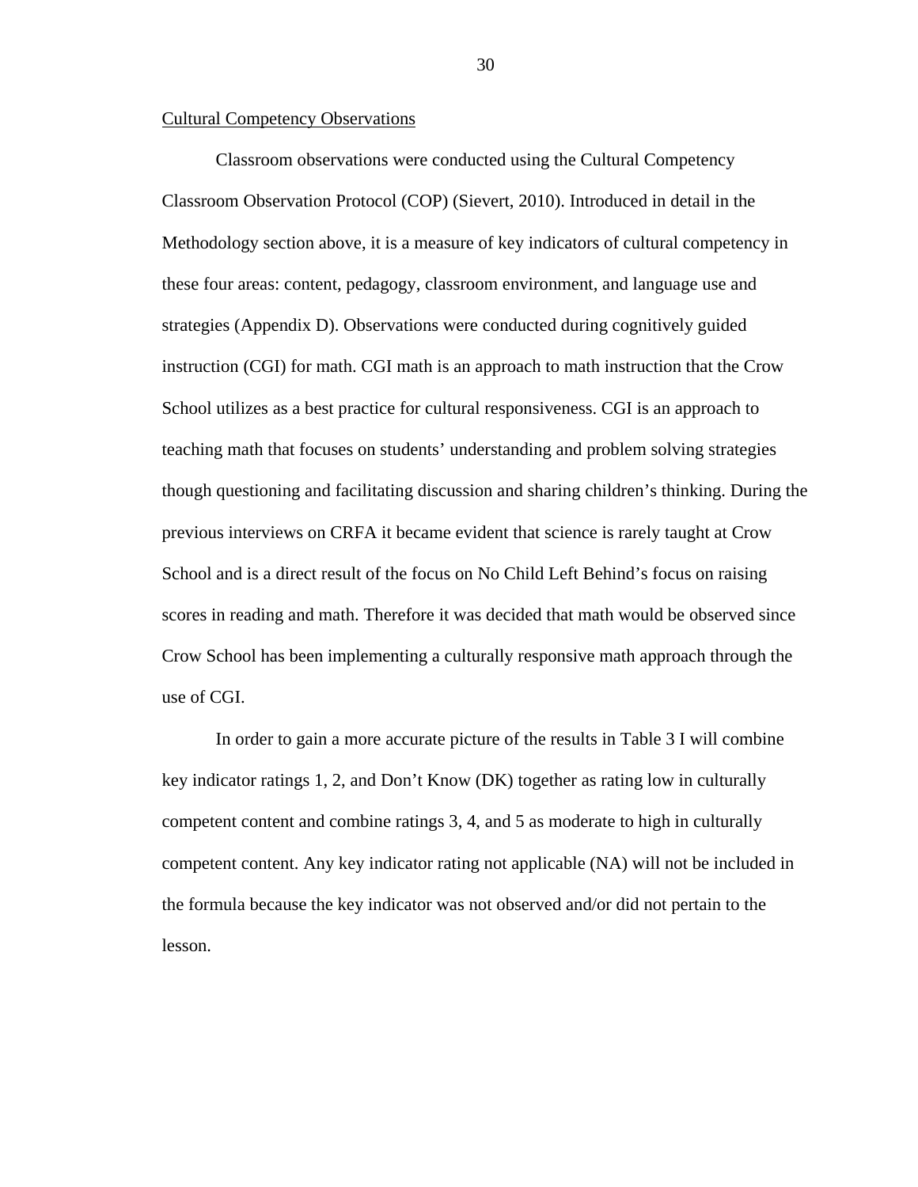Cultural Competency Observations

Classroom observations were conducted using the Cultural Competency Classroom Observation Protocol (COP) (Sievert, 2010). Introduced in detail in the Methodology section above, it is a measure of key indicators of cultural competency in these four areas: content, pedagogy, classroom environment, and language use and strategies (Appendix D). Observations were conducted during cognitively guided instruction (CGI) for math. CGI math is an approach to math instruction that the Crow School utilizes as a best practice for cultural responsiveness. CGI is an approach to teaching math that focuses on students' understanding and problem solving strategies though questioning and facilitating discussion and sharing children's thinking. During the previous interviews on CRFA it became evident that science is rarely taught at Crow School and is a direct result of the focus on No Child Left Behind's focus on raising scores in reading and math. Therefore it was decided that math would be observed since Crow School has been implementing a culturally responsive math approach through the use of CGI.

In order to gain a more accurate picture of the results in Table 3 I will combine key indicator ratings 1, 2, and Don't Know (DK) together as rating low in culturally competent content and combine ratings 3, 4, and 5 as moderate to high in culturally competent content. Any key indicator rating not applicable (NA) will not be included in the formula because the key indicator was not observed and/or did not pertain to the lesson.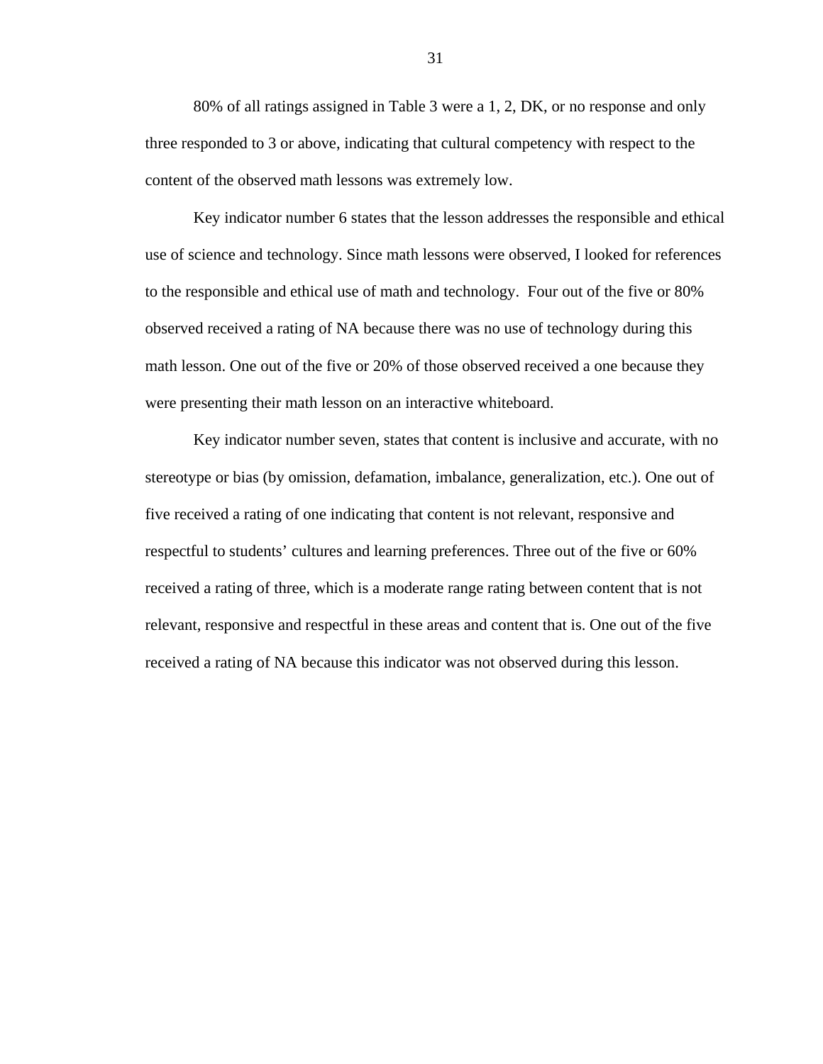80% of all ratings assigned in Table 3 were a 1, 2, DK, or no response and only three responded to 3 or above, indicating that cultural competency with respect to the content of the observed math lessons was extremely low.

Key indicator number 6 states that the lesson addresses the responsible and ethical use of science and technology. Since math lessons were observed, I looked for references to the responsible and ethical use of math and technology. Four out of the five or 80% observed received a rating of NA because there was no use of technology during this math lesson. One out of the five or 20% of those observed received a one because they were presenting their math lesson on an interactive whiteboard.

Key indicator number seven, states that content is inclusive and accurate, with no stereotype or bias (by omission, defamation, imbalance, generalization, etc.). One out of five received a rating of one indicating that content is not relevant, responsive and respectful to students' cultures and learning preferences. Three out of the five or 60% received a rating of three, which is a moderate range rating between content that is not relevant, responsive and respectful in these areas and content that is. One out of the five received a rating of NA because this indicator was not observed during this lesson.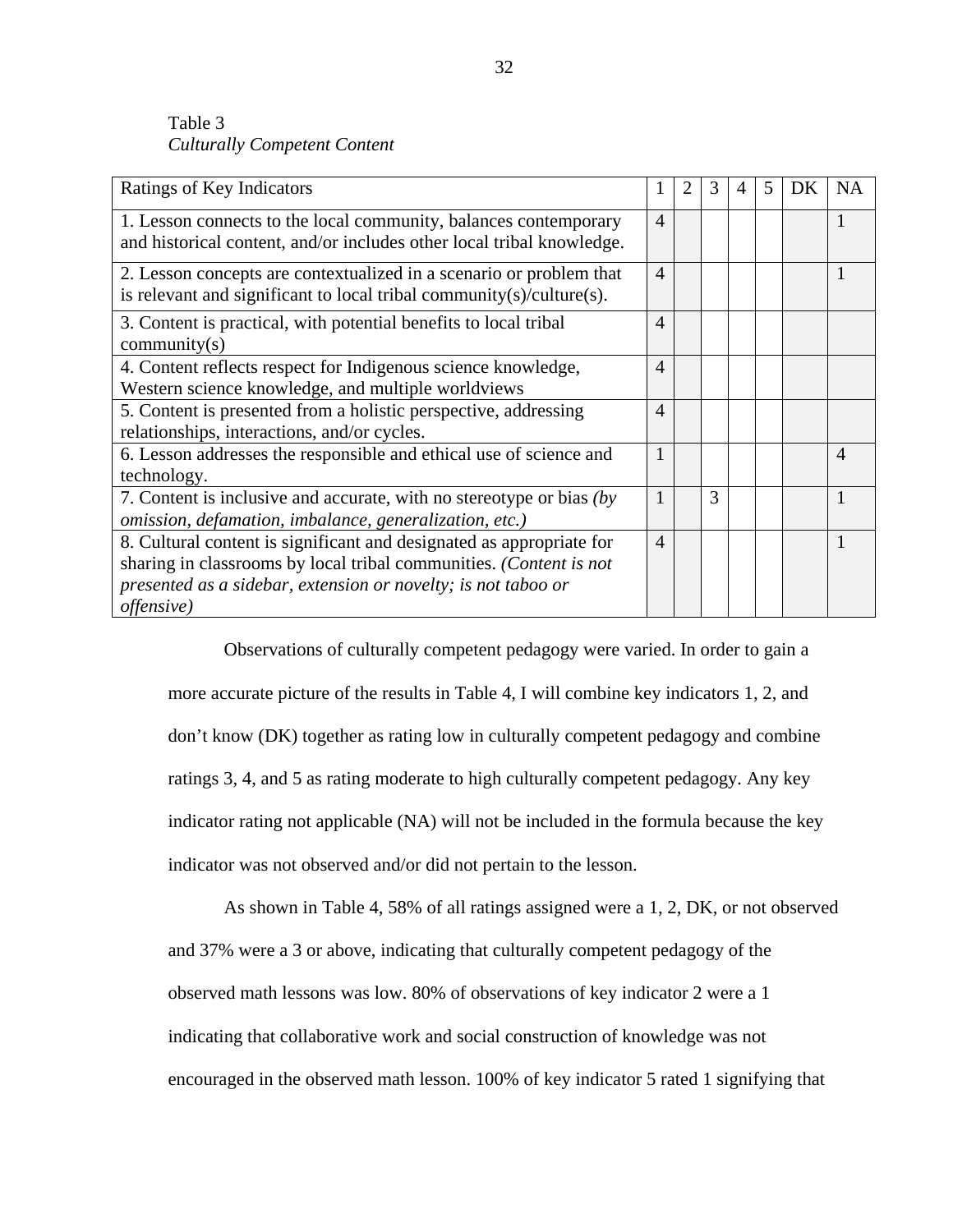Table 3

*Culturally Competent Content*

| Ratings of Key Indicators | 1 | 2 | 3 | 4 | 5 | DK | NA |
|---|---|---|---|---|---|---|---|
| 1. Lesson connects to the local community, balances contemporary and historical content, and/or includes other local tribal knowledge. | 4 | | | | | | 1 |
| 2. Lesson concepts are contextualized in a scenario or problem that is relevant and significant to local tribal community(s)/culture(s). | 4 | | | | | | 1 |
| 3. Content is practical, with potential benefits to local tribal community(s) | 4 | | | | | | |
| 4. Content reflects respect for Indigenous science knowledge, Western science knowledge, and multiple worldviews | 4 | | | | | | |
| 5. Content is presented from a holistic perspective, addressing relationships, interactions, and/or cycles. | 4 | | | | | | |
| 6. Lesson addresses the responsible and ethical use of science and technology. | 1 | | | | | | 4 |
| 7. Content is inclusive and accurate, with no stereotype or bias *(by omission, defamation, imbalance, generalization, etc.)* | 1 | | 3 | | | | 1 |
| 8. Cultural content is significant and designated as appropriate for sharing in classrooms by local tribal communities. *(Content is not presented as a sidebar, extension or novelty; is not taboo or offensive)* | 4 | | | | | | 1 |

Observations of culturally competent pedagogy were varied. In order to gain a more accurate picture of the results in Table 4, I will combine key indicators 1, 2, and don't know (DK) together as rating low in culturally competent pedagogy and combine ratings 3, 4, and 5 as rating moderate to high culturally competent pedagogy. Any key indicator rating not applicable (NA) will not be included in the formula because the key indicator was not observed and/or did not pertain to the lesson.

As shown in Table 4, 58% of all ratings assigned were a 1, 2, DK, or not observed and 37% were a 3 or above, indicating that culturally competent pedagogy of the observed math lessons was low. 80% of observations of key indicator 2 were a 1 indicating that collaborative work and social construction of knowledge was not encouraged in the observed math lesson. 100% of key indicator 5 rated 1 signifying that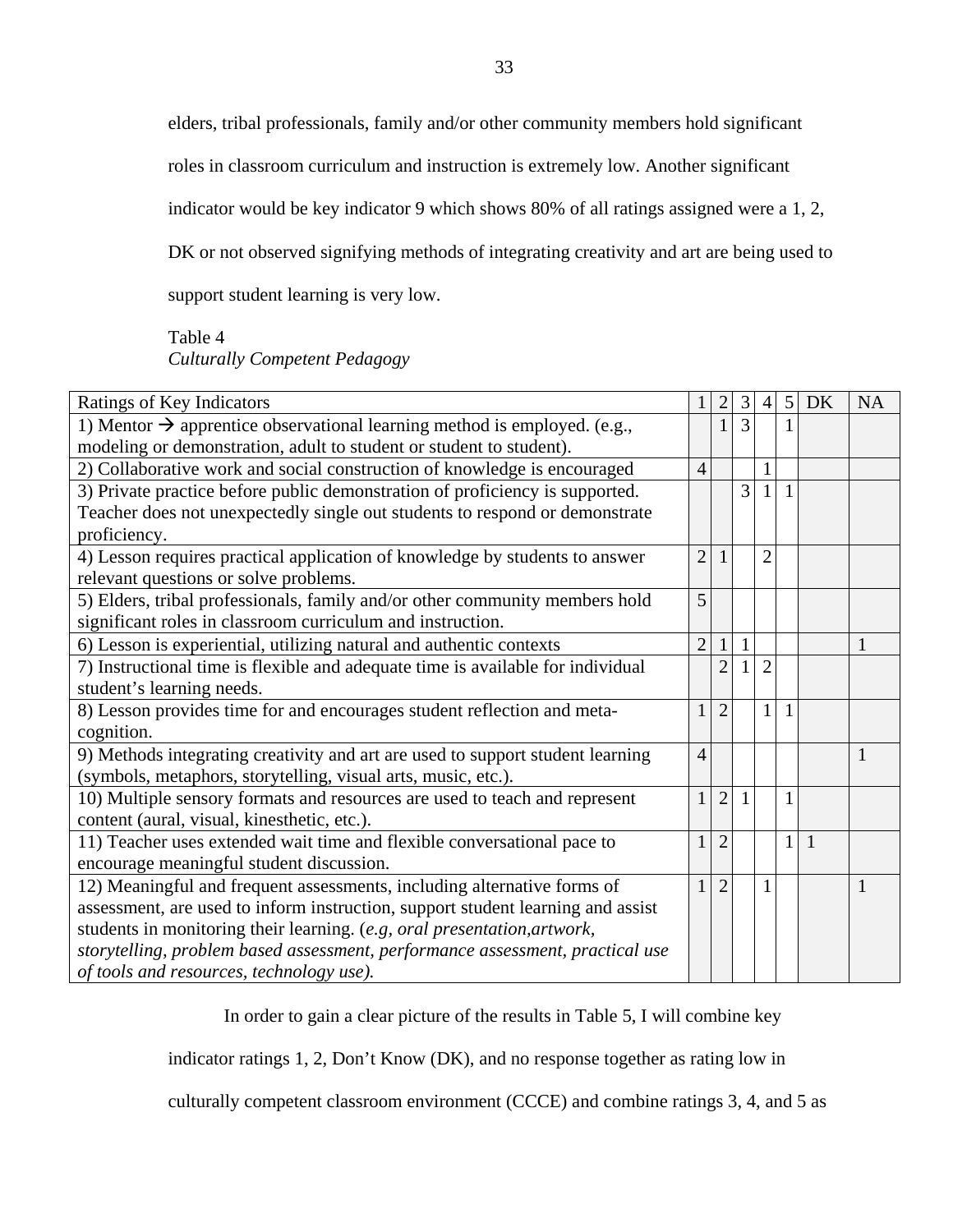elders, tribal professionals, family and/or other community members hold significant roles in classroom curriculum and instruction is extremely low. Another significant indicator would be key indicator 9 which shows 80% of all ratings assigned were a 1, 2, DK or not observed signifying methods of integrating creativity and art are being used to support student learning is very low.

Table 4
*Culturally Competent Pedagogy*

| Ratings of Key Indicators | 1 | 2 | 3 | 4 | 5 | DK | NA |
|---|---|---|---|---|---|---|---|
| 1) Mentor → apprentice observational learning method is employed. (e.g., modeling or demonstration, adult to student or student to student). | | 1 | 3 | | 1 | | |
| 2) Collaborative work and social construction of knowledge is encouraged | 4 | | | 1 | | | |
| 3) Private practice before public demonstration of proficiency is supported. Teacher does not unexpectedly single out students to respond or demonstrate proficiency. | | | 3 | 1 | 1 | | |
| 4) Lesson requires practical application of knowledge by students to answer relevant questions or solve problems. | 2 | 1 | | 2 | | | |
| 5) Elders, tribal professionals, family and/or other community members hold significant roles in classroom curriculum and instruction. | 5 | | | | | | |
| 6) Lesson is experiential, utilizing natural and authentic contexts | 2 | 1 | 1 | | | | 1 |
| 7) Instructional time is flexible and adequate time is available for individual student's learning needs. | | 2 | 1 | 2 | | | |
| 8) Lesson provides time for and encourages student reflection and meta-cognition. | 1 | 2 | | 1 | 1 | | |
| 9) Methods integrating creativity and art are used to support student learning (symbols, metaphors, storytelling, visual arts, music, etc.). | 4 | | | | | | 1 |
| 10) Multiple sensory formats and resources are used to teach and represent content (aural, visual, kinesthetic, etc.). | 1 | 2 | 1 | | 1 | | |
| 11) Teacher uses extended wait time and flexible conversational pace to encourage meaningful student discussion. | 1 | 2 | | | 1 | 1 | |
| 12) Meaningful and frequent assessments, including alternative forms of assessment, are used to inform instruction, support student learning and assist students in monitoring their learning. (*e.g, oral presentation,artwork, storytelling, problem based assessment, performance assessment, practical use of tools and resources, technology use).* | 1 | 2 | | 1 | | | 1 |

In order to gain a clear picture of the results in Table 5, I will combine key indicator ratings 1, 2, Don't Know (DK), and no response together as rating low in culturally competent classroom environment (CCCE) and combine ratings 3, 4, and 5 as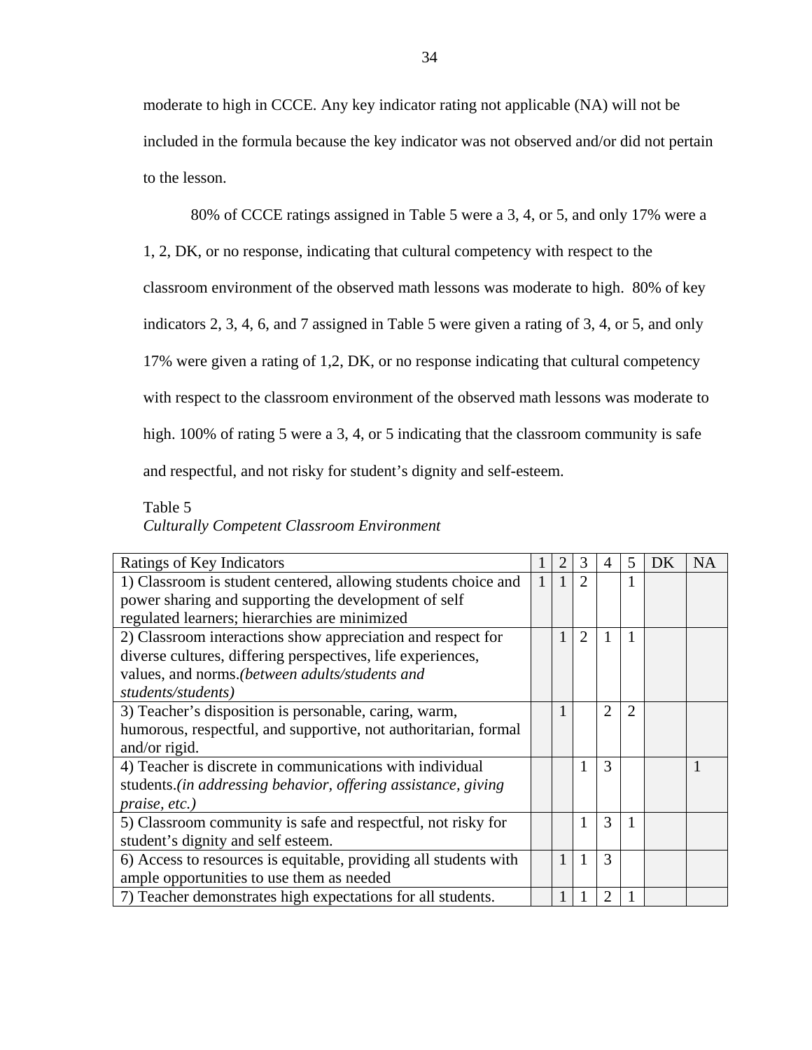moderate to high in CCCE. Any key indicator rating not applicable (NA) will not be included in the formula because the key indicator was not observed and/or did not pertain to the lesson.

80% of CCCE ratings assigned in Table 5 were a 3, 4, or 5, and only 17% were a 1, 2, DK, or no response, indicating that cultural competency with respect to the classroom environment of the observed math lessons was moderate to high. 80% of key indicators 2, 3, 4, 6, and 7 assigned in Table 5 were given a rating of 3, 4, or 5, and only 17% were given a rating of 1,2, DK, or no response indicating that cultural competency with respect to the classroom environment of the observed math lessons was moderate to high. 100% of rating 5 were a 3, 4, or 5 indicating that the classroom community is safe and respectful, and not risky for student's dignity and self-esteem.

Table 5
*Culturally Competent Classroom Environment*

| Ratings of Key Indicators | 1 | 2 | 3 | 4 | 5 | DK | NA |
|---|---|---|---|---|---|---|---|
| 1) Classroom is student centered, allowing students choice and power sharing and supporting the development of self regulated learners; hierarchies are minimized | 1 | 1 | 2 | | 1 | | |
| 2) Classroom interactions show appreciation and respect for diverse cultures, differing perspectives, life experiences, values, and norms.*(between adults/students and students/students)* | | 1 | 2 | 1 | 1 | | |
| 3) Teacher's disposition is personable, caring, warm, humorous, respectful, and supportive, not authoritarian, formal and/or rigid. | | 1 | | 2 | 2 | | |
| 4) Teacher is discrete in communications with individual students.*(in addressing behavior, offering assistance, giving praise, etc.)* | | | 1 | 3 | | | 1 |
| 5) Classroom community is safe and respectful, not risky for student's dignity and self esteem. | | | 1 | 3 | 1 | | |
| 6) Access to resources is equitable, providing all students with ample opportunities to use them as needed | | 1 | 1 | 3 | | | |
| 7) Teacher demonstrates high expectations for all students. | | 1 | 1 | 2 | 1 | | |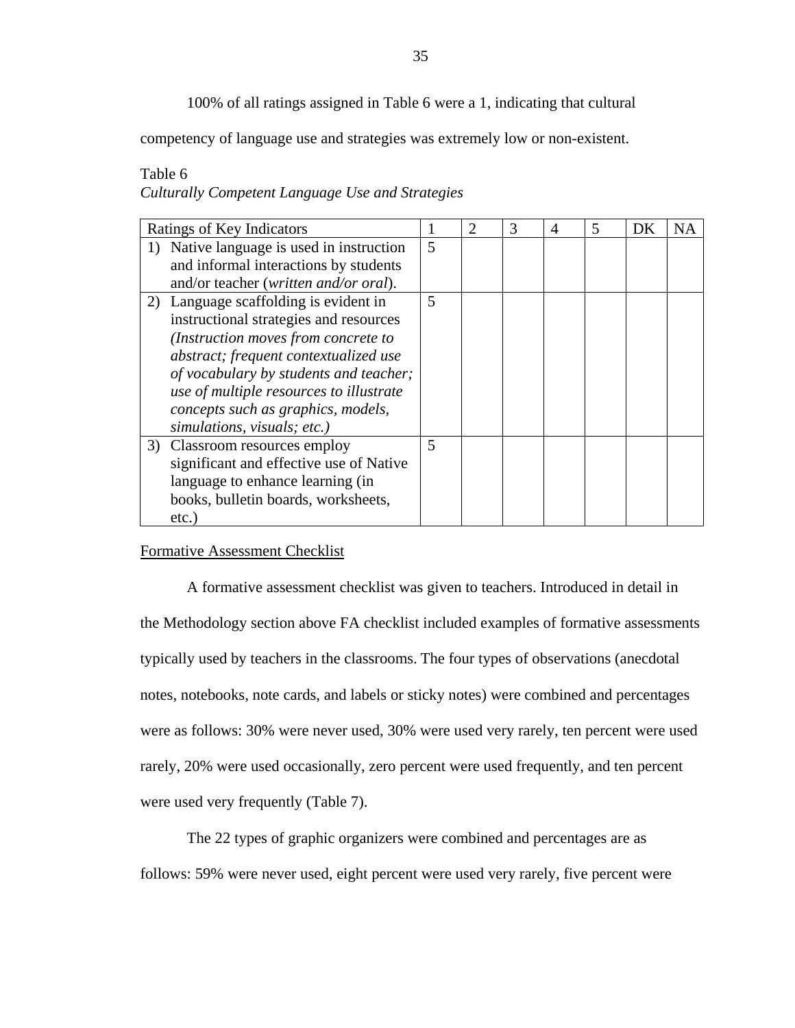100% of all ratings assigned in Table 6 were a 1, indicating that cultural competency of language use and strategies was extremely low or non-existent.

Table 6
*Culturally Competent Language Use and Strategies*

| Ratings of Key Indicators | 1 | 2 | 3 | 4 | 5 | DK | NA |
|---|---|---|---|---|---|---|---|
| 1) Native language is used in instruction and informal interactions by students and/or teacher (*written and/or oral*). | 5 | | | | | | |
| 2) Language scaffolding is evident in instructional strategies and resources *(Instruction moves from concrete to abstract; frequent contextualized use of vocabulary by students and teacher; use of multiple resources to illustrate concepts such as graphics, models, simulations, visuals; etc.)* | 5 | | | | | | |
| 3) Classroom resources employ significant and effective use of Native language to enhance learning (in books, bulletin boards, worksheets, etc.) | 5 | | | | | | |

Formative Assessment Checklist

A formative assessment checklist was given to teachers. Introduced in detail in the Methodology section above FA checklist included examples of formative assessments typically used by teachers in the classrooms. The four types of observations (anecdotal notes, notebooks, note cards, and labels or sticky notes) were combined and percentages were as follows: 30% were never used, 30% were used very rarely, ten percent were used rarely, 20% were used occasionally, zero percent were used frequently, and ten percent were used very frequently (Table 7).

The 22 types of graphic organizers were combined and percentages are as follows: 59% were never used, eight percent were used very rarely, five percent were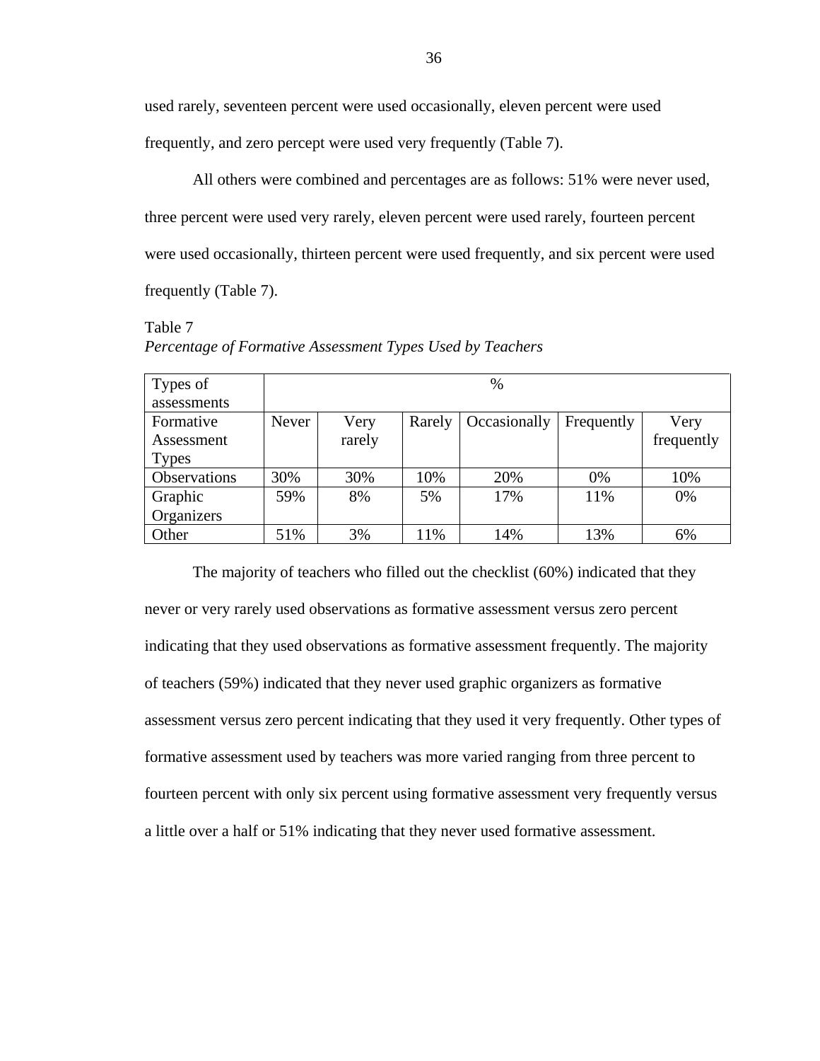used rarely, seventeen percent were used occasionally, eleven percent were used frequently, and zero percept were used very frequently (Table 7).

All others were combined and percentages are as follows: 51% were never used, three percent were used very rarely, eleven percent were used rarely, fourteen percent were used occasionally, thirteen percent were used frequently, and six percent were used frequently (Table 7).

Table 7
*Percentage of Formative Assessment Types Used by Teachers*

| Types of assessments | % | | | | | |
|---|---|---|---|---|---|---|
| Formative Assessment Types | Never | Very rarely | Rarely | Occasionally | Frequently | Very frequently |
| Observations | 30% | 30% | 10% | 20% | 0% | 10% |
| Graphic Organizers | 59% | 8% | 5% | 17% | 11% | 0% |
| Other | 51% | 3% | 11% | 14% | 13% | 6% |

The majority of teachers who filled out the checklist (60%) indicated that they never or very rarely used observations as formative assessment versus zero percent indicating that they used observations as formative assessment frequently. The majority of teachers (59%) indicated that they never used graphic organizers as formative assessment versus zero percent indicating that they used it very frequently. Other types of formative assessment used by teachers was more varied ranging from three percent to fourteen percent with only six percent using formative assessment very frequently versus a little over a half or 51% indicating that they never used formative assessment.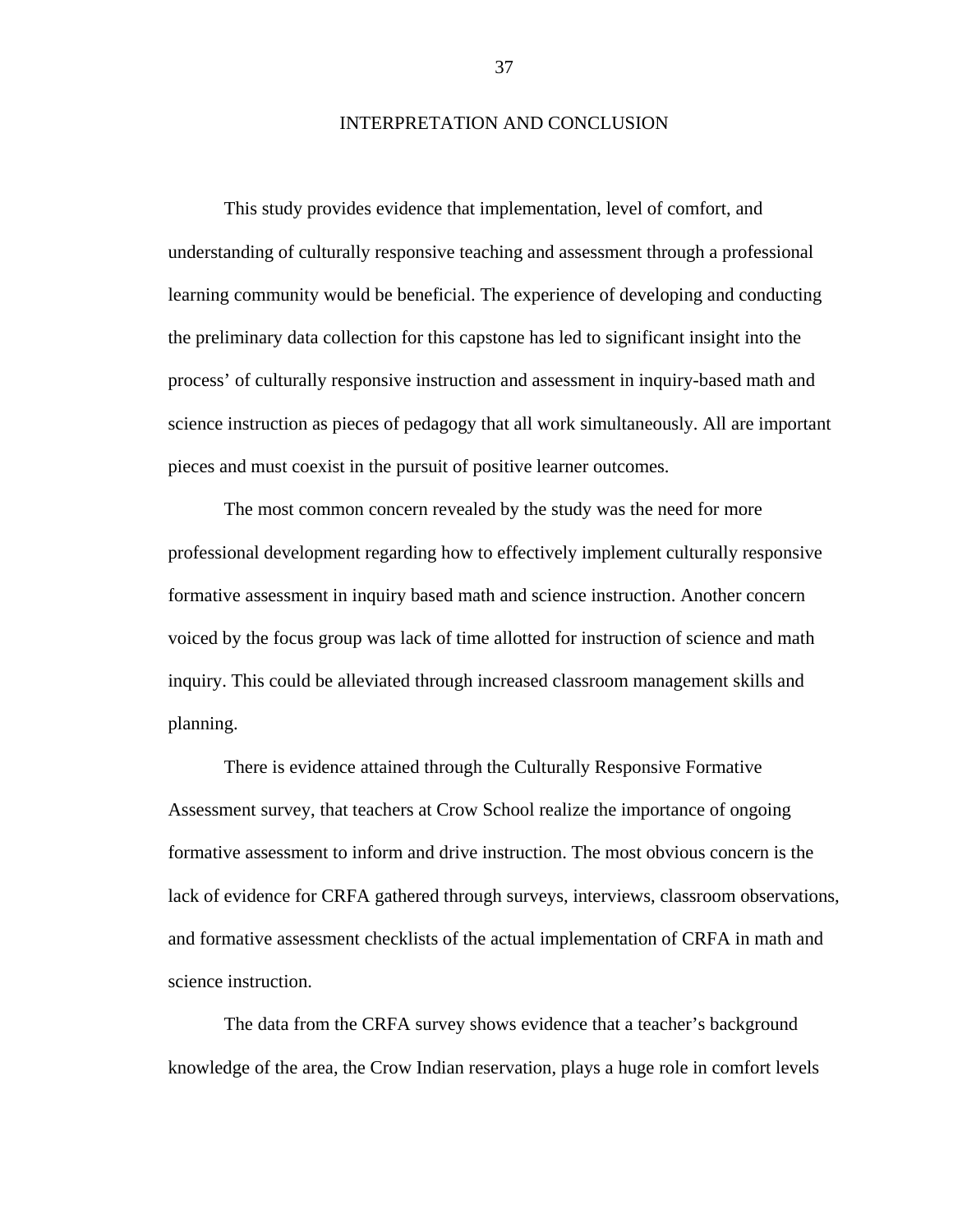# INTERPRETATION AND CONCLUSION

This study provides evidence that implementation, level of comfort, and understanding of culturally responsive teaching and assessment through a professional learning community would be beneficial. The experience of developing and conducting the preliminary data collection for this capstone has led to significant insight into the process' of culturally responsive instruction and assessment in inquiry-based math and science instruction as pieces of pedagogy that all work simultaneously. All are important pieces and must coexist in the pursuit of positive learner outcomes.

The most common concern revealed by the study was the need for more professional development regarding how to effectively implement culturally responsive formative assessment in inquiry based math and science instruction. Another concern voiced by the focus group was lack of time allotted for instruction of science and math inquiry. This could be alleviated through increased classroom management skills and planning.

There is evidence attained through the Culturally Responsive Formative Assessment survey, that teachers at Crow School realize the importance of ongoing formative assessment to inform and drive instruction. The most obvious concern is the lack of evidence for CRFA gathered through surveys, interviews, classroom observations, and formative assessment checklists of the actual implementation of CRFA in math and science instruction.

The data from the CRFA survey shows evidence that a teacher's background knowledge of the area, the Crow Indian reservation, plays a huge role in comfort levels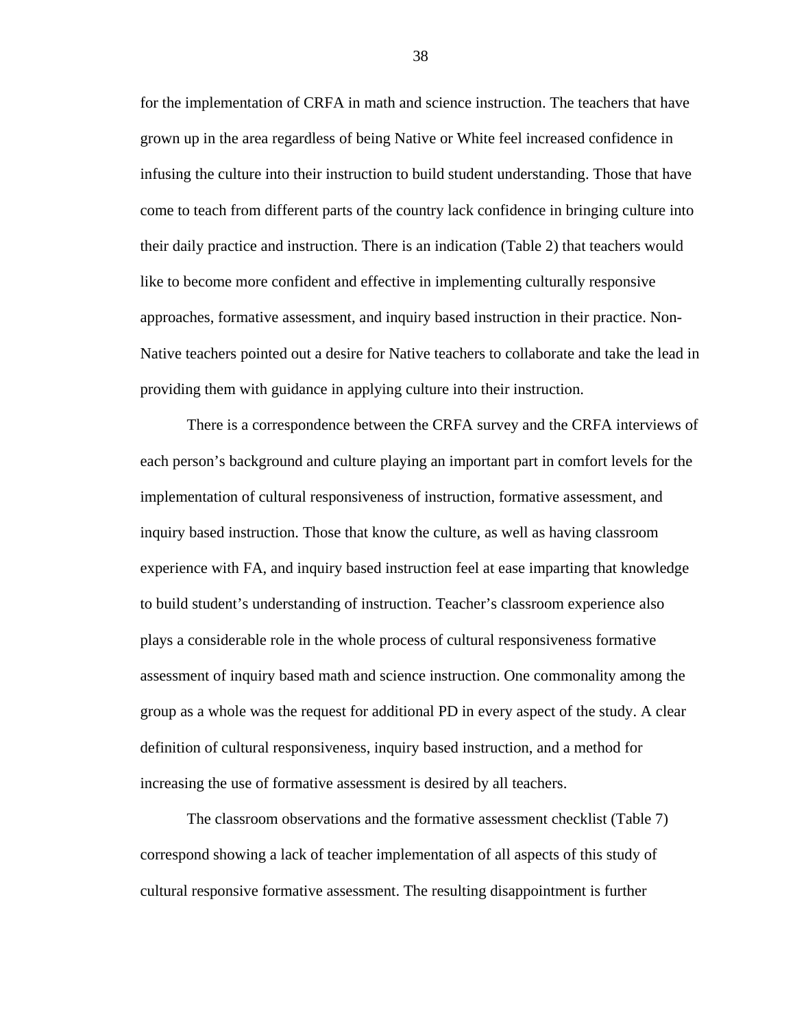for the implementation of CRFA in math and science instruction. The teachers that have grown up in the area regardless of being Native or White feel increased confidence in infusing the culture into their instruction to build student understanding. Those that have come to teach from different parts of the country lack confidence in bringing culture into their daily practice and instruction. There is an indication (Table 2) that teachers would like to become more confident and effective in implementing culturally responsive approaches, formative assessment, and inquiry based instruction in their practice. Non-Native teachers pointed out a desire for Native teachers to collaborate and take the lead in providing them with guidance in applying culture into their instruction.

There is a correspondence between the CRFA survey and the CRFA interviews of each person's background and culture playing an important part in comfort levels for the implementation of cultural responsiveness of instruction, formative assessment, and inquiry based instruction. Those that know the culture, as well as having classroom experience with FA, and inquiry based instruction feel at ease imparting that knowledge to build student's understanding of instruction. Teacher's classroom experience also plays a considerable role in the whole process of cultural responsiveness formative assessment of inquiry based math and science instruction. One commonality among the group as a whole was the request for additional PD in every aspect of the study. A clear definition of cultural responsiveness, inquiry based instruction, and a method for increasing the use of formative assessment is desired by all teachers.

The classroom observations and the formative assessment checklist (Table 7) correspond showing a lack of teacher implementation of all aspects of this study of cultural responsive formative assessment. The resulting disappointment is further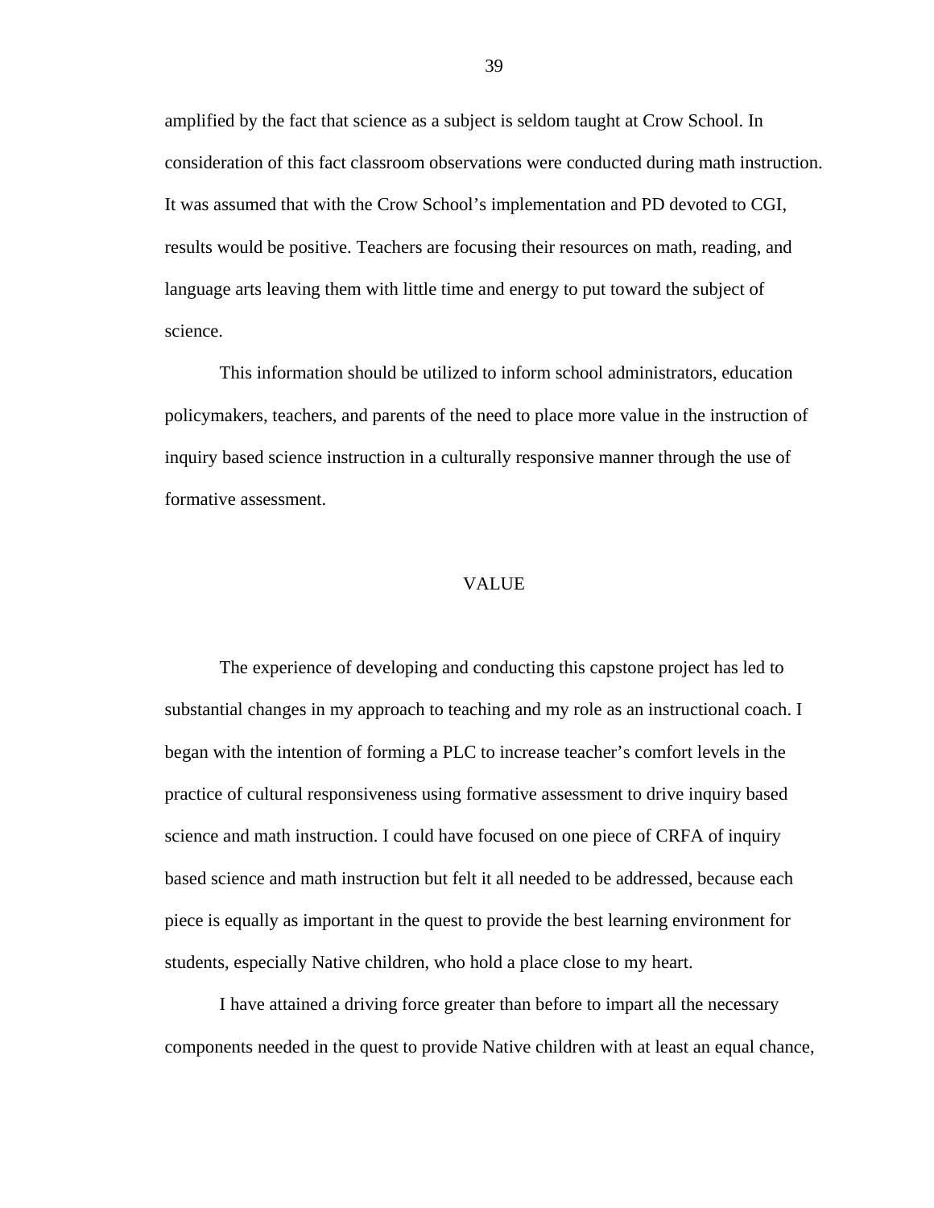amplified by the fact that science as a subject is seldom taught at Crow School. In consideration of this fact classroom observations were conducted during math instruction. It was assumed that with the Crow School's implementation and PD devoted to CGI, results would be positive. Teachers are focusing their resources on math, reading, and language arts leaving them with little time and energy to put toward the subject of science.

This information should be utilized to inform school administrators, education policymakers, teachers, and parents of the need to place more value in the instruction of inquiry based science instruction in a culturally responsive manner through the use of formative assessment.

## VALUE

The experience of developing and conducting this capstone project has led to substantial changes in my approach to teaching and my role as an instructional coach. I began with the intention of forming a PLC to increase teacher's comfort levels in the practice of cultural responsiveness using formative assessment to drive inquiry based science and math instruction. I could have focused on one piece of CRFA of inquiry based science and math instruction but felt it all needed to be addressed, because each piece is equally as important in the quest to provide the best learning environment for students, especially Native children, who hold a place close to my heart.

I have attained a driving force greater than before to impart all the necessary components needed in the quest to provide Native children with at least an equal chance,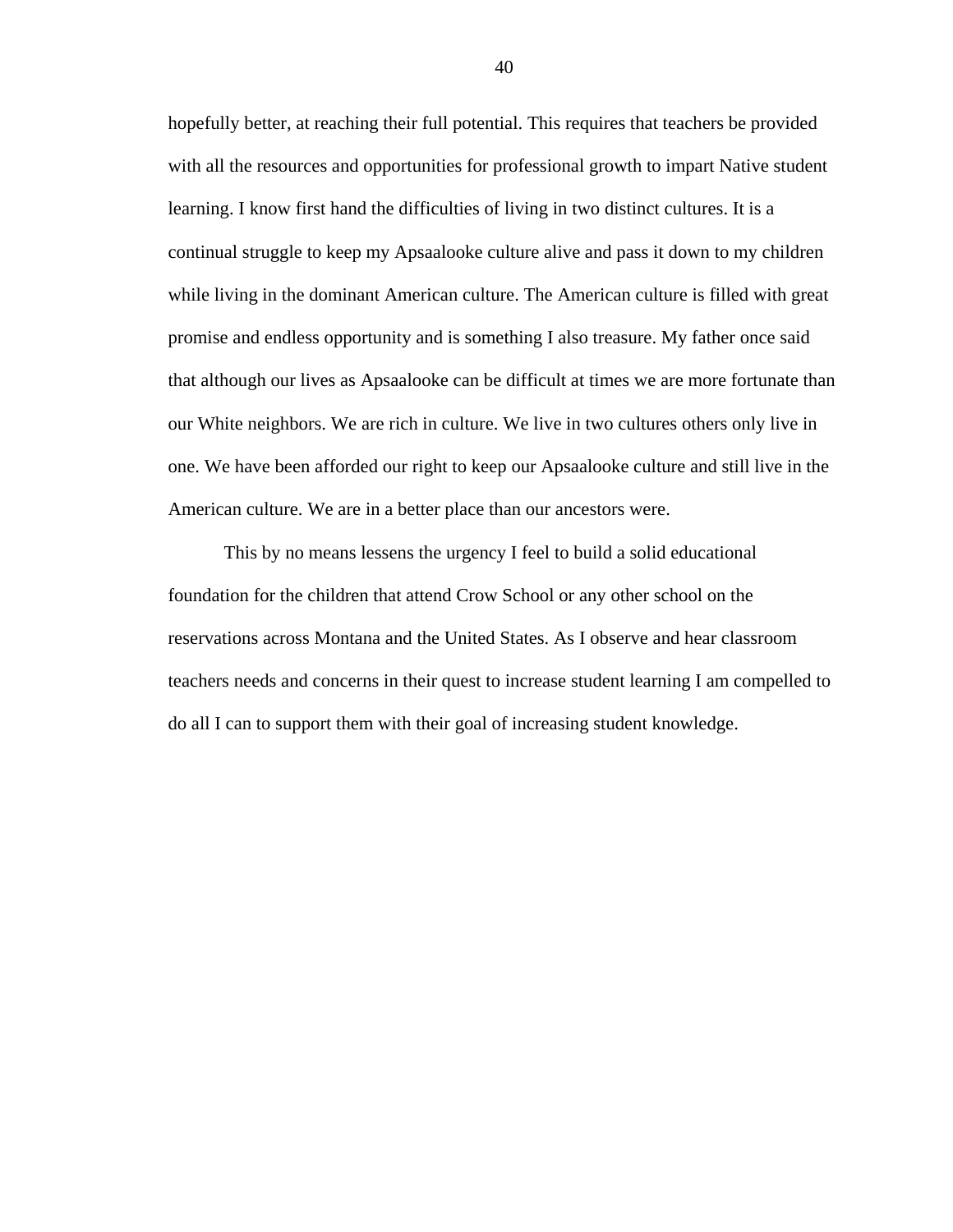hopefully better, at reaching their full potential. This requires that teachers be provided with all the resources and opportunities for professional growth to impart Native student learning. I know first hand the difficulties of living in two distinct cultures. It is a continual struggle to keep my Apsaalooke culture alive and pass it down to my children while living in the dominant American culture. The American culture is filled with great promise and endless opportunity and is something I also treasure. My father once said that although our lives as Apsaalooke can be difficult at times we are more fortunate than our White neighbors. We are rich in culture. We live in two cultures others only live in one. We have been afforded our right to keep our Apsaalooke culture and still live in the American culture. We are in a better place than our ancestors were.

This by no means lessens the urgency I feel to build a solid educational foundation for the children that attend Crow School or any other school on the reservations across Montana and the United States. As I observe and hear classroom teachers needs and concerns in their quest to increase student learning I am compelled to do all I can to support them with their goal of increasing student knowledge.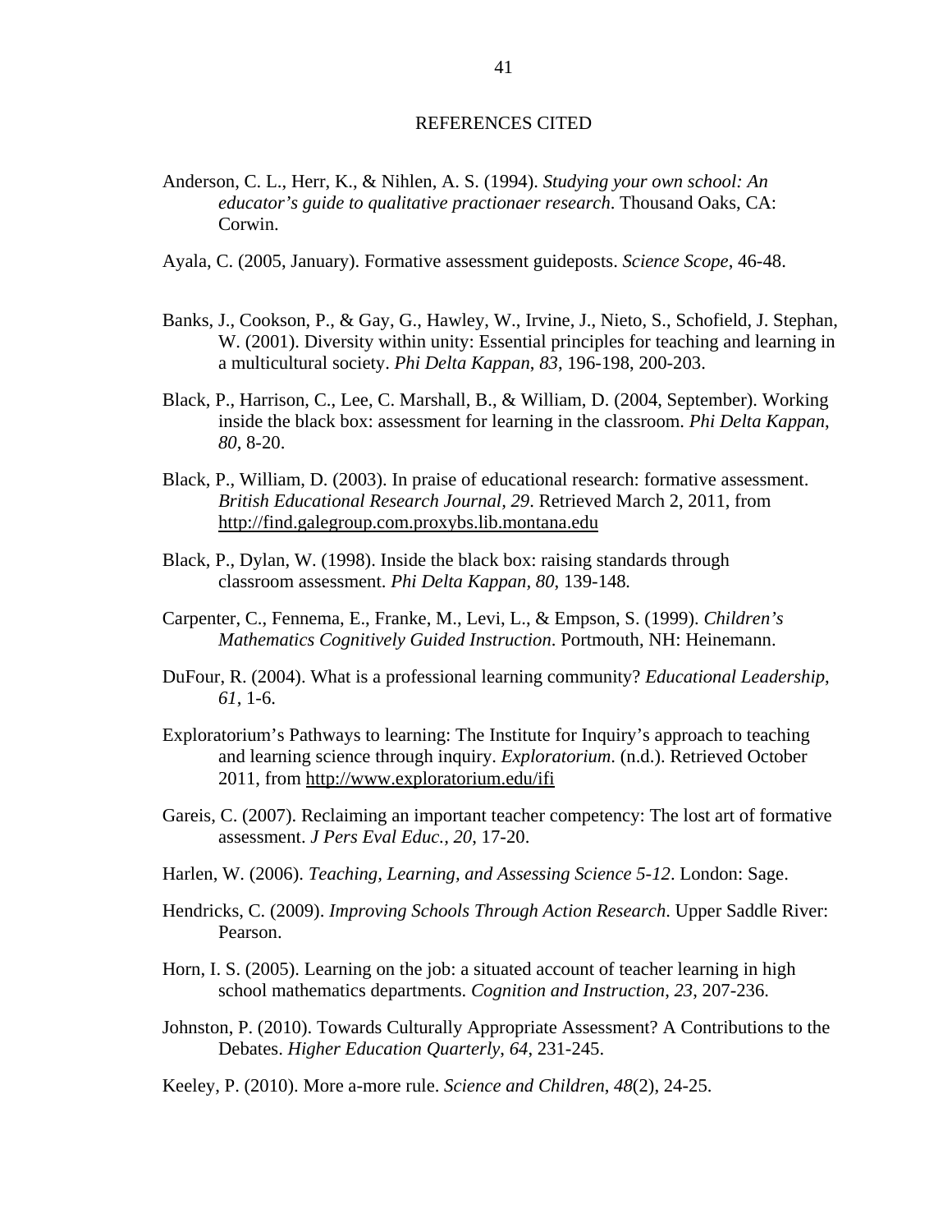# REFERENCES CITED

Anderson, C. L., Herr, K., & Nihlen, A. S. (1994). *Studying your own school: An educator's guide to qualitative practionaer research*. Thousand Oaks, CA: Corwin.

Ayala, C. (2005, January). Formative assessment guideposts. *Science Scope*, 46-48.

Banks, J., Cookson, P., & Gay, G., Hawley, W., Irvine, J., Nieto, S., Schofield, J. Stephan, W. (2001). Diversity within unity: Essential principles for teaching and learning in a multicultural society. *Phi Delta Kappan*, *83*, 196-198, 200-203.

Black, P., Harrison, C., Lee, C. Marshall, B., & William, D. (2004, September). Working inside the black box: assessment for learning in the classroom. *Phi Delta Kappan*, *80*, 8-20.

Black, P., William, D. (2003). In praise of educational research: formative assessment. *British Educational Research Journal*, *29*. Retrieved March 2, 2011, from http://find.galegroup.com.proxybs.lib.montana.edu

Black, P., Dylan, W. (1998). Inside the black box: raising standards through classroom assessment. *Phi Delta Kappan, 80*, 139-148.

Carpenter, C., Fennema, E., Franke, M., Levi, L., & Empson, S. (1999). *Children's Mathematics Cognitively Guided Instruction*. Portmouth, NH: Heinemann.

DuFour, R. (2004). What is a professional learning community? *Educational Leadership*, *61*, 1-6.

Exploratorium's Pathways to learning: The Institute for Inquiry's approach to teaching and learning science through inquiry. *Exploratorium*. (n.d.). Retrieved October 2011, from http://www.exploratorium.edu/ifi

Gareis, C. (2007). Reclaiming an important teacher competency: The lost art of formative assessment. *J Pers Eval Educ.*, *20*, 17-20.

Harlen, W. (2006). *Teaching, Learning, and Assessing Science 5-12*. London: Sage.

Hendricks, C. (2009). *Improving Schools Through Action Research*. Upper Saddle River: Pearson.

Horn, I. S. (2005). Learning on the job: a situated account of teacher learning in high school mathematics departments. *Cognition and Instruction*, *23*, 207-236.

Johnston, P. (2010). Towards Culturally Appropriate Assessment? A Contributions to the Debates. *Higher Education Quarterly*, *64*, 231-245.

Keeley, P. (2010). More a-more rule. *Science and Children*, *48*(2), 24-25.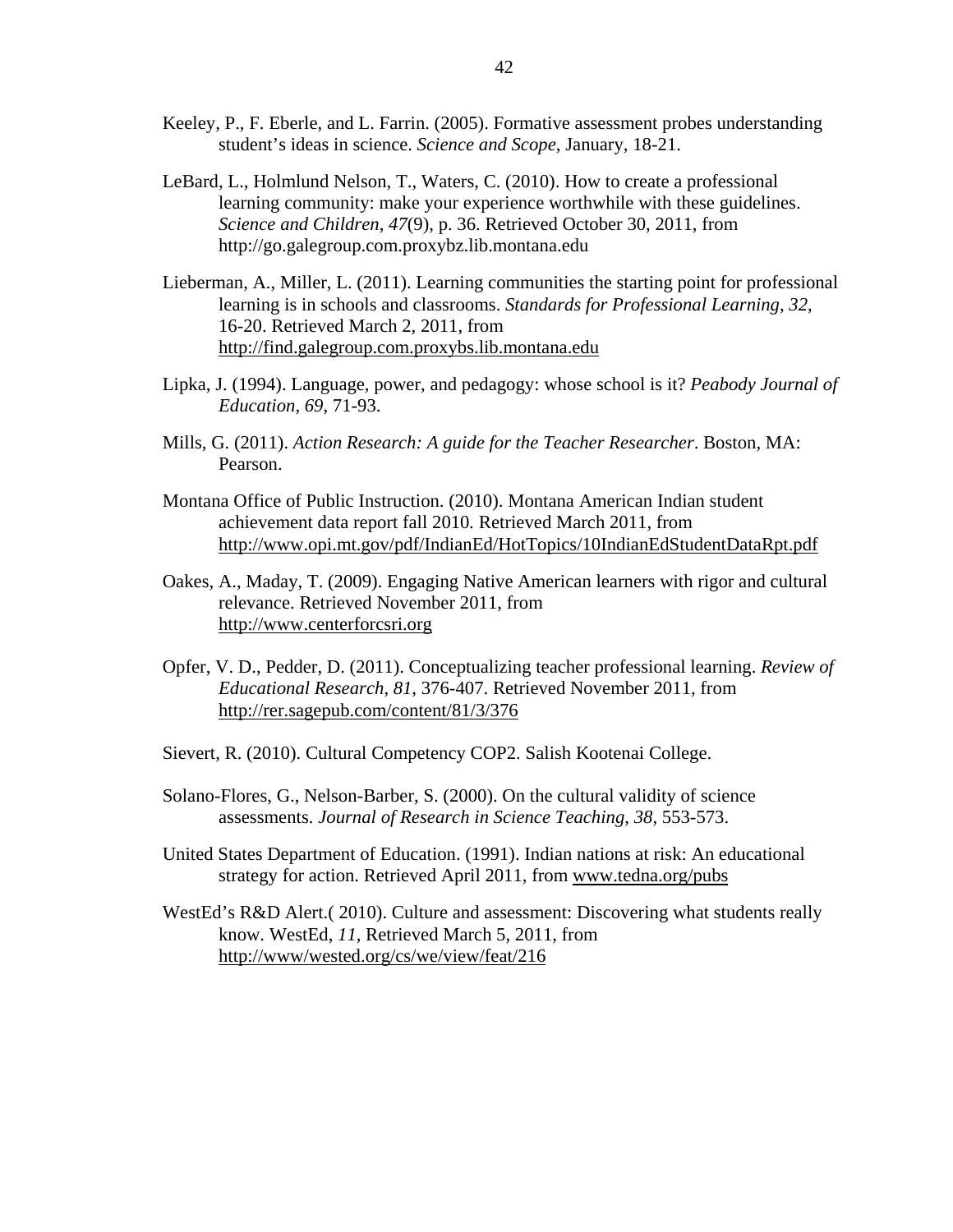Keeley, P., F. Eberle, and L. Farrin. (2005). Formative assessment probes understanding student's ideas in science. *Science and Scope*, January, 18-21.

LeBard, L., Holmlund Nelson, T., Waters, C. (2010). How to create a professional learning community: make your experience worthwhile with these guidelines. *Science and Children*, *47*(9), p. 36. Retrieved October 30, 2011, from http://go.galegroup.com.proxybz.lib.montana.edu

Lieberman, A., Miller, L. (2011). Learning communities the starting point for professional learning is in schools and classrooms. *Standards for Professional Learning*, *32*, 16-20. Retrieved March 2, 2011, from http://find.galegroup.com.proxybs.lib.montana.edu

Lipka, J. (1994). Language, power, and pedagogy: whose school is it? *Peabody Journal of Education*, *69*, 71-93.

Mills, G. (2011). *Action Research: A guide for the Teacher Researcher*. Boston, MA: Pearson.

Montana Office of Public Instruction. (2010). Montana American Indian student achievement data report fall 2010. Retrieved March 2011, from http://www.opi.mt.gov/pdf/IndianEd/HotTopics/10IndianEdStudentDataRpt.pdf

Oakes, A., Maday, T. (2009). Engaging Native American learners with rigor and cultural relevance. Retrieved November 2011, from http://www.centerforcsri.org

Opfer, V. D., Pedder, D. (2011). Conceptualizing teacher professional learning. *Review of Educational Research*, *81*, 376-407. Retrieved November 2011, from http://rer.sagepub.com/content/81/3/376

Sievert, R. (2010). Cultural Competency COP2. Salish Kootenai College.

Solano-Flores, G., Nelson-Barber, S. (2000). On the cultural validity of science assessments. *Journal of Research in Science Teaching*, *38*, 553-573.

United States Department of Education. (1991). Indian nations at risk: An educational strategy for action. Retrieved April 2011, from www.tedna.org/pubs

WestEd's R&D Alert.( 2010). Culture and assessment: Discovering what students really know. WestEd, *11*, Retrieved March 5, 2011, from http://www/wested.org/cs/we/view/feat/216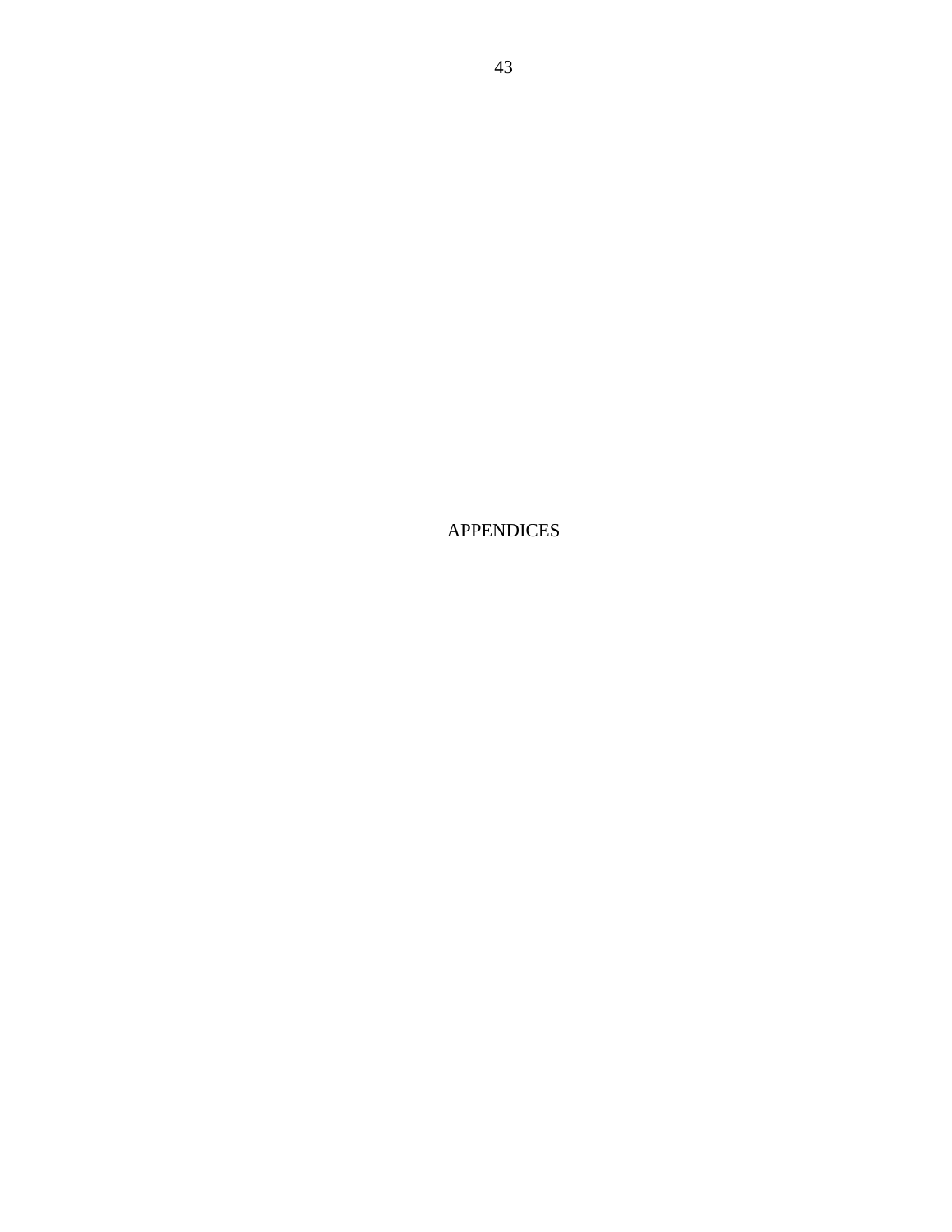# APPENDICES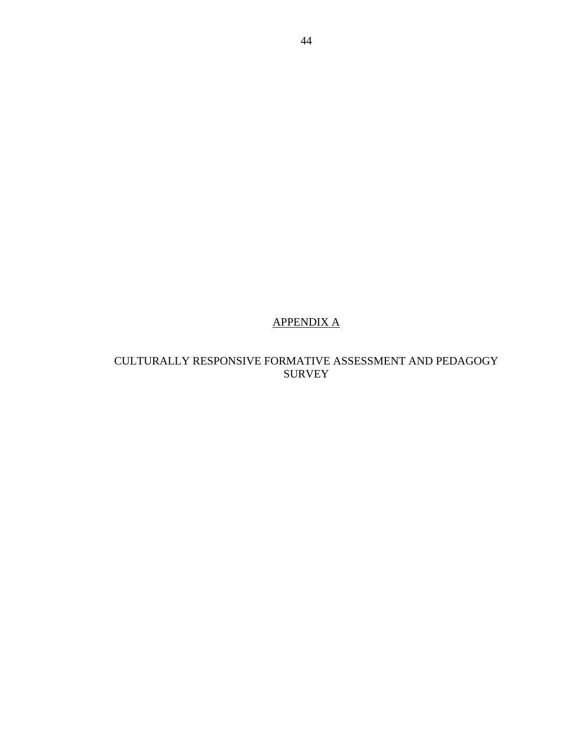# APPENDIX A

## CULTURALLY RESPONSIVE FORMATIVE ASSESSMENT AND PEDAGOGY SURVEY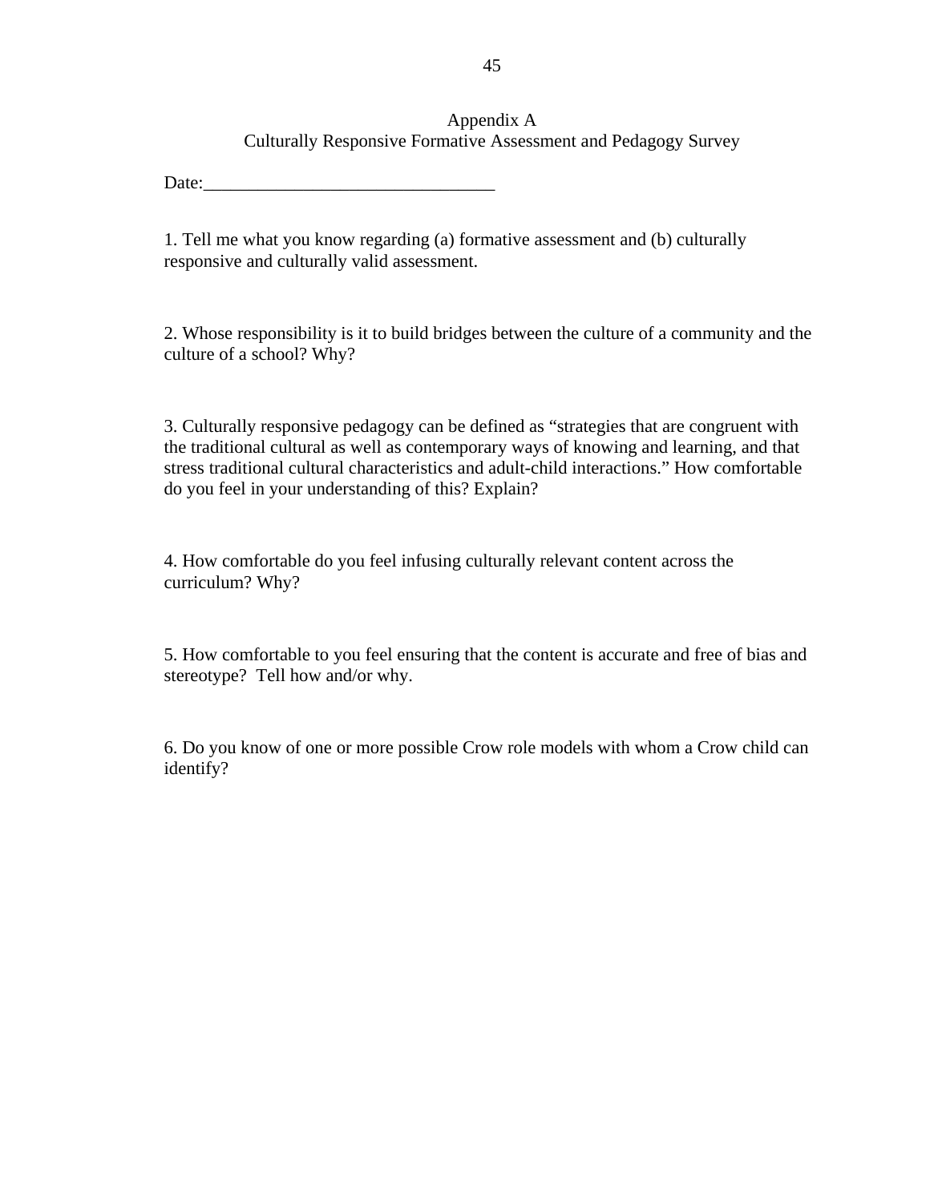# Appendix A
## Culturally Responsive Formative Assessment and Pedagogy Survey

Date:________________________________

1. Tell me what you know regarding (a) formative assessment and (b) culturally responsive and culturally valid assessment.

2. Whose responsibility is it to build bridges between the culture of a community and the culture of a school? Why?

3. Culturally responsive pedagogy can be defined as "strategies that are congruent with the traditional cultural as well as contemporary ways of knowing and learning, and that stress traditional cultural characteristics and adult-child interactions." How comfortable do you feel in your understanding of this? Explain?

4. How comfortable do you feel infusing culturally relevant content across the curriculum? Why?

5. How comfortable to you feel ensuring that the content is accurate and free of bias and stereotype? Tell how and/or why.

6. Do you know of one or more possible Crow role models with whom a Crow child can identify?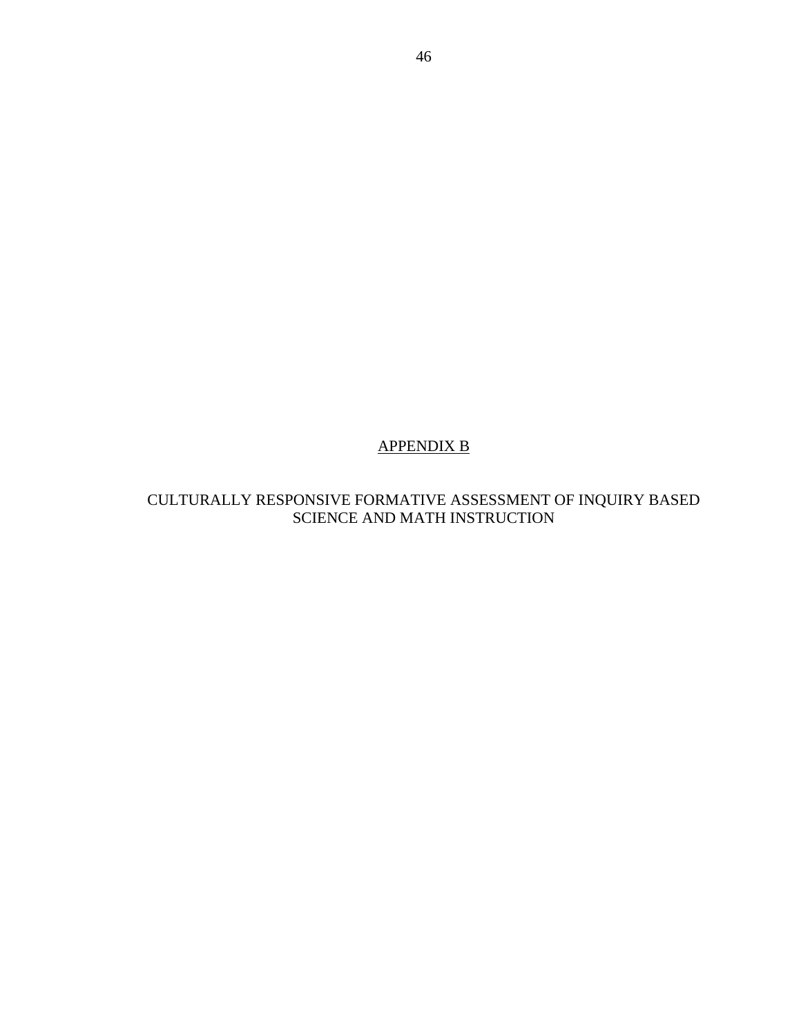# APPENDIX B

## CULTURALLY RESPONSIVE FORMATIVE ASSESSMENT OF INQUIRY BASED SCIENCE AND MATH INSTRUCTION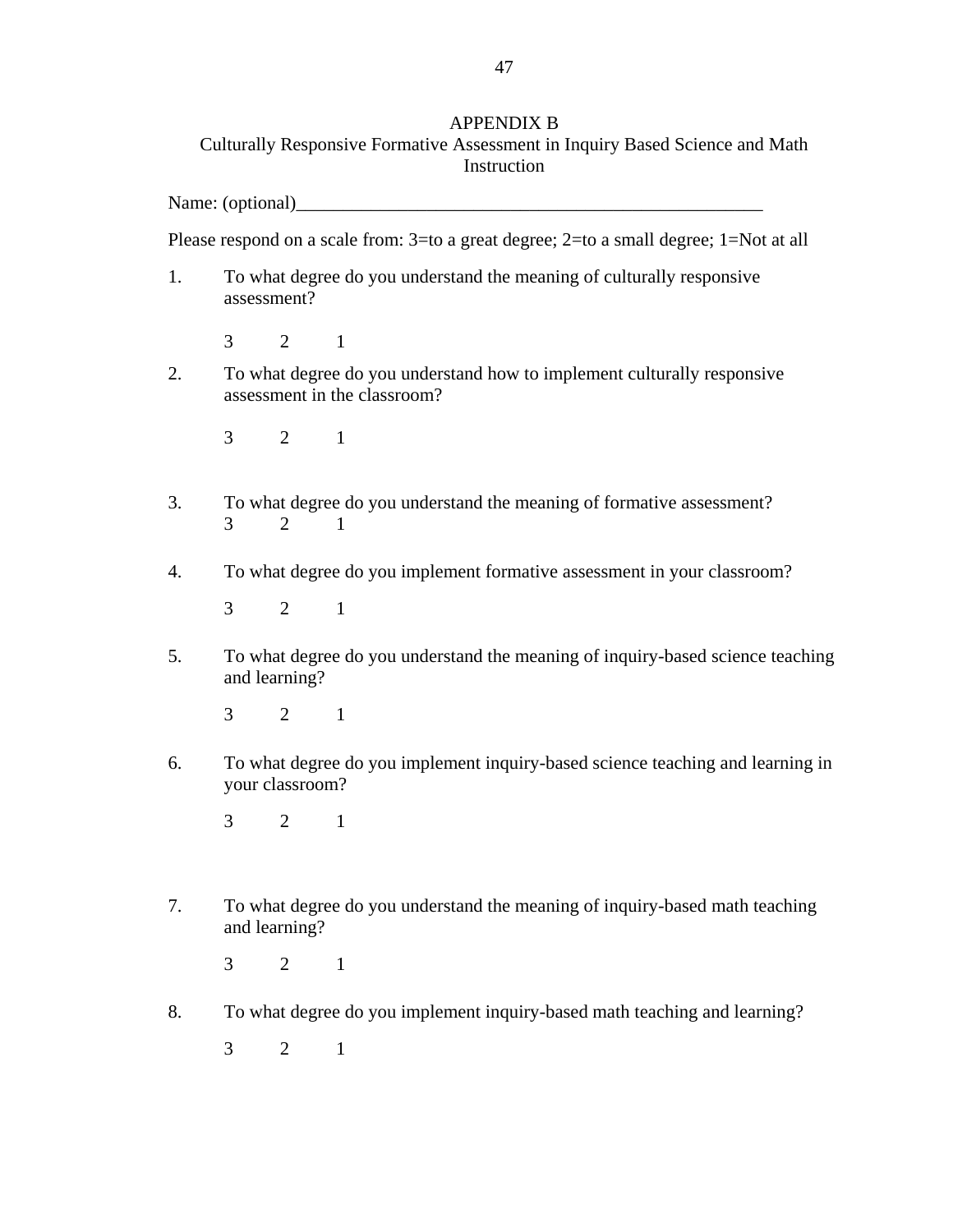# APPENDIX B

## Culturally Responsive Formative Assessment in Inquiry Based Science and Math Instruction

Name: (optional)_____________________________________________________

Please respond on a scale from: 3=to a great degree; 2=to a small degree; 1=Not at all

1. To what degree do you understand the meaning of culturally responsive assessment?

   3 2 1

2. To what degree do you understand how to implement culturally responsive assessment in the classroom?

   3 2 1

3. To what degree do you understand the meaning of formative assessment?

   3 2 1

4. To what degree do you implement formative assessment in your classroom?

   3 2 1

5. To what degree do you understand the meaning of inquiry-based science teaching and learning?

   3 2 1

6. To what degree do you implement inquiry-based science teaching and learning in your classroom?

   3 2 1

7. To what degree do you understand the meaning of inquiry-based math teaching and learning?

   3 2 1

8. To what degree do you implement inquiry-based math teaching and learning?

   3 2 1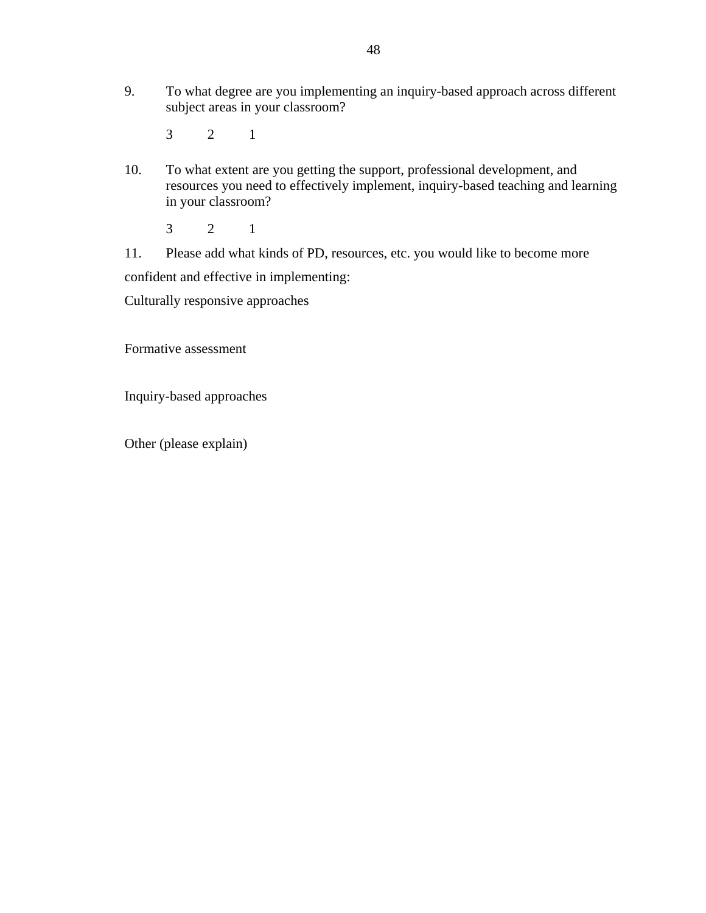9. To what degree are you implementing an inquiry-based approach across different subject areas in your classroom?

   3 2 1

10. To what extent are you getting the support, professional development, and resources you need to effectively implement, inquiry-based teaching and learning in your classroom?

    3 2 1

11. Please add what kinds of PD, resources, etc. you would like to become more confident and effective in implementing:

Culturally responsive approaches

Formative assessment

Inquiry-based approaches

Other (please explain)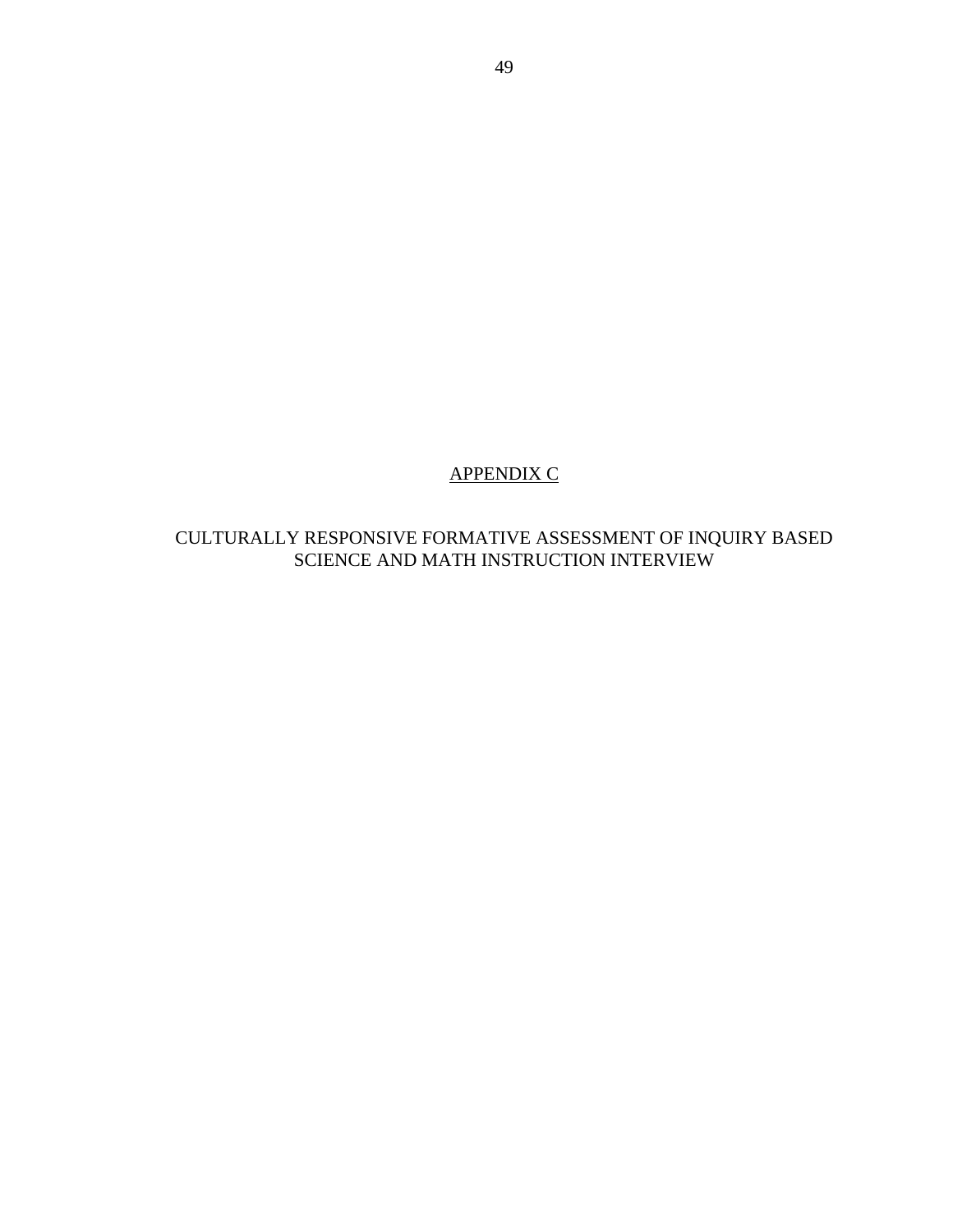# APPENDIX C

## CULTURALLY RESPONSIVE FORMATIVE ASSESSMENT OF INQUIRY BASED SCIENCE AND MATH INSTRUCTION INTERVIEW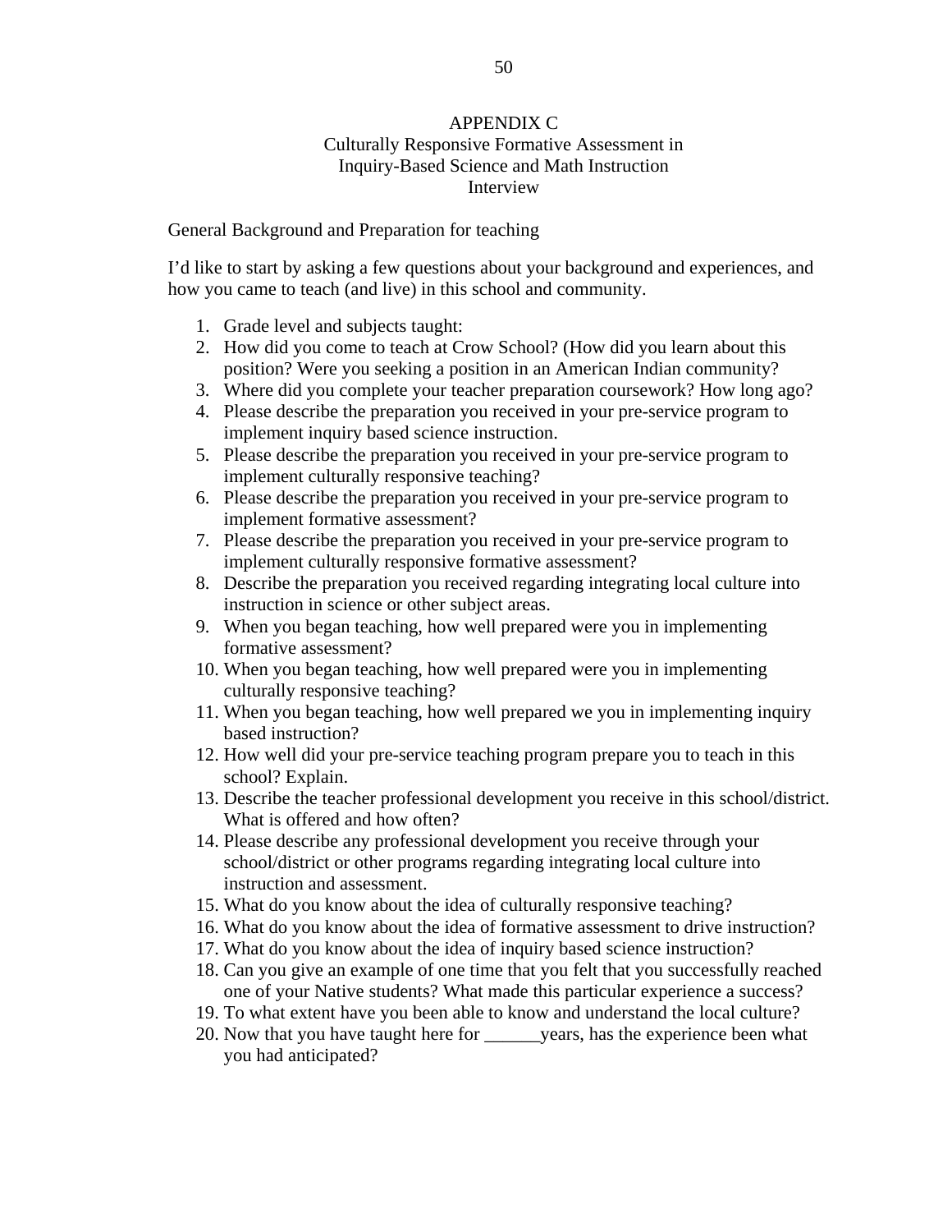# APPENDIX C

## Culturally Responsive Formative Assessment in Inquiry-Based Science and Math Instruction Interview

General Background and Preparation for teaching

I'd like to start by asking a few questions about your background and experiences, and how you came to teach (and live) in this school and community.

1. Grade level and subjects taught:
2. How did you come to teach at Crow School? (How did you learn about this position? Were you seeking a position in an American Indian community?
3. Where did you complete your teacher preparation coursework? How long ago?
4. Please describe the preparation you received in your pre-service program to implement inquiry based science instruction.
5. Please describe the preparation you received in your pre-service program to implement culturally responsive teaching?
6. Please describe the preparation you received in your pre-service program to implement formative assessment?
7. Please describe the preparation you received in your pre-service program to implement culturally responsive formative assessment?
8. Describe the preparation you received regarding integrating local culture into instruction in science or other subject areas.
9. When you began teaching, how well prepared were you in implementing formative assessment?
10. When you began teaching, how well prepared were you in implementing culturally responsive teaching?
11. When you began teaching, how well prepared we you in implementing inquiry based instruction?
12. How well did your pre-service teaching program prepare you to teach in this school? Explain.
13. Describe the teacher professional development you receive in this school/district. What is offered and how often?
14. Please describe any professional development you receive through your school/district or other programs regarding integrating local culture into instruction and assessment.
15. What do you know about the idea of culturally responsive teaching?
16. What do you know about the idea of formative assessment to drive instruction?
17. What do you know about the idea of inquiry based science instruction?
18. Can you give an example of one time that you felt that you successfully reached one of your Native students? What made this particular experience a success?
19. To what extent have you been able to know and understand the local culture?
20. Now that you have taught here for ______years, has the experience been what you had anticipated?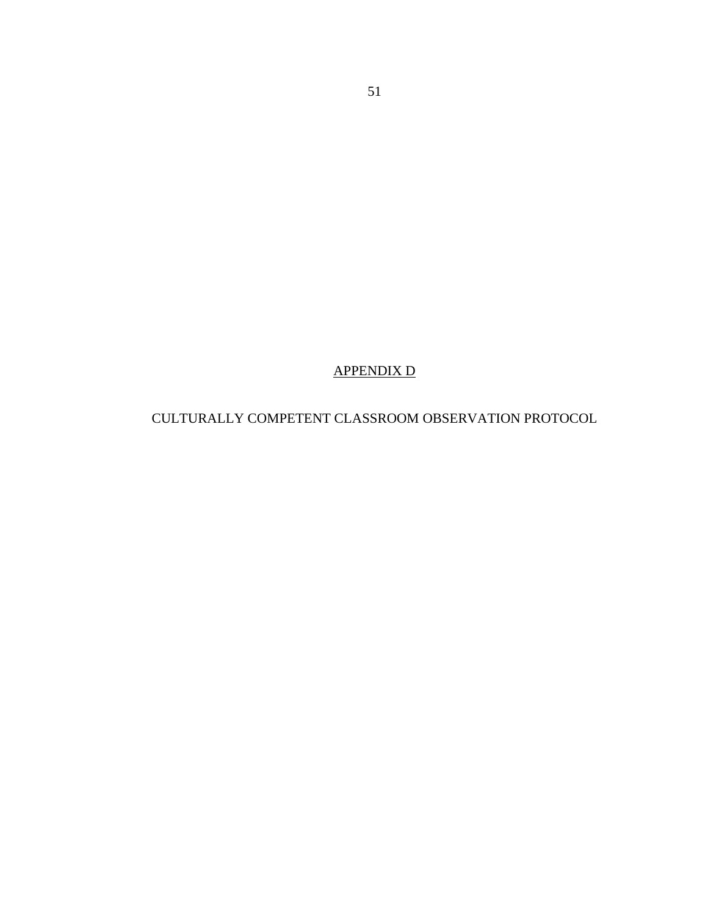# APPENDIX D

## CULTURALLY COMPETENT CLASSROOM OBSERVATION PROTOCOL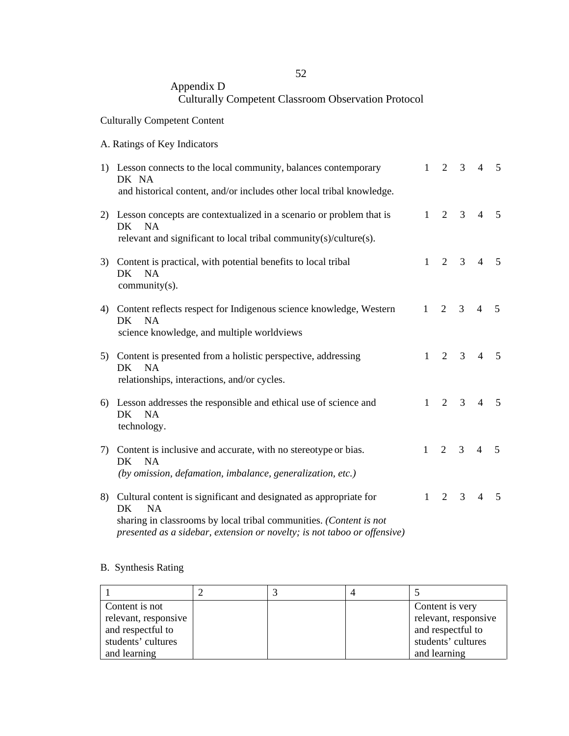# Appendix D
## Culturally Competent Classroom Observation Protocol

Culturally Competent Content

A. Ratings of Key Indicators

| | Indicator | Rating |
|---|---|---|
| 1) | Lesson connects to the local community, balances contemporary and historical content, and/or includes other local tribal knowledge. | 1 2 3 4 5 DK NA |
| 2) | Lesson concepts are contextualized in a scenario or problem that is relevant and significant to local tribal community(s)/culture(s). | 1 2 3 4 5 DK NA |
| 3) | Content is practical, with potential benefits to local tribal community(s). | 1 2 3 4 5 DK NA |
| 4) | Content reflects respect for Indigenous science knowledge, Western science knowledge, and multiple worldviews | 1 2 3 4 5 DK NA |
| 5) | Content is presented from a holistic perspective, addressing relationships, interactions, and/or cycles. | 1 2 3 4 5 DK NA |
| 6) | Lesson addresses the responsible and ethical use of science and technology. | 1 2 3 4 5 DK NA |
| 7) | Content is inclusive and accurate, with no stereotype or bias. *(by omission, defamation, imbalance, generalization, etc.)* | 1 2 3 4 5 DK NA |
| 8) | Cultural content is significant and designated as appropriate for sharing in classrooms by local tribal communities. *(Content is not presented as a sidebar, extension or novelty; is not taboo or offensive)* | 1 2 3 4 5 DK NA |

B. Synthesis Rating

| 1 | 2 | 3 | 4 | 5 |
|---|---|---|---|---|
| Content is not relevant, responsive and respectful to students' cultures and learning | | | | Content is very relevant, responsive and respectful to students' cultures and learning |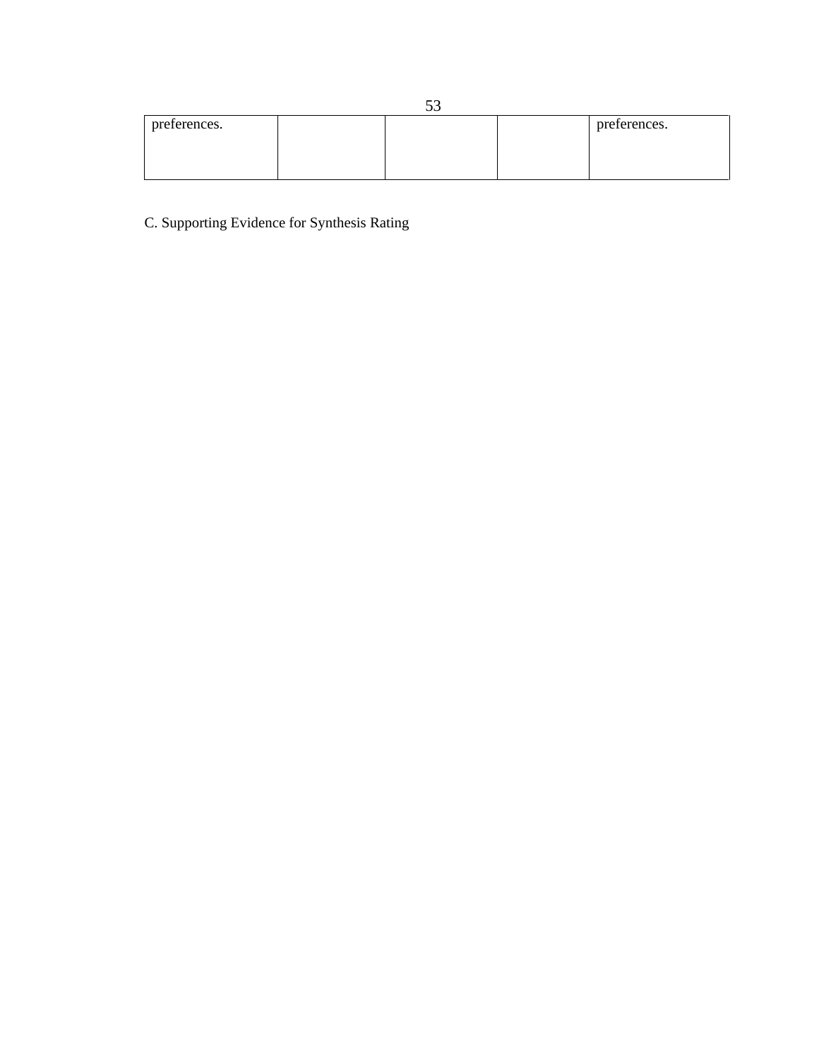| | | | | |
|---|---|---|---|---|
| preferences. | | | | preferences. |

C. Supporting Evidence for Synthesis Rating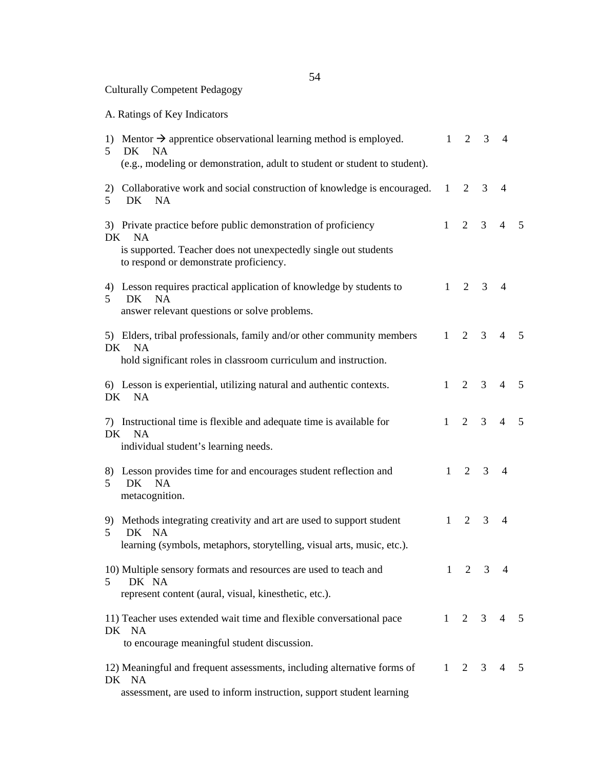Culturally Competent Pedagogy

A. Ratings of Key Indicators

1) Mentor → apprentice observational learning method is employed. 1 2 3 4 5 DK NA
(e.g., modeling or demonstration, adult to student or student to student).

2) Collaborative work and social construction of knowledge is encouraged. 1 2 3 4 5 DK NA

3) Private practice before public demonstration of proficiency is supported. Teacher does not unexpectedly single out students to respond or demonstrate proficiency. 1 2 3 4 5 DK NA

4) Lesson requires practical application of knowledge by students to answer relevant questions or solve problems. 1 2 3 4 5 DK NA

5) Elders, tribal professionals, family and/or other community members hold significant roles in classroom curriculum and instruction. 1 2 3 4 5 DK NA

6) Lesson is experiential, utilizing natural and authentic contexts. 1 2 3 4 5 DK NA

7) Instructional time is flexible and adequate time is available for individual student's learning needs. 1 2 3 4 5 DK NA

8) Lesson provides time for and encourages student reflection and metacognition. 1 2 3 4 5 DK NA

9) Methods integrating creativity and art are used to support student learning (symbols, metaphors, storytelling, visual arts, music, etc.). 1 2 3 4 5 DK NA

10) Multiple sensory formats and resources are used to teach and represent content (aural, visual, kinesthetic, etc.). 1 2 3 4 5 DK NA

11) Teacher uses extended wait time and flexible conversational pace to encourage meaningful student discussion. 1 2 3 4 5 DK NA

12) Meaningful and frequent assessments, including alternative forms of assessment, are used to inform instruction, support student learning 1 2 3 4 5 DK NA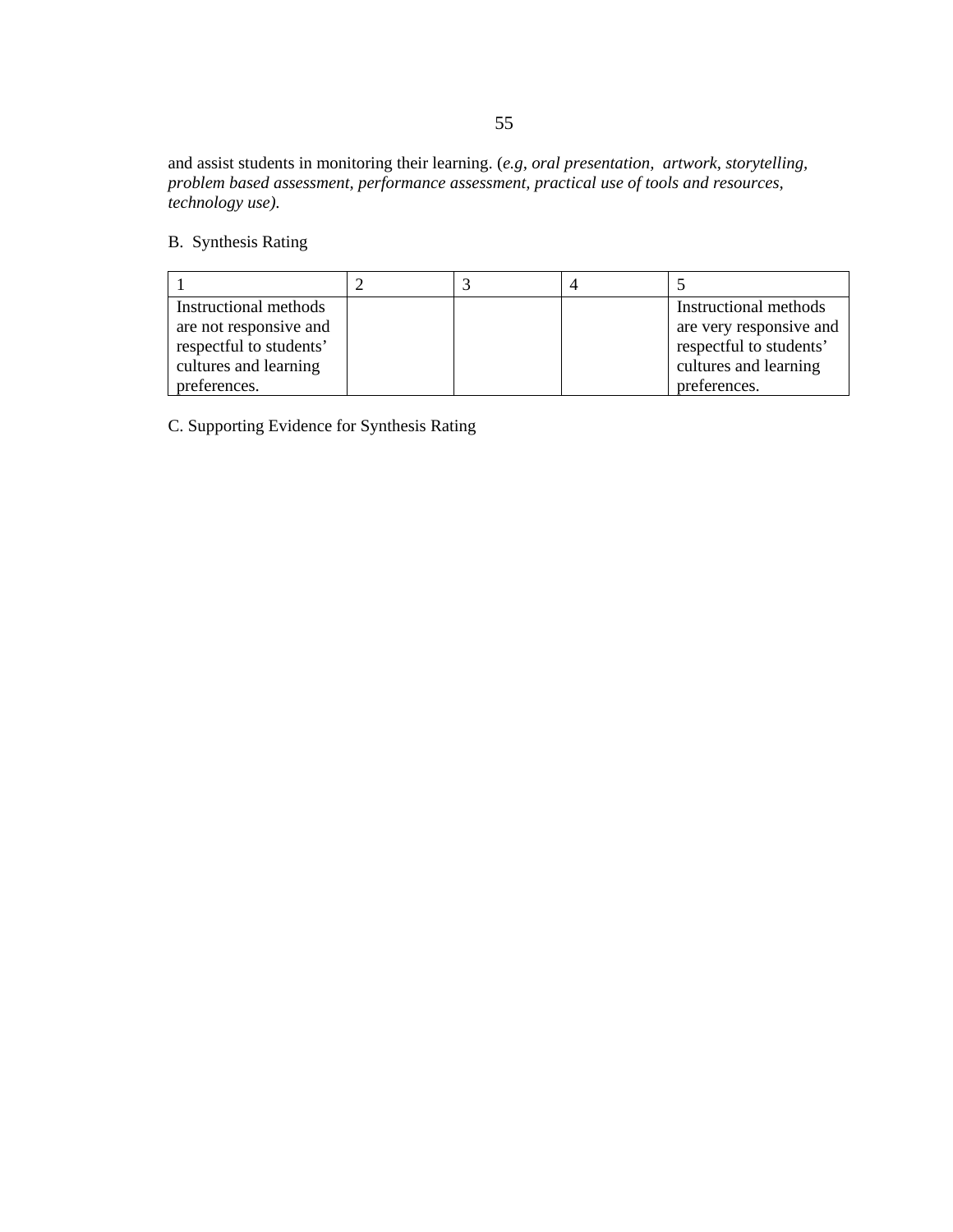and assist students in monitoring their learning. (*e.g, oral presentation, artwork, storytelling, problem based assessment, performance assessment, practical use of tools and resources, technology use).*

B. Synthesis Rating

| 1 | 2 | 3 | 4 | 5 |
|---|---|---|---|---|
| Instructional methods are not responsive and respectful to students' cultures and learning preferences. | | | | Instructional methods are very responsive and respectful to students' cultures and learning preferences. |

C. Supporting Evidence for Synthesis Rating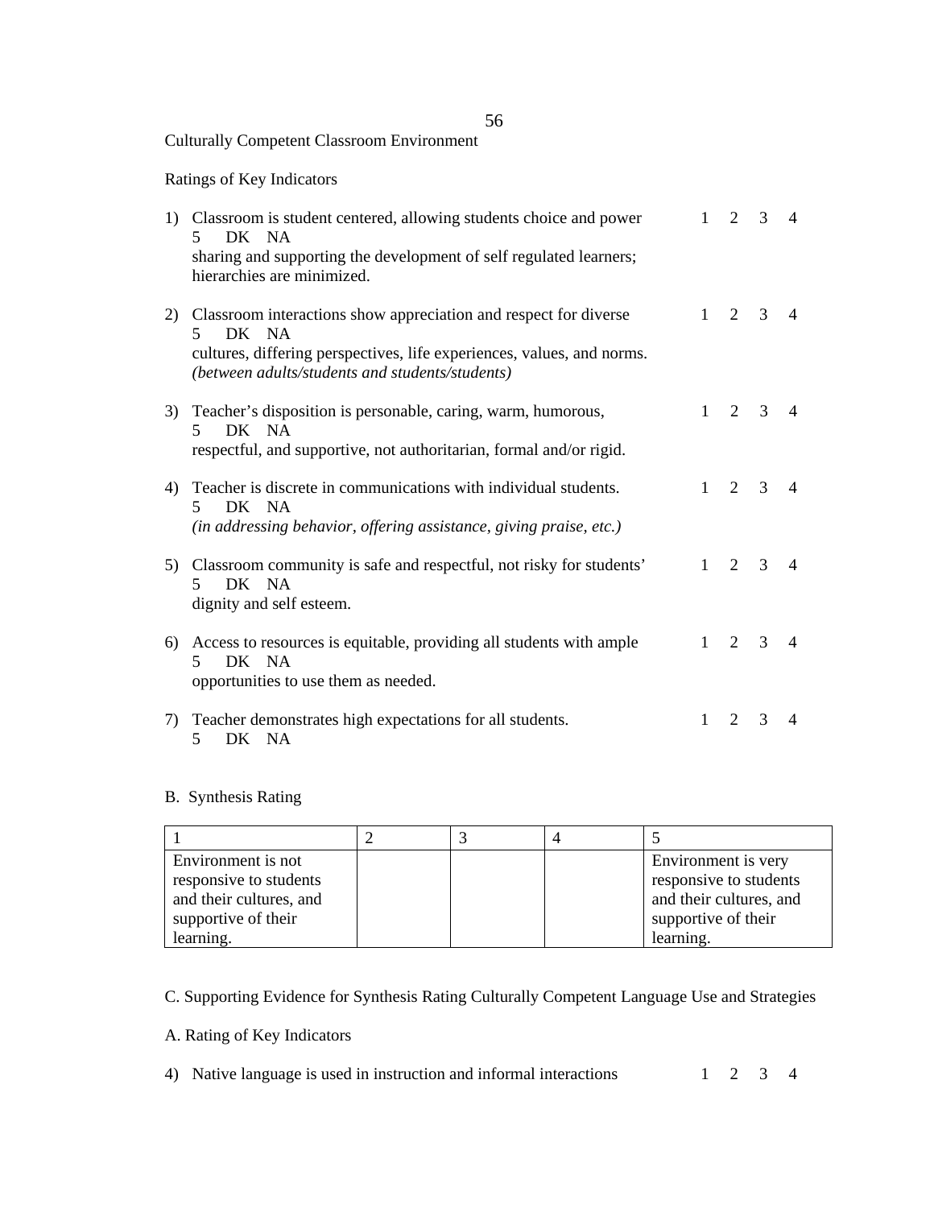Culturally Competent Classroom Environment

Ratings of Key Indicators

1) Classroom is student centered, allowing students choice and power sharing and supporting the development of self regulated learners; hierarchies are minimized. 1 2 3 4 5 DK NA

2) Classroom interactions show appreciation and respect for diverse cultures, differing perspectives, life experiences, values, and norms. *(between adults/students and students/students)* 1 2 3 4 5 DK NA

3) Teacher's disposition is personable, caring, warm, humorous, respectful, and supportive, not authoritarian, formal and/or rigid. 1 2 3 4 5 DK NA

4) Teacher is discrete in communications with individual students. *(in addressing behavior, offering assistance, giving praise, etc.)* 1 2 3 4 5 DK NA

5) Classroom community is safe and respectful, not risky for students' dignity and self esteem. 1 2 3 4 5 DK NA

6) Access to resources is equitable, providing all students with ample opportunities to use them as needed. 1 2 3 4 5 DK NA

7) Teacher demonstrates high expectations for all students. 1 2 3 4 5 DK NA

B. Synthesis Rating

| 1 | 2 | 3 | 4 | 5 |
|---|---|---|---|---|
| Environment is not responsive to students and their cultures, and supportive of their learning. | | | | Environment is very responsive to students and their cultures, and supportive of their learning. |

C. Supporting Evidence for Synthesis Rating Culturally Competent Language Use and Strategies

A. Rating of Key Indicators

4) Native language is used in instruction and informal interactions 1 2 3 4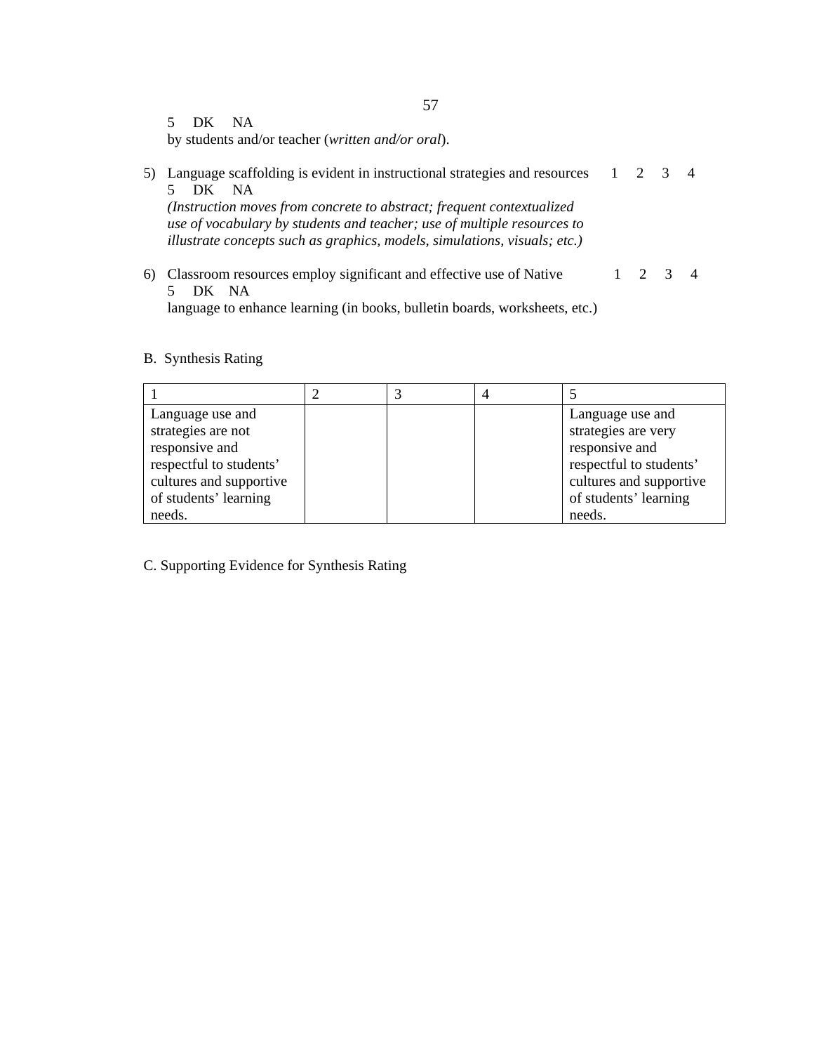5 DK NA
by students and/or teacher (*written and/or oral*).

5) Language scaffolding is evident in instructional strategies and resources 1 2 3 4 5 DK NA
   *(Instruction moves from concrete to abstract; frequent contextualized use of vocabulary by students and teacher; use of multiple resources to illustrate concepts such as graphics, models, simulations, visuals; etc.)*

6) Classroom resources employ significant and effective use of Native 1 2 3 4 5 DK NA
   language to enhance learning (in books, bulletin boards, worksheets, etc.)

B. Synthesis Rating

| 1 | 2 | 3 | 4 | 5 |
|---|---|---|---|---|
| Language use and strategies are not responsive and respectful to students' cultures and supportive of students' learning needs. | | | | Language use and strategies are very responsive and respectful to students' cultures and supportive of students' learning needs. |

C. Supporting Evidence for Synthesis Rating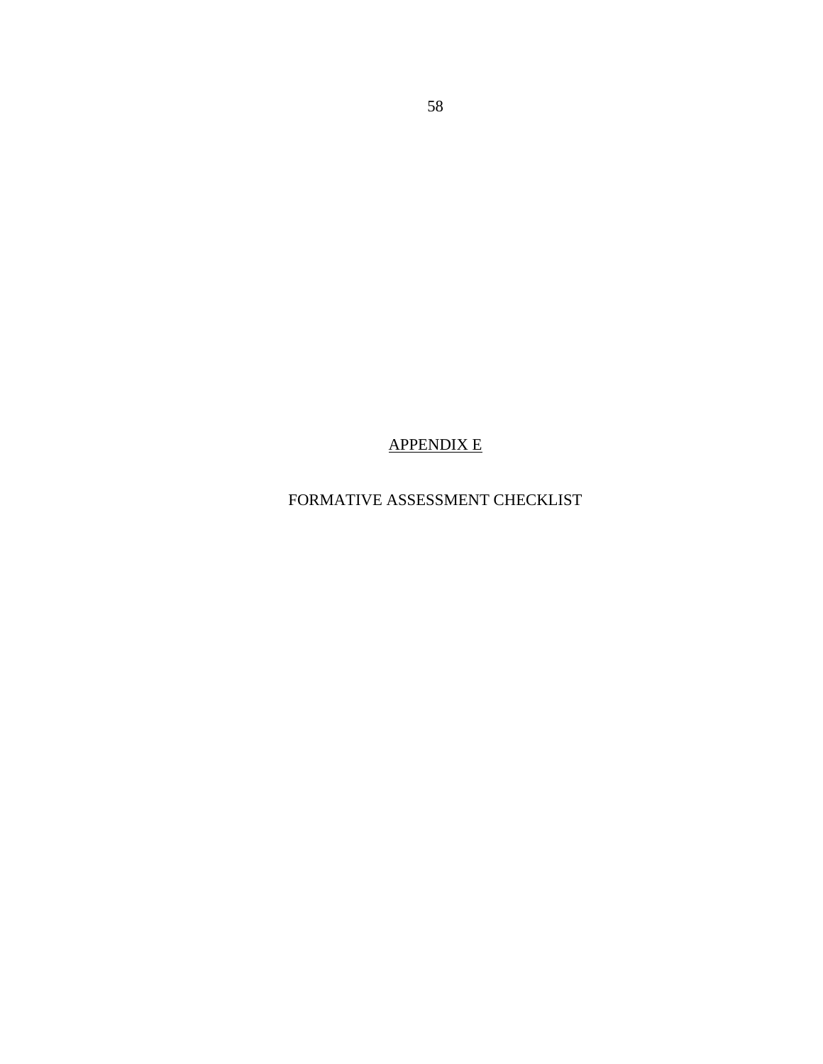# APPENDIX E

## FORMATIVE ASSESSMENT CHECKLIST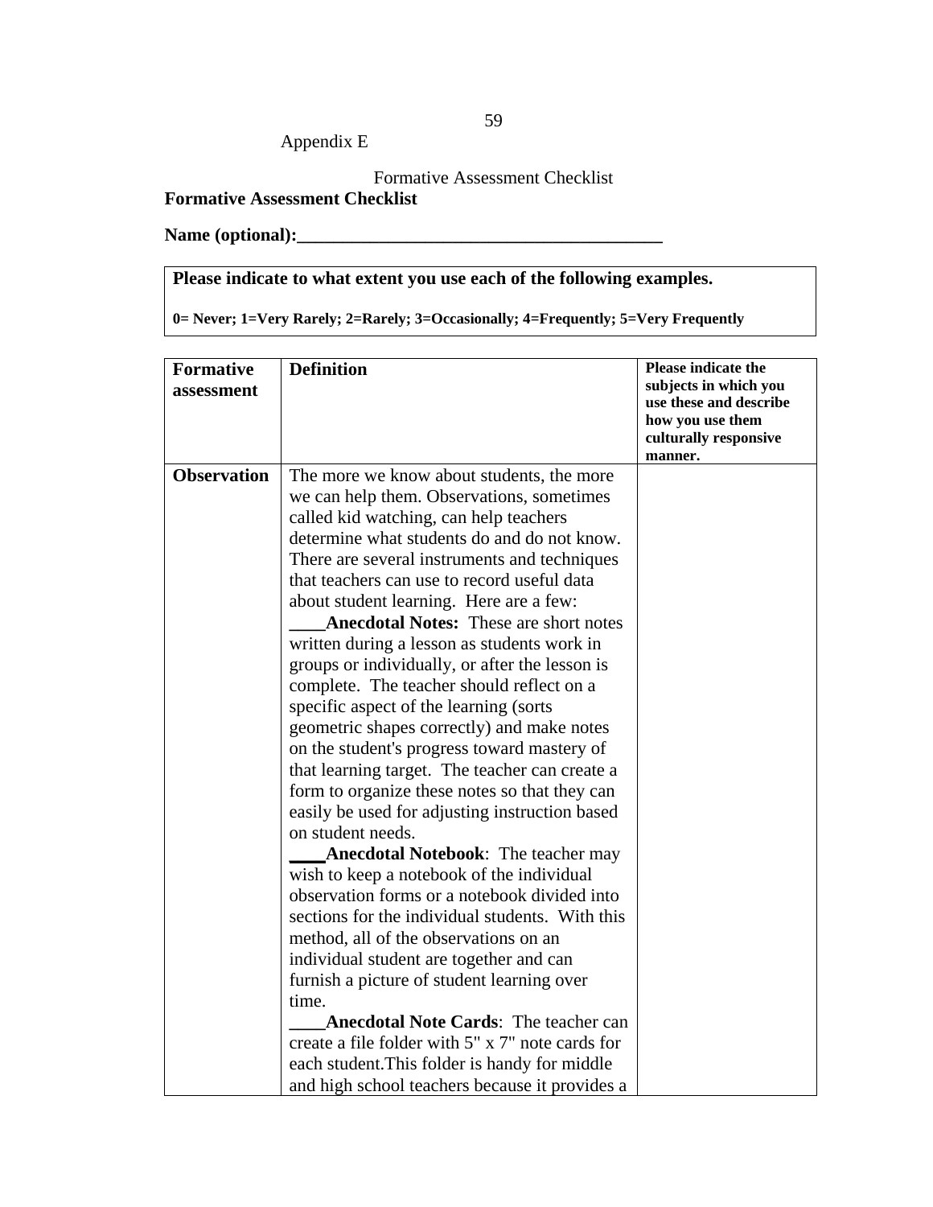Appendix E

Formative Assessment Checklist

**Formative Assessment Checklist**

**Name (optional):________________________________________**

| **Please indicate to what extent you use each of the following examples.** |
|---|
| **0= Never; 1=Very Rarely; 2=Rarely; 3=Occasionally; 4=Frequently; 5=Very Frequently** |

| **Formative assessment** | **Definition** | **Please indicate the subjects in which you use these and describe how you use them culturally responsive manner.** |
|---|---|---|
| **Observation** | The more we know about students, the more we can help them. Observations, sometimes called kid watching, can help teachers determine what students do and do not know. There are several instruments and techniques that teachers can use to record useful data about student learning. Here are a few: ____**Anecdotal Notes:** These are short notes written during a lesson as students work in groups or individually, or after the lesson is complete. The teacher should reflect on a specific aspect of the learning (sorts geometric shapes correctly) and make notes on the student's progress toward mastery of that learning target. The teacher can create a form to organize these notes so that they can easily be used for adjusting instruction based on student needs. ____**Anecdotal Notebook**: The teacher may wish to keep a notebook of the individual observation forms or a notebook divided into sections for the individual students. With this method, all of the observations on an individual student are together and can furnish a picture of student learning over time. ____**Anecdotal Note Cards**: The teacher can create a file folder with 5" x 7" note cards for each student.This folder is handy for middle and high school teachers because it provides a | |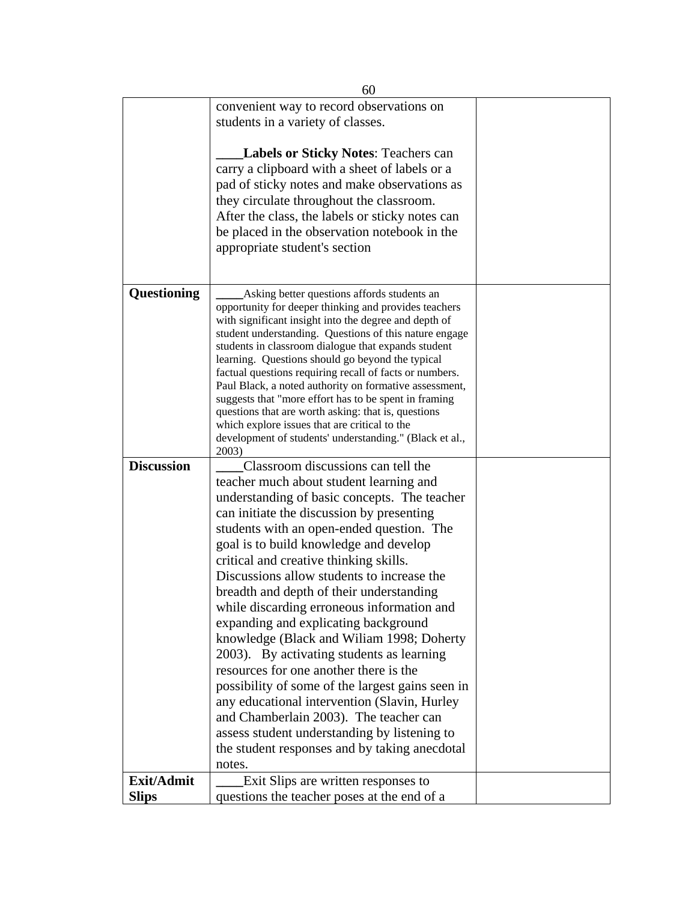| | | |
|---|---|---|
| | convenient way to record observations on students in a variety of classes.<br><br>____**Labels or Sticky Notes**: Teachers can carry a clipboard with a sheet of labels or a pad of sticky notes and make observations as they circulate throughout the classroom. After the class, the labels or sticky notes can be placed in the observation notebook in the appropriate student's section | |
| **Questioning** | ____Asking better questions affords students an opportunity for deeper thinking and provides teachers with significant insight into the degree and depth of student understanding. Questions of this nature engage students in classroom dialogue that expands student learning. Questions should go beyond the typical factual questions requiring recall of facts or numbers. Paul Black, a noted authority on formative assessment, suggests that "more effort has to be spent in framing questions that are worth asking: that is, questions which explore issues that are critical to the development of students' understanding." (Black et al., 2003) | |
| **Discussion** | ____Classroom discussions can tell the teacher much about student learning and understanding of basic concepts. The teacher can initiate the discussion by presenting students with an open-ended question. The goal is to build knowledge and develop critical and creative thinking skills. Discussions allow students to increase the breadth and depth of their understanding while discarding erroneous information and expanding and explicating background knowledge (Black and Wiliam 1998; Doherty 2003). By activating students as learning resources for one another there is the possibility of some of the largest gains seen in any educational intervention (Slavin, Hurley and Chamberlain 2003). The teacher can assess student understanding by listening to the student responses and by taking anecdotal notes. | |
| **Exit/Admit Slips** | ____Exit Slips are written responses to questions the teacher poses at the end of a | |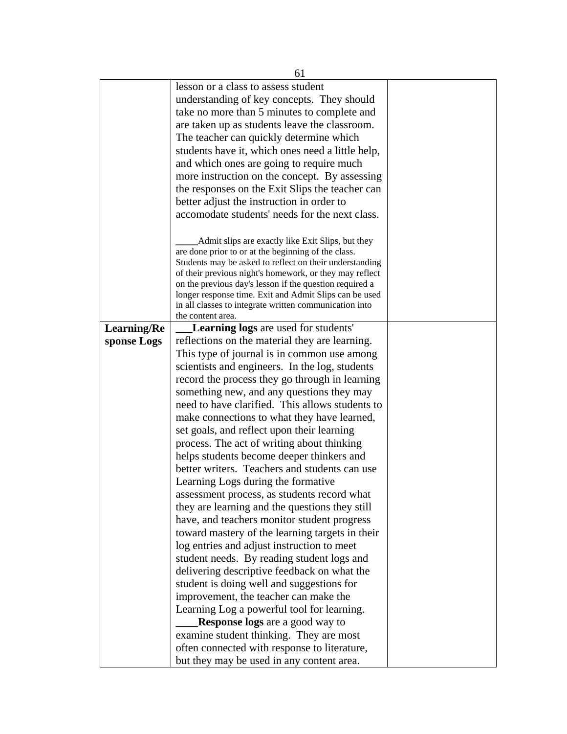| | | |
|---|---|---|
| | lesson or a class to assess student understanding of key concepts. They should take no more than 5 minutes to complete and are taken up as students leave the classroom. The teacher can quickly determine which students have it, which ones need a little help, and which ones are going to require much more instruction on the concept. By assessing the responses on the Exit Slips the teacher can better adjust the instruction in order to accomodate students' needs for the next class.<br><br>_____Admit slips are exactly like Exit Slips, but they are done prior to or at the beginning of the class. Students may be asked to reflect on their understanding of their previous night's homework, or they may reflect on the previous day's lesson if the question required a longer response time. Exit and Admit Slips can be used in all classes to integrate written communication into the content area. | |
| **Learning/Response Logs** | ___**Learning logs** are used for students' reflections on the material they are learning. This type of journal is in common use among scientists and engineers. In the log, students record the process they go through in learning something new, and any questions they may need to have clarified. This allows students to make connections to what they have learned, set goals, and reflect upon their learning process. The act of writing about thinking helps students become deeper thinkers and better writers. Teachers and students can use Learning Logs during the formative assessment process, as students record what they are learning and the questions they still have, and teachers monitor student progress toward mastery of the learning targets in their log entries and adjust instruction to meet student needs. By reading student logs and delivering descriptive feedback on what the student is doing well and suggestions for improvement, the teacher can make the Learning Log a powerful tool for learning.<br>____**Response logs** are a good way to examine student thinking. They are most often connected with response to literature, but they may be used in any content area. | |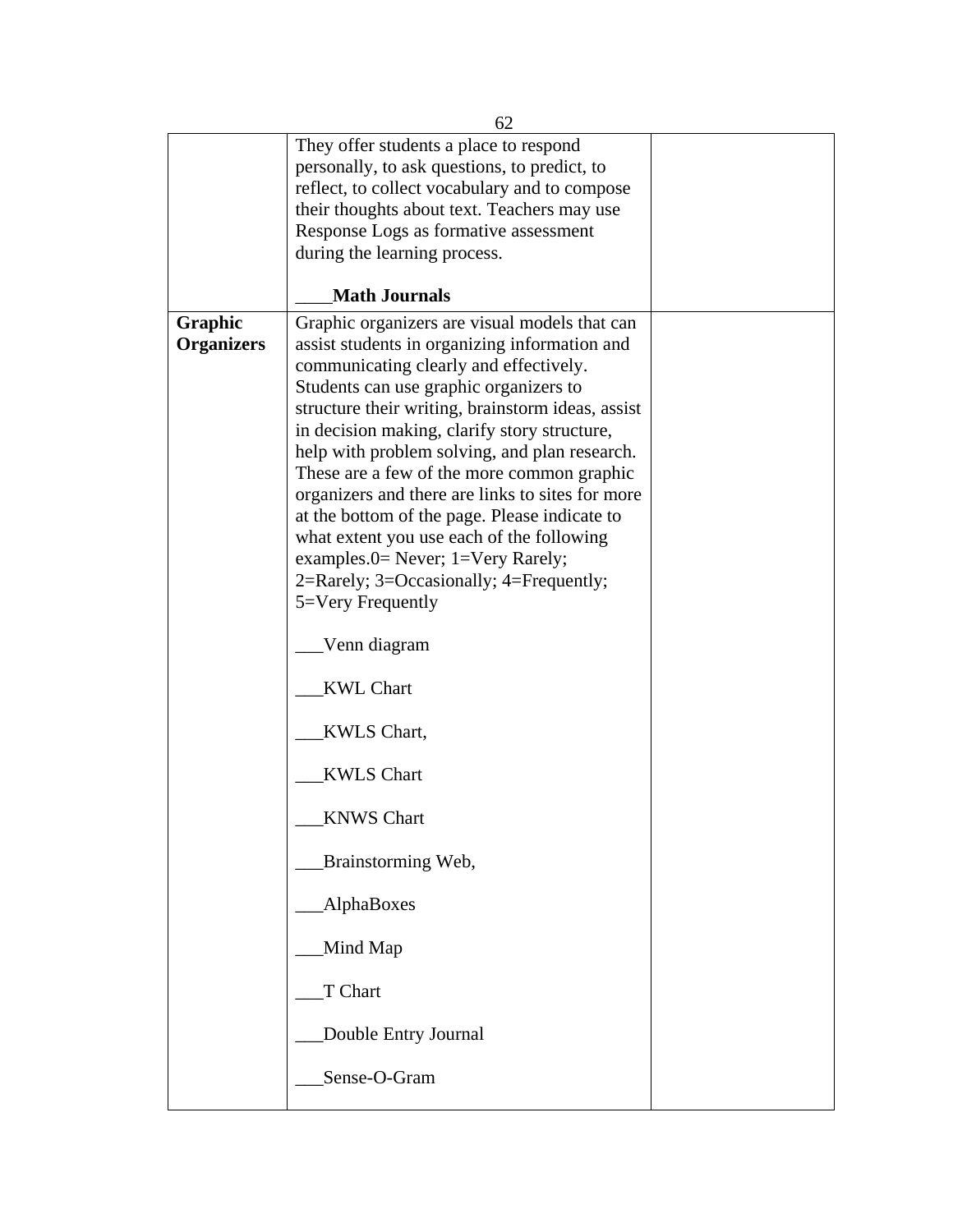| | | |
|---|---|---|
| | They offer students a place to respond personally, to ask questions, to predict, to reflect, to collect vocabulary and to compose their thoughts about text. Teachers may use Response Logs as formative assessment during the learning process.<br><br>____**Math Journals** | |
| **Graphic Organizers** | Graphic organizers are visual models that can assist students in organizing information and communicating clearly and effectively. Students can use graphic organizers to structure their writing, brainstorm ideas, assist in decision making, clarify story structure, help with problem solving, and plan research. These are a few of the more common graphic organizers and there are links to sites for more at the bottom of the page. Please indicate to what extent you use each of the following examples.0= Never; 1=Very Rarely; 2=Rarely; 3=Occasionally; 4=Frequently; 5=Very Frequently<br><br>___Venn diagram<br><br>___KWL Chart<br><br>___KWLS Chart,<br><br>___KWLS Chart<br><br>___KNWS Chart<br><br>___Brainstorming Web,<br><br>___AlphaBoxes<br><br>___Mind Map<br><br>___T Chart<br><br>___Double Entry Journal<br><br>___Sense-O-Gram | |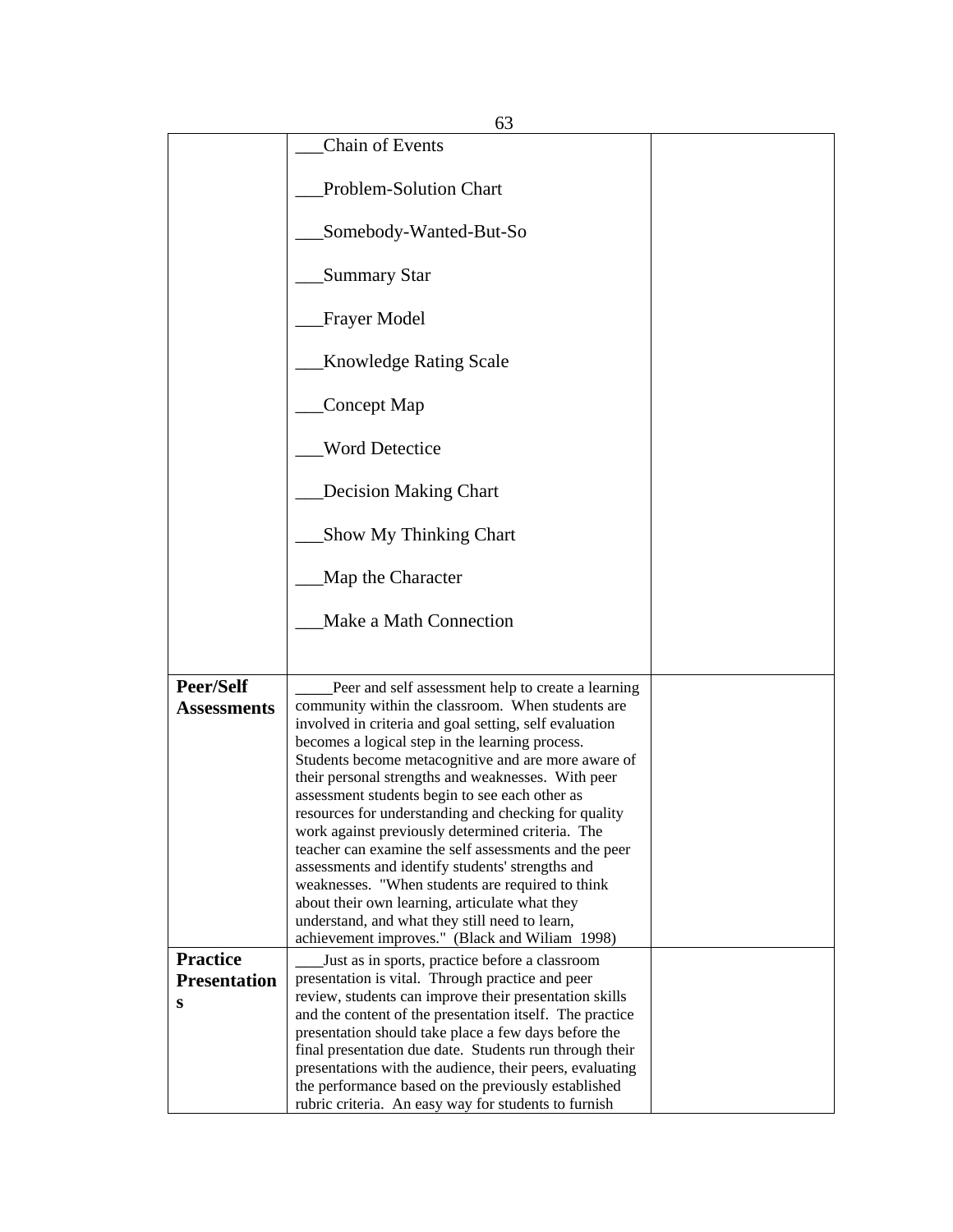| | | |
|---|---|---|
| | ___Chain of Events<br><br>___Problem-Solution Chart<br><br>___Somebody-Wanted-But-So<br><br>___Summary Star<br><br>___Frayer Model<br><br>___Knowledge Rating Scale<br><br>___Concept Map<br><br>___Word Detectice<br><br>___Decision Making Chart<br><br>___Show My Thinking Chart<br><br>___Map the Character<br><br>___Make a Math Connection | |
| **Peer/Self Assessments** | _____Peer and self assessment help to create a learning community within the classroom. When students are involved in criteria and goal setting, self evaluation becomes a logical step in the learning process. Students become metacognitive and are more aware of their personal strengths and weaknesses. With peer assessment students begin to see each other as resources for understanding and checking for quality work against previously determined criteria. The teacher can examine the self assessments and the peer assessments and identify students' strengths and weaknesses. "When students are required to think about their own learning, articulate what they understand, and what they still need to learn, achievement improves." (Black and Wiliam 1998) | |
| **Practice Presentations** | ____Just as in sports, practice before a classroom presentation is vital. Through practice and peer review, students can improve their presentation skills and the content of the presentation itself. The practice presentation should take place a few days before the final presentation due date. Students run through their presentations with the audience, their peers, evaluating the performance based on the previously established rubric criteria. An easy way for students to furnish | |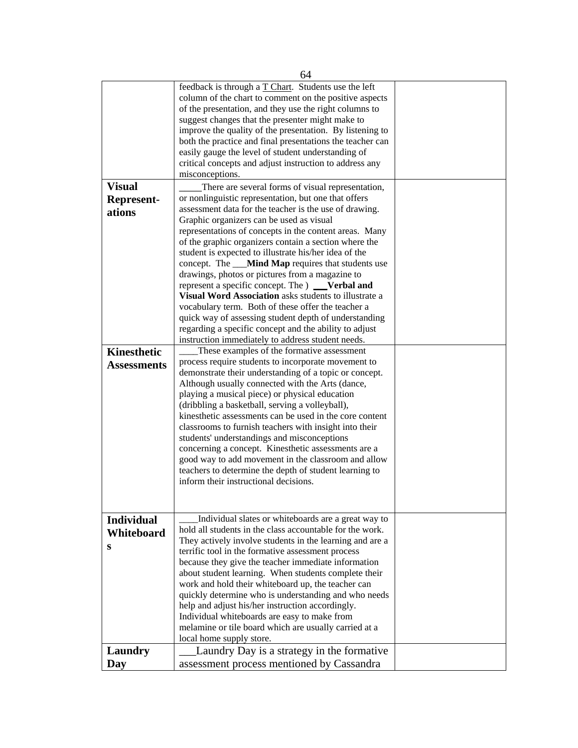| | | |
|---|---|---|
| | feedback is through a T Chart. Students use the left column of the chart to comment on the positive aspects of the presentation, and they use the right columns to suggest changes that the presenter might make to improve the quality of the presentation. By listening to both the practice and final presentations the teacher can easily gauge the level of student understanding of critical concepts and adjust instruction to address any misconceptions. | |
| **Visual Represent-ations** | _____There are several forms of visual representation, or nonlinguistic representation, but one that offers assessment data for the teacher is the use of drawing. Graphic organizers can be used as visual representations of concepts in the content areas. Many of the graphic organizers contain a section where the student is expected to illustrate his/her idea of the concept. The ___**Mind Map** requires that students use drawings, photos or pictures from a magazine to represent a specific concept. The ) ___**Verbal and Visual Word Association** asks students to illustrate a vocabulary term. Both of these offer the teacher a quick way of assessing student depth of understanding regarding a specific concept and the ability to adjust instruction immediately to address student needs. | |
| **Kinesthetic Assessments** | ____These examples of the formative assessment process require students to incorporate movement to demonstrate their understanding of a topic or concept. Although usually connected with the Arts (dance, playing a musical piece) or physical education (dribbling a basketball, serving a volleyball), kinesthetic assessments can be used in the core content classrooms to furnish teachers with insight into their students' understandings and misconceptions concerning a concept. Kinesthetic assessments are a good way to add movement in the classroom and allow teachers to determine the depth of student learning to inform their instructional decisions. | |
| **Individual Whiteboards** | ____Individual slates or whiteboards are a great way to hold all students in the class accountable for the work. They actively involve students in the learning and are a terrific tool in the formative assessment process because they give the teacher immediate information about student learning. When students complete their work and hold their whiteboard up, the teacher can quickly determine who is understanding and who needs help and adjust his/her instruction accordingly. Individual whiteboards are easy to make from melamine or tile board which are usually carried at a local home supply store. | |
| **Laundry Day** | ___Laundry Day is a strategy in the formative assessment process mentioned by Cassandra | |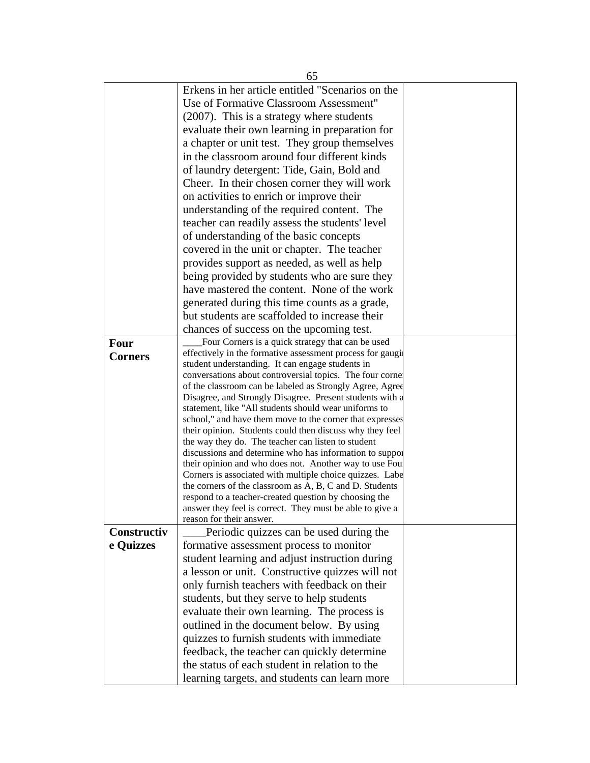| | | |
|---|---|---|
| | Erkens in her article entitled "Scenarios on the Use of Formative Classroom Assessment" (2007). This is a strategy where students evaluate their own learning in preparation for a chapter or unit test. They group themselves in the classroom around four different kinds of laundry detergent: Tide, Gain, Bold and Cheer. In their chosen corner they will work on activities to enrich or improve their understanding of the required content. The teacher can readily assess the students' level of understanding of the basic concepts covered in the unit or chapter. The teacher provides support as needed, as well as help being provided by students who are sure they have mastered the content. None of the work generated during this time counts as a grade, but students are scaffolded to increase their chances of success on the upcoming test. | |
| **Four Corners** | ____Four Corners is a quick strategy that can be used effectively in the formative assessment process for gaugi student understanding. It can engage students in conversations about controversial topics. The four corne of the classroom can be labeled as Strongly Agree, Agree Disagree, and Strongly Disagree. Present students with a statement, like "All students should wear uniforms to school," and have them move to the corner that expresses their opinion. Students could then discuss why they feel the way they do. The teacher can listen to student discussions and determine who has information to suppor their opinion and who does not. Another way to use Fou Corners is associated with multiple choice quizzes. Labe the corners of the classroom as A, B, C and D. Students respond to a teacher-created question by choosing the answer they feel is correct. They must be able to give a reason for their answer. | |
| **Constructive Quizzes** | ____Periodic quizzes can be used during the formative assessment process to monitor student learning and adjust instruction during a lesson or unit. Constructive quizzes will not only furnish teachers with feedback on their students, but they serve to help students evaluate their own learning. The process is outlined in the document below. By using quizzes to furnish students with immediate feedback, the teacher can quickly determine the status of each student in relation to the learning targets, and students can learn more | |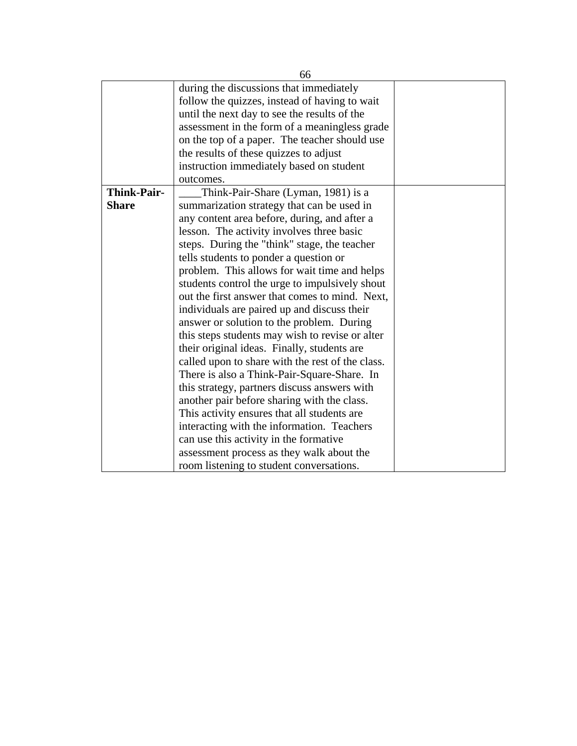| | | |
|---|---|---|
| | during the discussions that immediately follow the quizzes, instead of having to wait until the next day to see the results of the assessment in the form of a meaningless grade on the top of a paper. The teacher should use the results of these quizzes to adjust instruction immediately based on student outcomes. | |
| **Think-Pair-Share** | ____Think-Pair-Share (Lyman, 1981) is a summarization strategy that can be used in any content area before, during, and after a lesson. The activity involves three basic steps. During the "think" stage, the teacher tells students to ponder a question or problem. This allows for wait time and helps students control the urge to impulsively shout out the first answer that comes to mind. Next, individuals are paired up and discuss their answer or solution to the problem. During this steps students may wish to revise or alter their original ideas. Finally, students are called upon to share with the rest of the class. There is also a Think-Pair-Square-Share. In this strategy, partners discuss answers with another pair before sharing with the class. This activity ensures that all students are interacting with the information. Teachers can use this activity in the formative assessment process as they walk about the room listening to student conversations. | |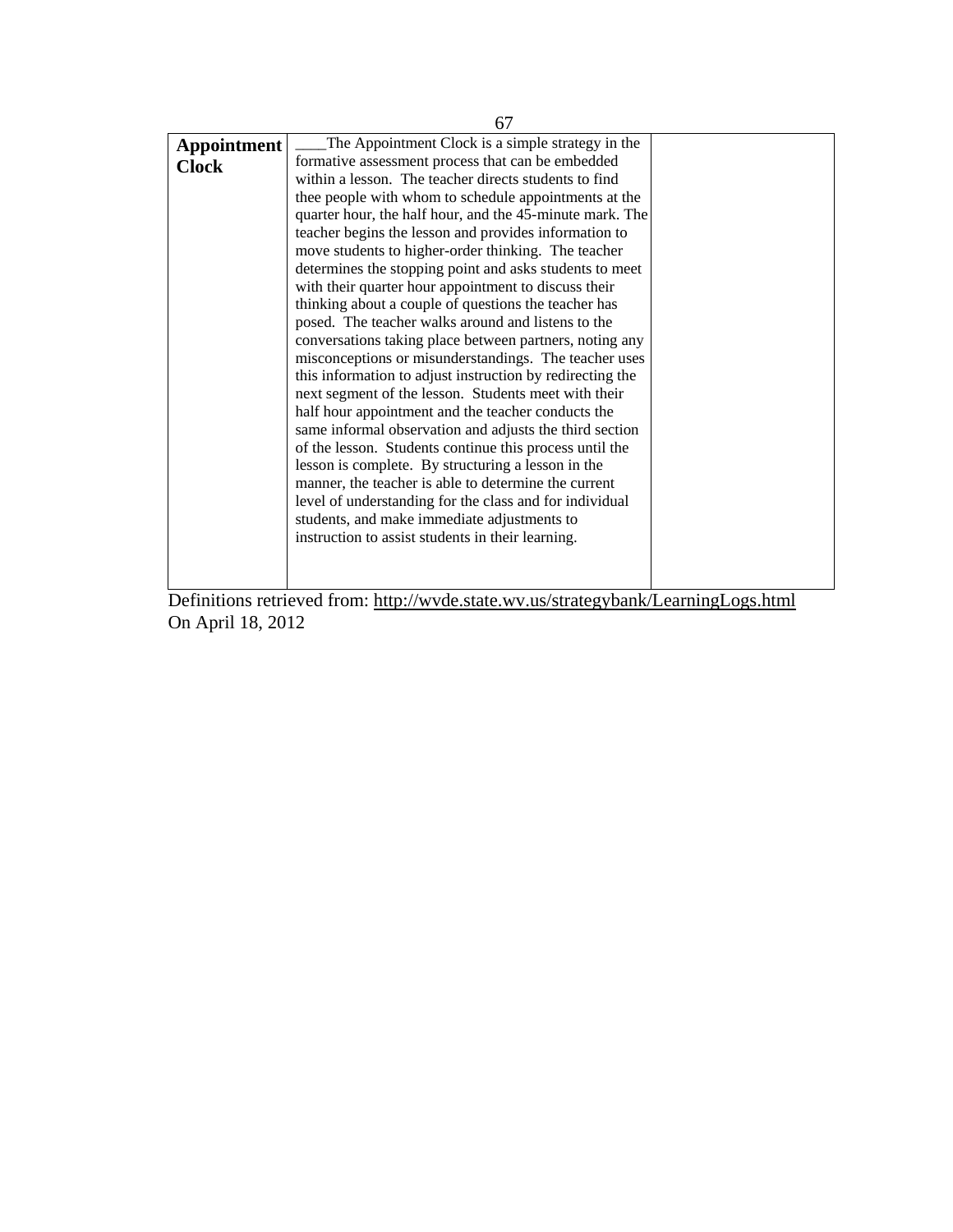| | | |
|---|---|---|
| **Appointment Clock** | ____The Appointment Clock is a simple strategy in the formative assessment process that can be embedded within a lesson. The teacher directs students to find thee people with whom to schedule appointments at the quarter hour, the half hour, and the 45-minute mark. The teacher begins the lesson and provides information to move students to higher-order thinking. The teacher determines the stopping point and asks students to meet with their quarter hour appointment to discuss their thinking about a couple of questions the teacher has posed. The teacher walks around and listens to the conversations taking place between partners, noting any misconceptions or misunderstandings. The teacher uses this information to adjust instruction by redirecting the next segment of the lesson. Students meet with their half hour appointment and the teacher conducts the same informal observation and adjusts the third section of the lesson. Students continue this process until the lesson is complete. By structuring a lesson in the manner, the teacher is able to determine the current level of understanding for the class and for individual students, and make immediate adjustments to instruction to assist students in their learning. | |

Definitions retrieved from: http://wvde.state.wv.us/strategybank/LearningLogs.html
On April 18, 2012